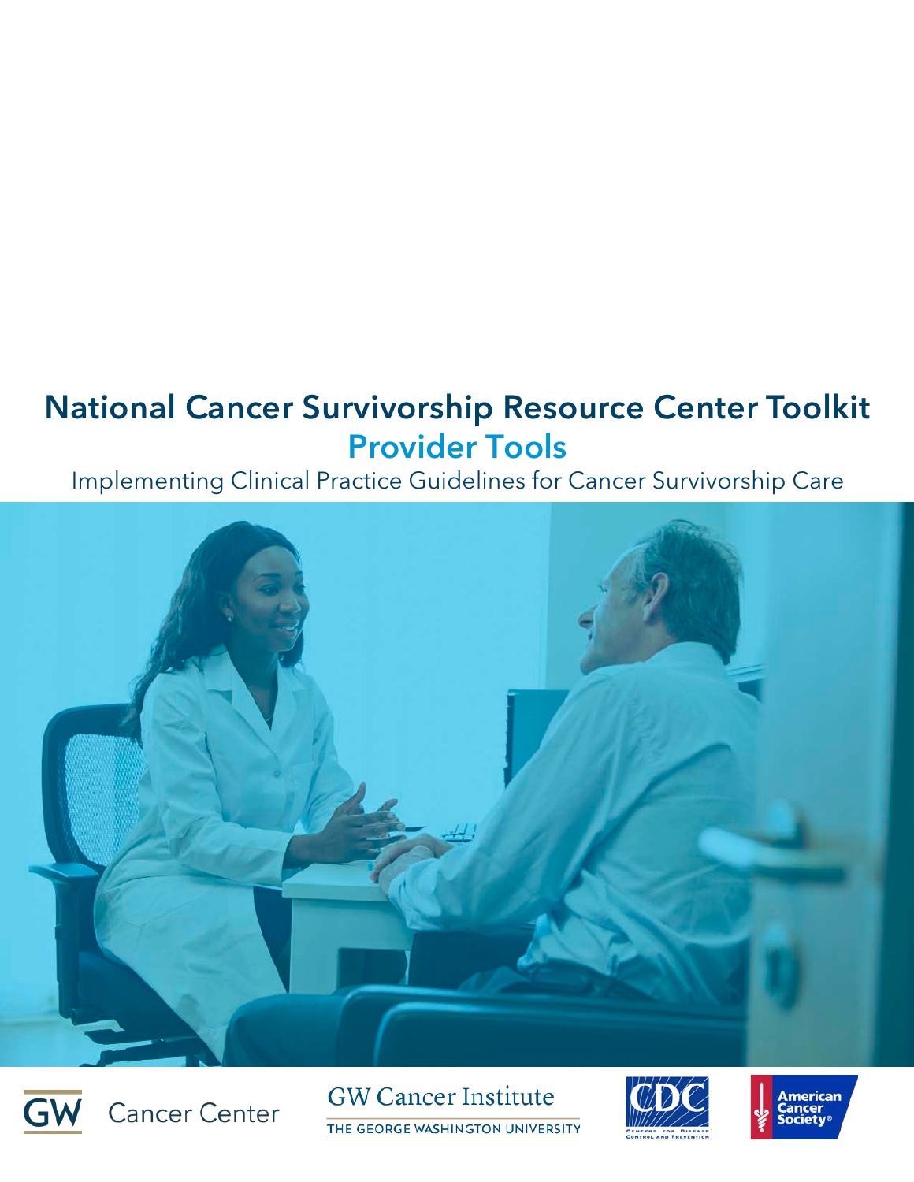# National Cancer Survivorship Resource Center Toolkit

## Provider Tools

Implementing Clinical Practice Guidelines for Cancer Survivorship Care

GW Cancer Center

GW Cancer Institute
THE GEORGE WASHINGTON UNIVERSITY

CDC
CENTERS FOR DISEASE CONTROL AND PREVENTION

American Cancer Society®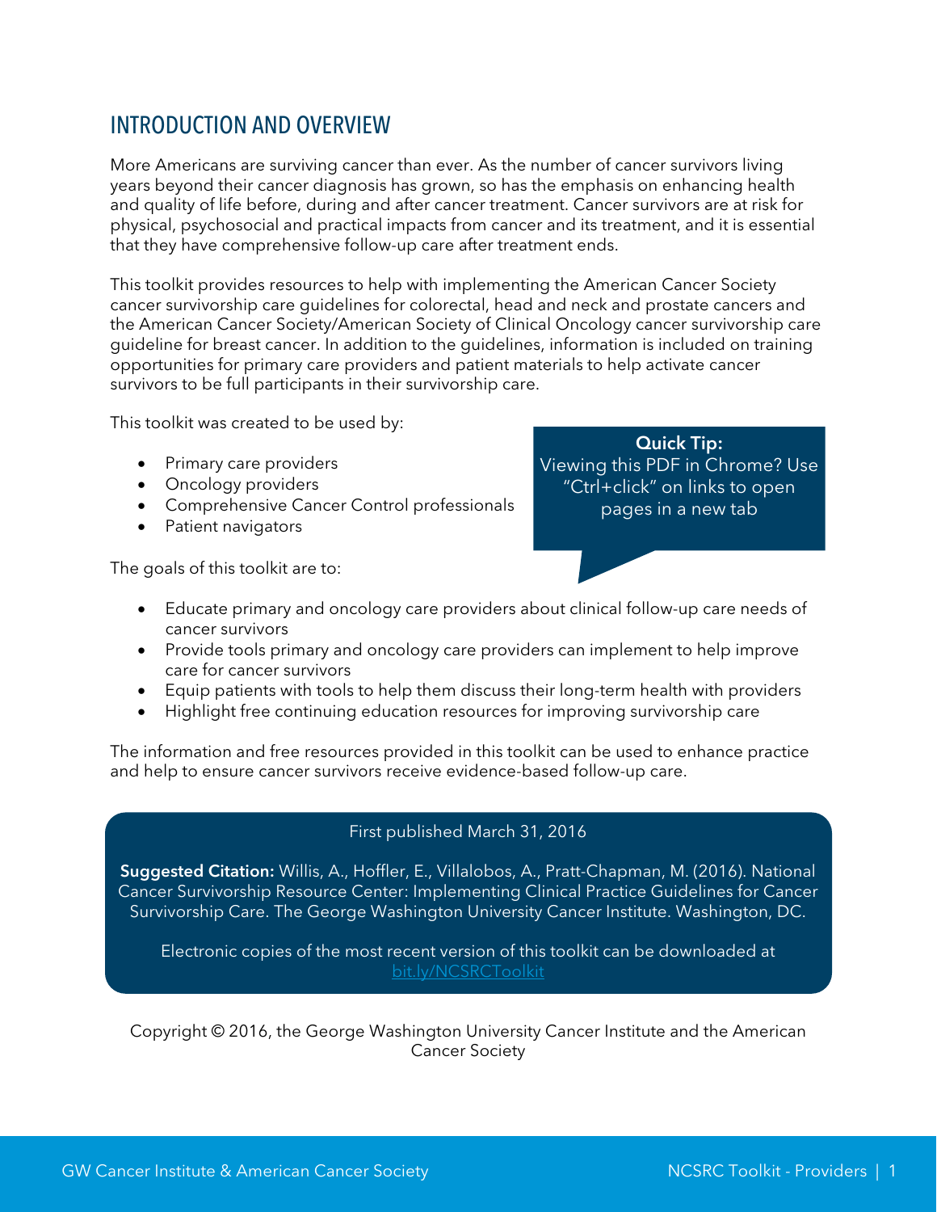# INTRODUCTION AND OVERVIEW

More Americans are surviving cancer than ever. As the number of cancer survivors living years beyond their cancer diagnosis has grown, so has the emphasis on enhancing health and quality of life before, during and after cancer treatment. Cancer survivors are at risk for physical, psychosocial and practical impacts from cancer and its treatment, and it is essential that they have comprehensive follow-up care after treatment ends.

This toolkit provides resources to help with implementing the American Cancer Society cancer survivorship care guidelines for colorectal, head and neck and prostate cancers and the American Cancer Society/American Society of Clinical Oncology cancer survivorship care guideline for breast cancer. In addition to the guidelines, information is included on training opportunities for primary care providers and patient materials to help activate cancer survivors to be full participants in their survivorship care.

This toolkit was created to be used by:

- Primary care providers
- Oncology providers
- Comprehensive Cancer Control professionals
- Patient navigators

> **Quick Tip:**
> Viewing this PDF in Chrome? Use "Ctrl+click" on links to open pages in a new tab

The goals of this toolkit are to:

- Educate primary and oncology care providers about clinical follow-up care needs of cancer survivors
- Provide tools primary and oncology care providers can implement to help improve care for cancer survivors
- Equip patients with tools to help them discuss their long-term health with providers
- Highlight free continuing education resources for improving survivorship care

The information and free resources provided in this toolkit can be used to enhance practice and help to ensure cancer survivors receive evidence-based follow-up care.

First published March 31, 2016

**Suggested Citation:** Willis, A., Hoffler, E., Villalobos, A., Pratt-Chapman, M. (2016). National Cancer Survivorship Resource Center: Implementing Clinical Practice Guidelines for Cancer Survivorship Care. The George Washington University Cancer Institute. Washington, DC.

Electronic copies of the most recent version of this toolkit can be downloaded at bit.ly/NCSRCToolkit

Copyright © 2016, the George Washington University Cancer Institute and the American Cancer Society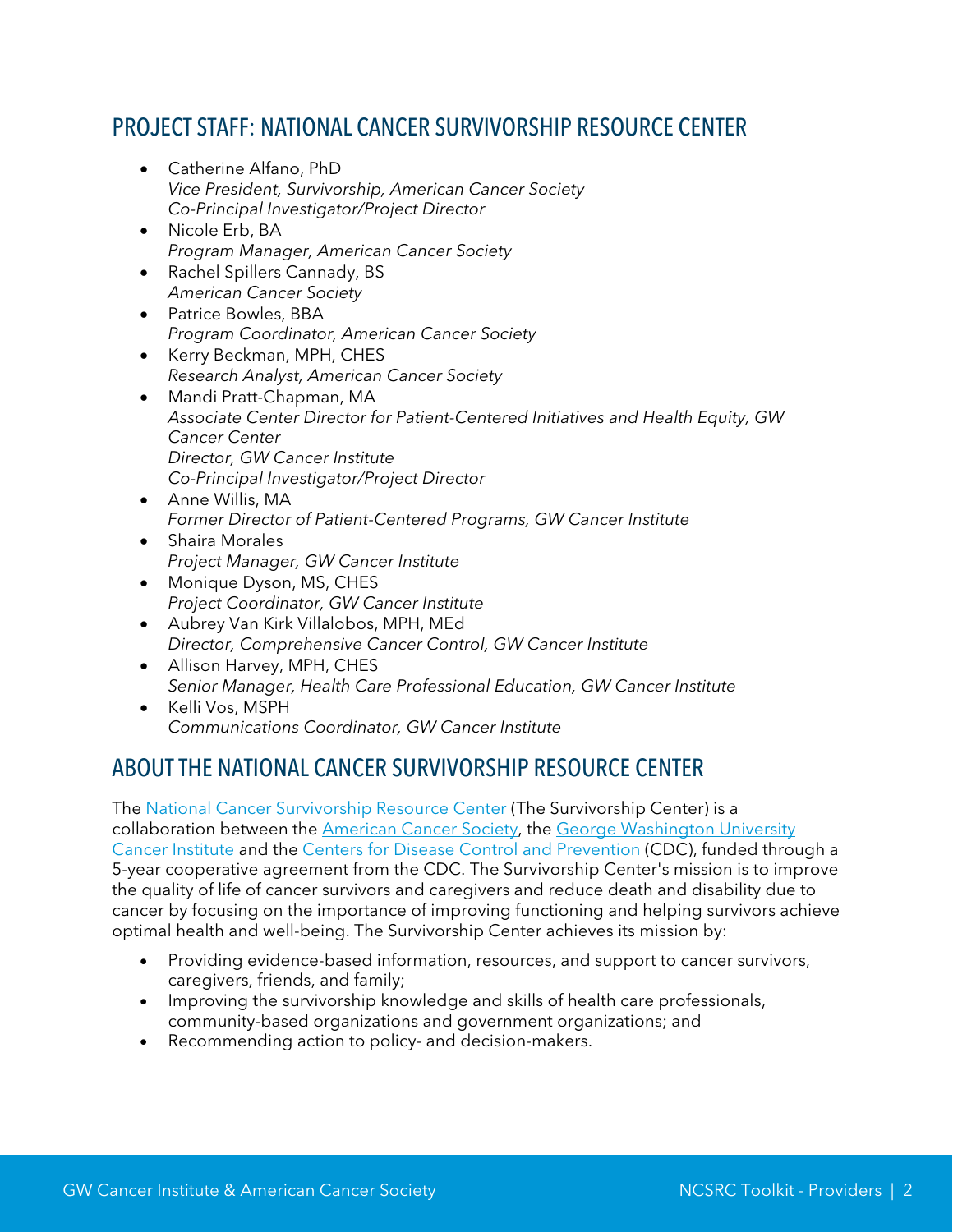## PROJECT STAFF: NATIONAL CANCER SURVIVORSHIP RESOURCE CENTER

- Catherine Alfano, PhD
  *Vice President, Survivorship, American Cancer Society*
  *Co-Principal Investigator/Project Director*
- Nicole Erb, BA
  *Program Manager, American Cancer Society*
- Rachel Spillers Cannady, BS
  *American Cancer Society*
- Patrice Bowles, BBA
  *Program Coordinator, American Cancer Society*
- Kerry Beckman, MPH, CHES
  *Research Analyst, American Cancer Society*
- Mandi Pratt-Chapman, MA
  *Associate Center Director for Patient-Centered Initiatives and Health Equity, GW Cancer Center*
  *Director, GW Cancer Institute*
  *Co-Principal Investigator/Project Director*
- Anne Willis, MA
  *Former Director of Patient-Centered Programs, GW Cancer Institute*
- Shaira Morales
  *Project Manager, GW Cancer Institute*
- Monique Dyson, MS, CHES
  *Project Coordinator, GW Cancer Institute*
- Aubrey Van Kirk Villalobos, MPH, MEd
  *Director, Comprehensive Cancer Control, GW Cancer Institute*
- Allison Harvey, MPH, CHES
  *Senior Manager, Health Care Professional Education, GW Cancer Institute*
- Kelli Vos, MSPH
  *Communications Coordinator, GW Cancer Institute*

## ABOUT THE NATIONAL CANCER SURVIVORSHIP RESOURCE CENTER

The National Cancer Survivorship Resource Center (The Survivorship Center) is a collaboration between the American Cancer Society, the George Washington University Cancer Institute and the Centers for Disease Control and Prevention (CDC), funded through a 5-year cooperative agreement from the CDC. The Survivorship Center's mission is to improve the quality of life of cancer survivors and caregivers and reduce death and disability due to cancer by focusing on the importance of improving functioning and helping survivors achieve optimal health and well-being. The Survivorship Center achieves its mission by:

- Providing evidence-based information, resources, and support to cancer survivors, caregivers, friends, and family;
- Improving the survivorship knowledge and skills of health care professionals, community-based organizations and government organizations; and
- Recommending action to policy- and decision-makers.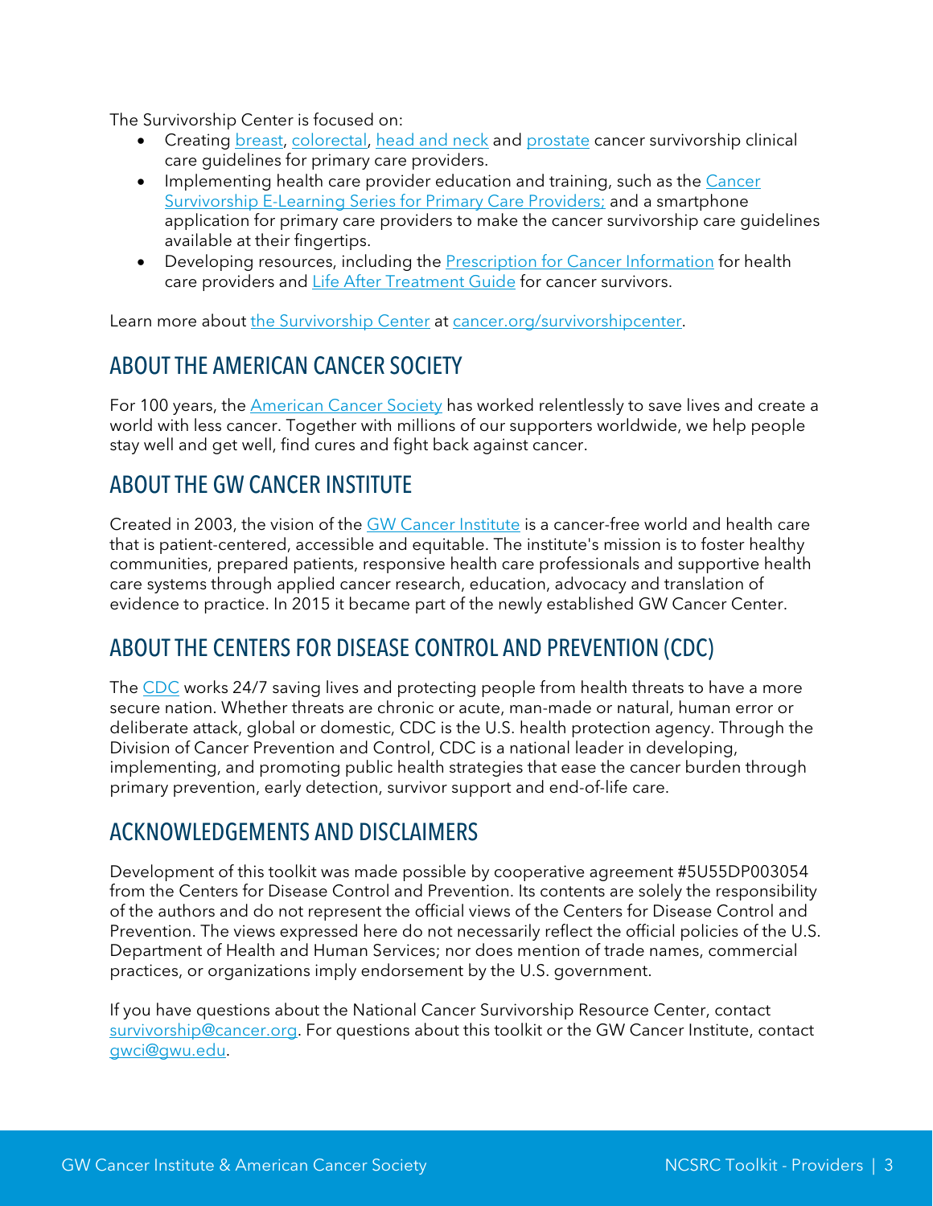The Survivorship Center is focused on:

- Creating breast, colorectal, head and neck and prostate cancer survivorship clinical care guidelines for primary care providers.
- Implementing health care provider education and training, such as the Cancer Survivorship E-Learning Series for Primary Care Providers; and a smartphone application for primary care providers to make the cancer survivorship care guidelines available at their fingertips.
- Developing resources, including the Prescription for Cancer Information for health care providers and Life After Treatment Guide for cancer survivors.

Learn more about the Survivorship Center at cancer.org/survivorshipcenter.

## ABOUT THE AMERICAN CANCER SOCIETY

For 100 years, the American Cancer Society has worked relentlessly to save lives and create a world with less cancer. Together with millions of our supporters worldwide, we help people stay well and get well, find cures and fight back against cancer.

## ABOUT THE GW CANCER INSTITUTE

Created in 2003, the vision of the GW Cancer Institute is a cancer-free world and health care that is patient-centered, accessible and equitable. The institute's mission is to foster healthy communities, prepared patients, responsive health care professionals and supportive health care systems through applied cancer research, education, advocacy and translation of evidence to practice. In 2015 it became part of the newly established GW Cancer Center.

## ABOUT THE CENTERS FOR DISEASE CONTROL AND PREVENTION (CDC)

The CDC works 24/7 saving lives and protecting people from health threats to have a more secure nation. Whether threats are chronic or acute, man-made or natural, human error or deliberate attack, global or domestic, CDC is the U.S. health protection agency. Through the Division of Cancer Prevention and Control, CDC is a national leader in developing, implementing, and promoting public health strategies that ease the cancer burden through primary prevention, early detection, survivor support and end-of-life care.

## ACKNOWLEDGEMENTS AND DISCLAIMERS

Development of this toolkit was made possible by cooperative agreement #5U55DP003054 from the Centers for Disease Control and Prevention. Its contents are solely the responsibility of the authors and do not represent the official views of the Centers for Disease Control and Prevention. The views expressed here do not necessarily reflect the official policies of the U.S. Department of Health and Human Services; nor does mention of trade names, commercial practices, or organizations imply endorsement by the U.S. government.

If you have questions about the National Cancer Survivorship Resource Center, contact survivorship@cancer.org. For questions about this toolkit or the GW Cancer Institute, contact gwci@gwu.edu.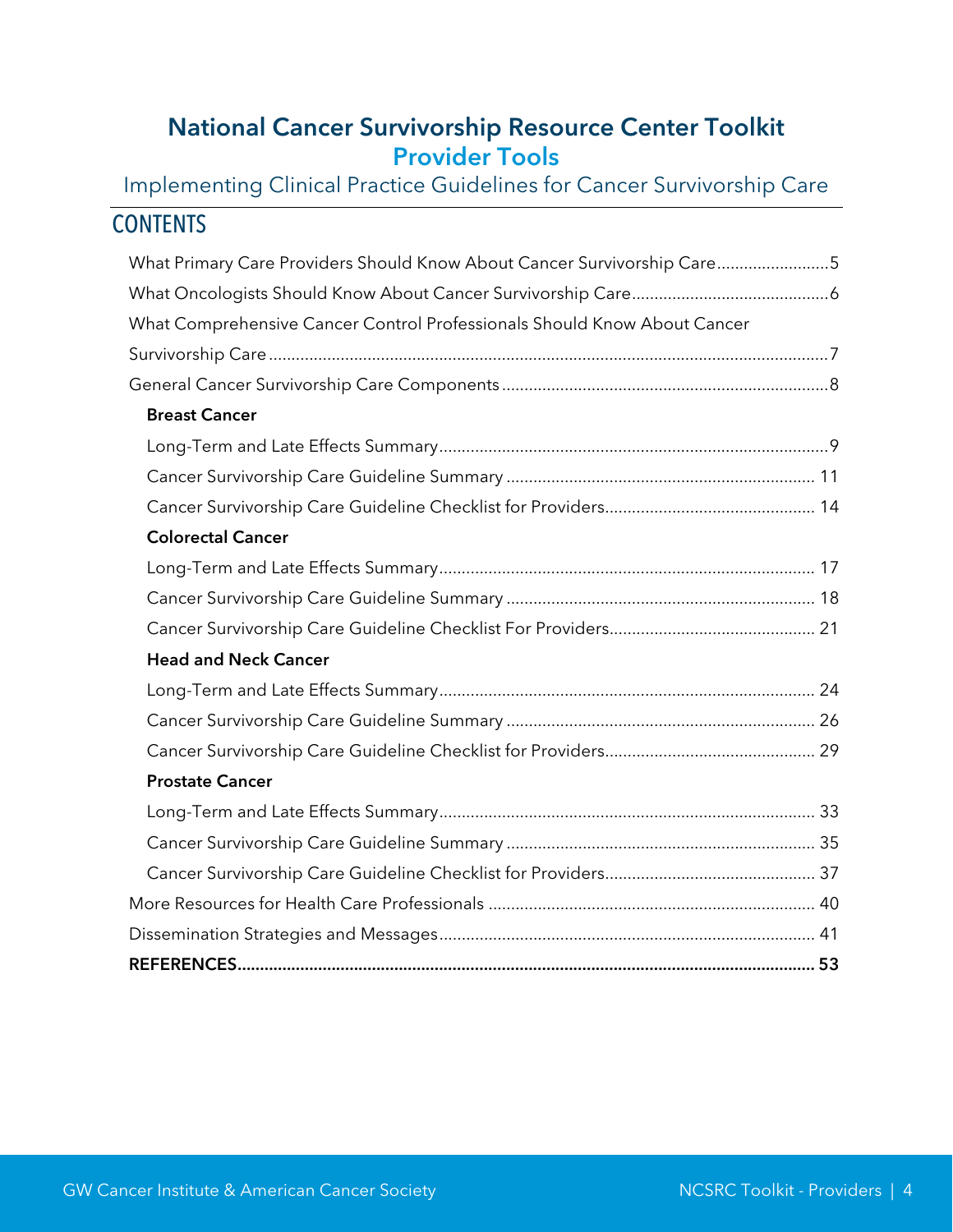# National Cancer Survivorship Resource Center Toolkit

## Provider Tools

### Implementing Clinical Practice Guidelines for Cancer Survivorship Care

## CONTENTS

What Primary Care Providers Should Know About Cancer Survivorship Care....5

What Oncologists Should Know About Cancer Survivorship Care....6

What Comprehensive Cancer Control Professionals Should Know About Cancer Survivorship Care....7

General Cancer Survivorship Care Components....8

**Breast Cancer**

- Long-Term and Late Effects Summary....9
- Cancer Survivorship Care Guideline Summary....11
- Cancer Survivorship Care Guideline Checklist for Providers....14

**Colorectal Cancer**

- Long-Term and Late Effects Summary....17
- Cancer Survivorship Care Guideline Summary....18
- Cancer Survivorship Care Guideline Checklist For Providers....21

**Head and Neck Cancer**

- Long-Term and Late Effects Summary....24
- Cancer Survivorship Care Guideline Summary....26
- Cancer Survivorship Care Guideline Checklist for Providers....29

**Prostate Cancer**

- Long-Term and Late Effects Summary....33
- Cancer Survivorship Care Guideline Summary....35
- Cancer Survivorship Care Guideline Checklist for Providers....37

More Resources for Health Care Professionals....40

Dissemination Strategies and Messages....41

**REFERENCES....53**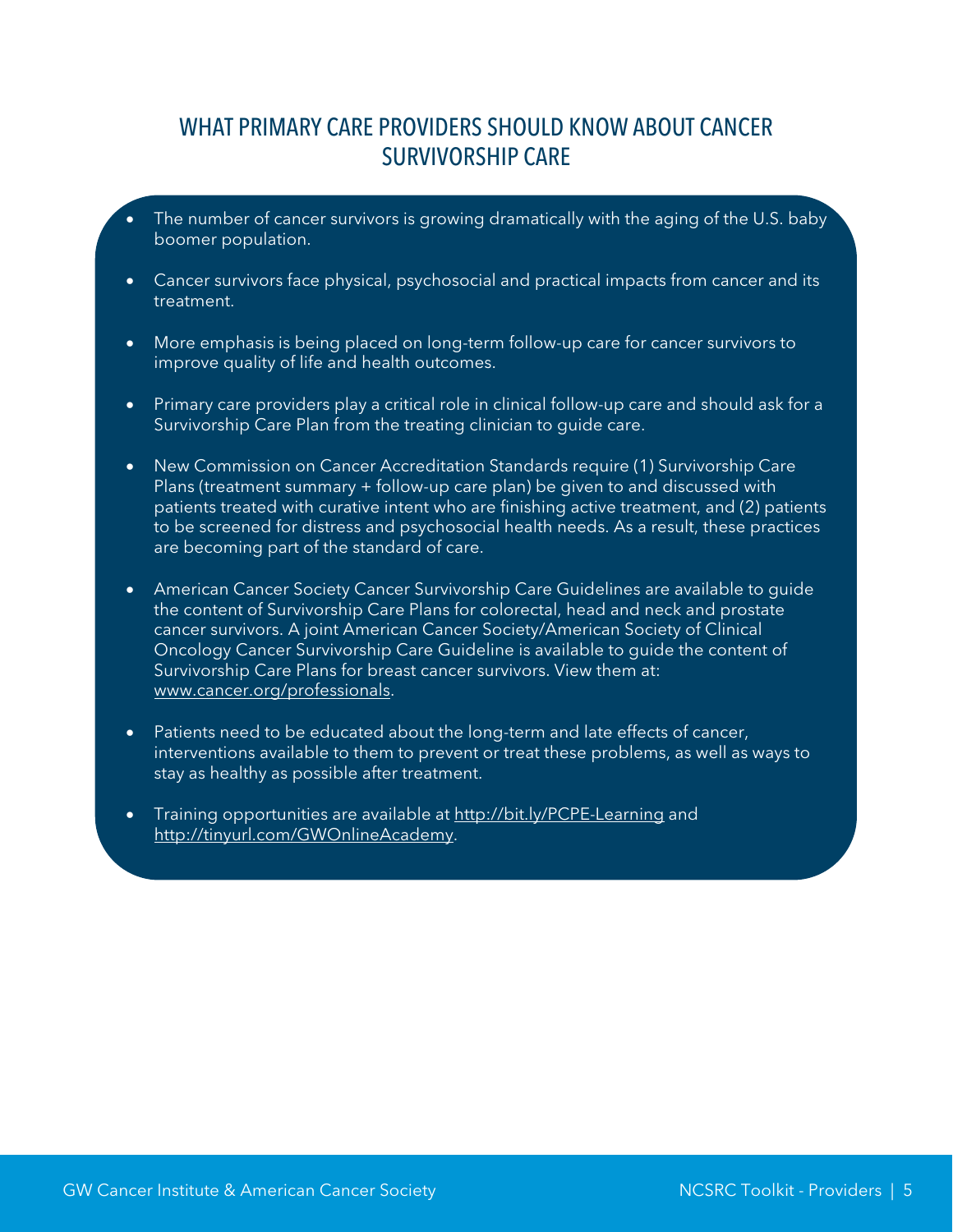## WHAT PRIMARY CARE PROVIDERS SHOULD KNOW ABOUT CANCER SURVIVORSHIP CARE

- The number of cancer survivors is growing dramatically with the aging of the U.S. baby boomer population.
- Cancer survivors face physical, psychosocial and practical impacts from cancer and its treatment.
- More emphasis is being placed on long-term follow-up care for cancer survivors to improve quality of life and health outcomes.
- Primary care providers play a critical role in clinical follow-up care and should ask for a Survivorship Care Plan from the treating clinician to guide care.
- New Commission on Cancer Accreditation Standards require (1) Survivorship Care Plans (treatment summary + follow-up care plan) be given to and discussed with patients treated with curative intent who are finishing active treatment, and (2) patients to be screened for distress and psychosocial health needs. As a result, these practices are becoming part of the standard of care.
- American Cancer Society Cancer Survivorship Care Guidelines are available to guide the content of Survivorship Care Plans for colorectal, head and neck and prostate cancer survivors. A joint American Cancer Society/American Society of Clinical Oncology Cancer Survivorship Care Guideline is available to guide the content of Survivorship Care Plans for breast cancer survivors. View them at: www.cancer.org/professionals.
- Patients need to be educated about the long-term and late effects of cancer, interventions available to them to prevent or treat these problems, as well as ways to stay as healthy as possible after treatment.
- Training opportunities are available at http://bit.ly/PCPE-Learning and http://tinyurl.com/GWOnlineAcademy.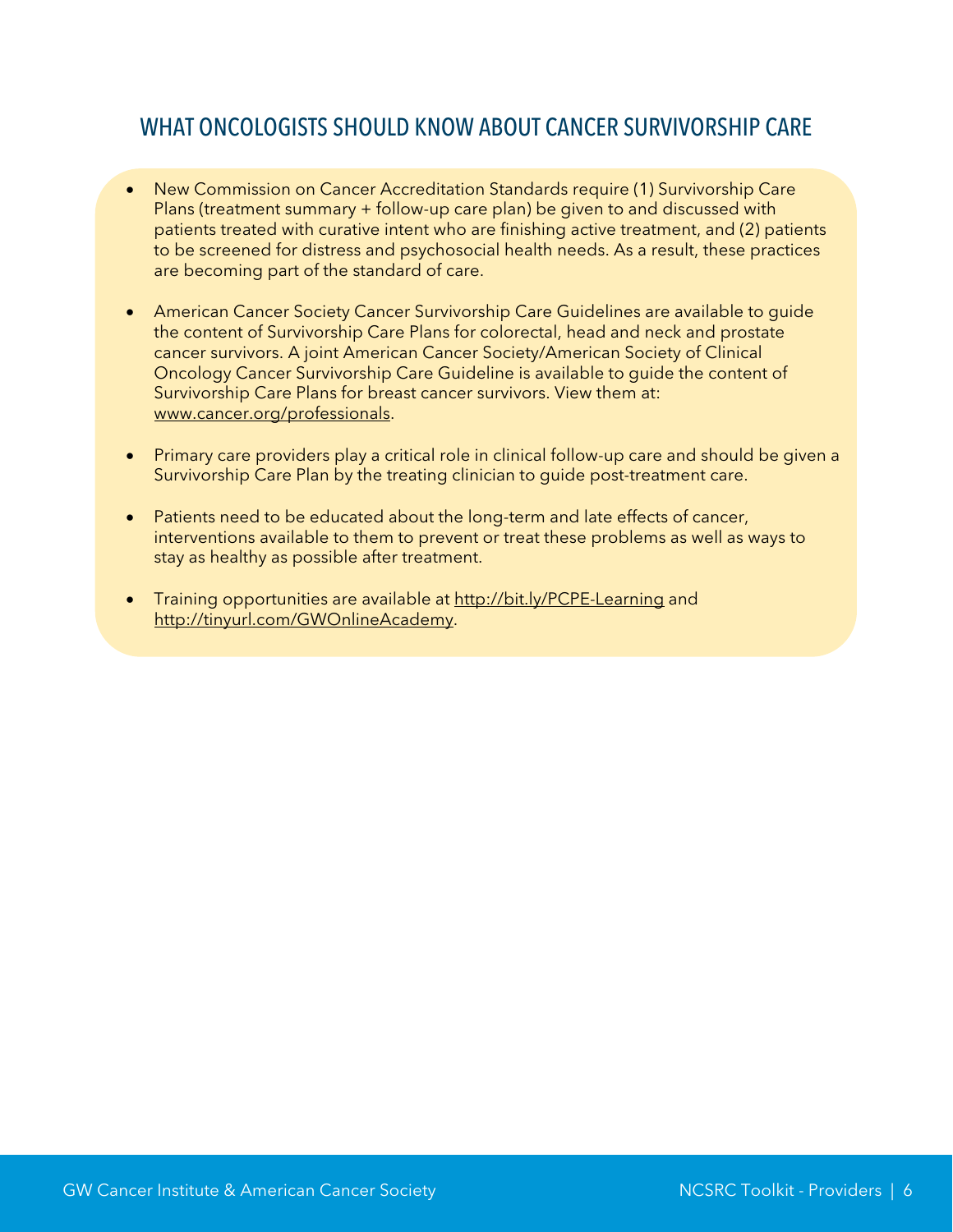## WHAT ONCOLOGISTS SHOULD KNOW ABOUT CANCER SURVIVORSHIP CARE

- New Commission on Cancer Accreditation Standards require (1) Survivorship Care Plans (treatment summary + follow-up care plan) be given to and discussed with patients treated with curative intent who are finishing active treatment, and (2) patients to be screened for distress and psychosocial health needs. As a result, these practices are becoming part of the standard of care.

- American Cancer Society Cancer Survivorship Care Guidelines are available to guide the content of Survivorship Care Plans for colorectal, head and neck and prostate cancer survivors. A joint American Cancer Society/American Society of Clinical Oncology Cancer Survivorship Care Guideline is available to guide the content of Survivorship Care Plans for breast cancer survivors. View them at: [www.cancer.org/professionals](www.cancer.org/professionals).

- Primary care providers play a critical role in clinical follow-up care and should be given a Survivorship Care Plan by the treating clinician to guide post-treatment care.

- Patients need to be educated about the long-term and late effects of cancer, interventions available to them to prevent or treat these problems as well as ways to stay as healthy as possible after treatment.

- Training opportunities are available at [http://bit.ly/PCPE-Learning](http://bit.ly/PCPE-Learning) and [http://tinyurl.com/GWOnlineAcademy](http://tinyurl.com/GWOnlineAcademy).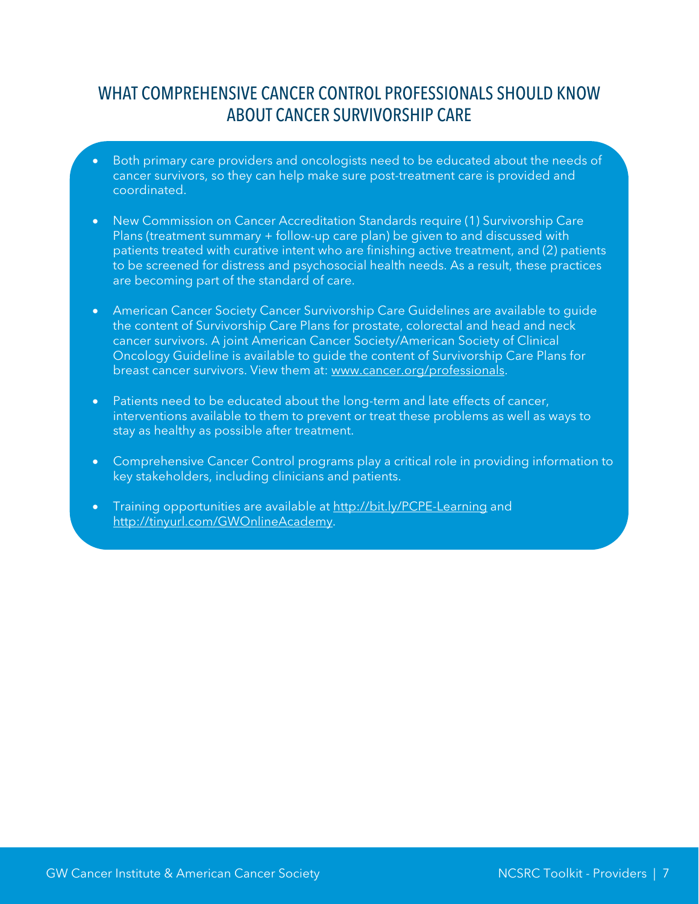## WHAT COMPREHENSIVE CANCER CONTROL PROFESSIONALS SHOULD KNOW ABOUT CANCER SURVIVORSHIP CARE

- Both primary care providers and oncologists need to be educated about the needs of cancer survivors, so they can help make sure post-treatment care is provided and coordinated.
- New Commission on Cancer Accreditation Standards require (1) Survivorship Care Plans (treatment summary + follow-up care plan) be given to and discussed with patients treated with curative intent who are finishing active treatment, and (2) patients to be screened for distress and psychosocial health needs. As a result, these practices are becoming part of the standard of care.
- American Cancer Society Cancer Survivorship Care Guidelines are available to guide the content of Survivorship Care Plans for prostate, colorectal and head and neck cancer survivors. A joint American Cancer Society/American Society of Clinical Oncology Guideline is available to guide the content of Survivorship Care Plans for breast cancer survivors. View them at: www.cancer.org/professionals.
- Patients need to be educated about the long-term and late effects of cancer, interventions available to them to prevent or treat these problems as well as ways to stay as healthy as possible after treatment.
- Comprehensive Cancer Control programs play a critical role in providing information to key stakeholders, including clinicians and patients.
- Training opportunities are available at http://bit.ly/PCPE-Learning and http://tinyurl.com/GWOnlineAcademy.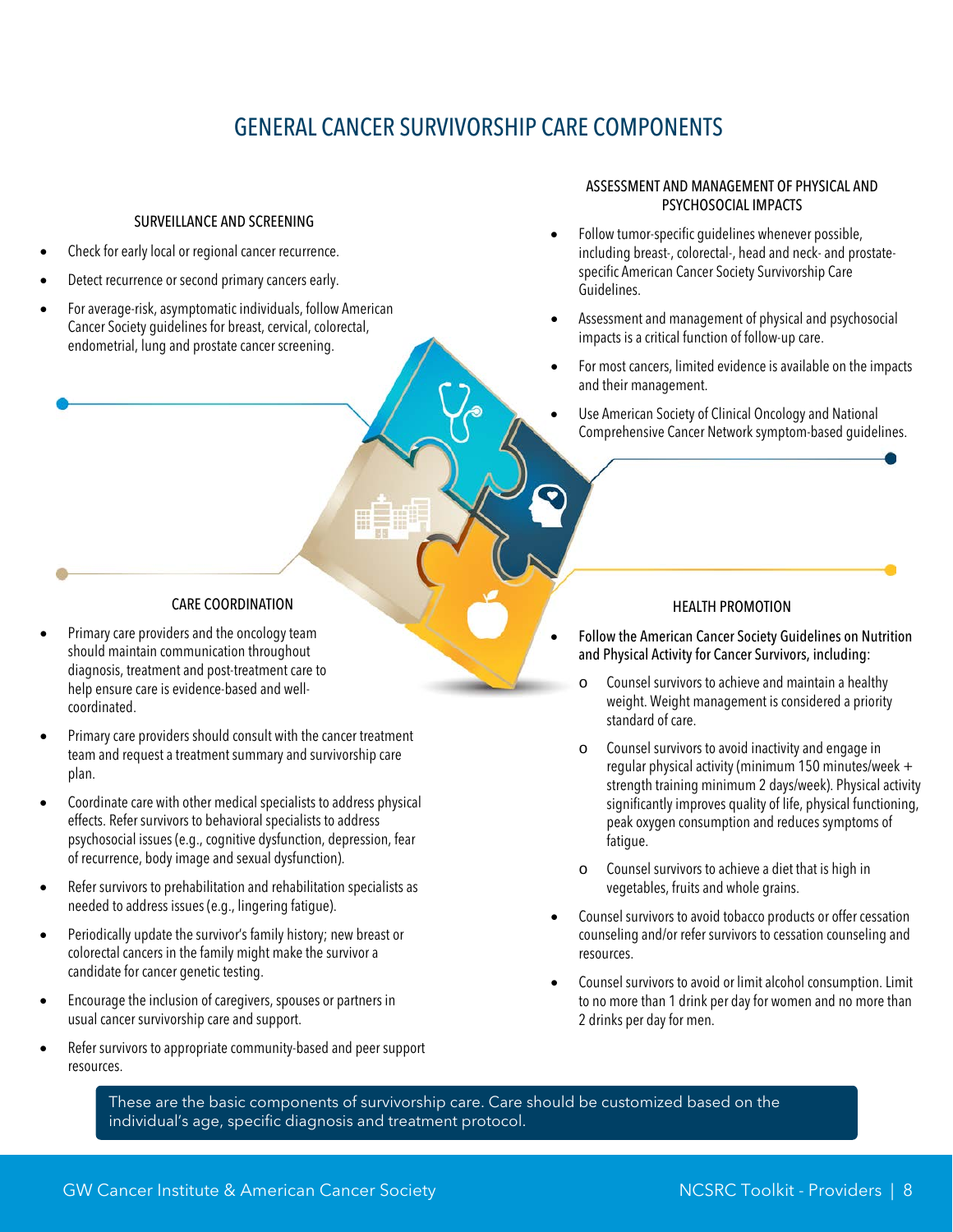# GENERAL CANCER SURVIVORSHIP CARE COMPONENTS

## SURVEILLANCE AND SCREENING

- Check for early local or regional cancer recurrence.
- Detect recurrence or second primary cancers early.
- For average-risk, asymptomatic individuals, follow American Cancer Society guidelines for breast, cervical, colorectal, endometrial, lung and prostate cancer screening.

## ASSESSMENT AND MANAGEMENT OF PHYSICAL AND PSYCHOSOCIAL IMPACTS

- Follow tumor-specific guidelines whenever possible, including breast-, colorectal-, head and neck- and prostate-specific American Cancer Society Survivorship Care Guidelines.
- Assessment and management of physical and psychosocial impacts is a critical function of follow-up care.
- For most cancers, limited evidence is available on the impacts and their management.
- Use American Society of Clinical Oncology and National Comprehensive Cancer Network symptom-based guidelines.

## CARE COORDINATION

- Primary care providers and the oncology team should maintain communication throughout diagnosis, treatment and post-treatment care to help ensure care is evidence-based and well-coordinated.
- Primary care providers should consult with the cancer treatment team and request a treatment summary and survivorship care plan.
- Coordinate care with other medical specialists to address physical effects. Refer survivors to behavioral specialists to address psychosocial issues (e.g., cognitive dysfunction, depression, fear of recurrence, body image and sexual dysfunction).
- Refer survivors to prehabilitation and rehabilitation specialists as needed to address issues (e.g., lingering fatigue).
- Periodically update the survivor's family history; new breast or colorectal cancers in the family might make the survivor a candidate for cancer genetic testing.
- Encourage the inclusion of caregivers, spouses or partners in usual cancer survivorship care and support.
- Refer survivors to appropriate community-based and peer support resources.

## HEALTH PROMOTION

- Follow the American Cancer Society Guidelines on Nutrition and Physical Activity for Cancer Survivors, including:
  - Counsel survivors to achieve and maintain a healthy weight. Weight management is considered a priority standard of care.
  - Counsel survivors to avoid inactivity and engage in regular physical activity (minimum 150 minutes/week + strength training minimum 2 days/week). Physical activity significantly improves quality of life, physical functioning, peak oxygen consumption and reduces symptoms of fatigue.
  - Counsel survivors to achieve a diet that is high in vegetables, fruits and whole grains.
- Counsel survivors to avoid tobacco products or offer cessation counseling and/or refer survivors to cessation counseling and resources.
- Counsel survivors to avoid or limit alcohol consumption. Limit to no more than 1 drink per day for women and no more than 2 drinks per day for men.

These are the basic components of survivorship care. Care should be customized based on the individual's age, specific diagnosis and treatment protocol.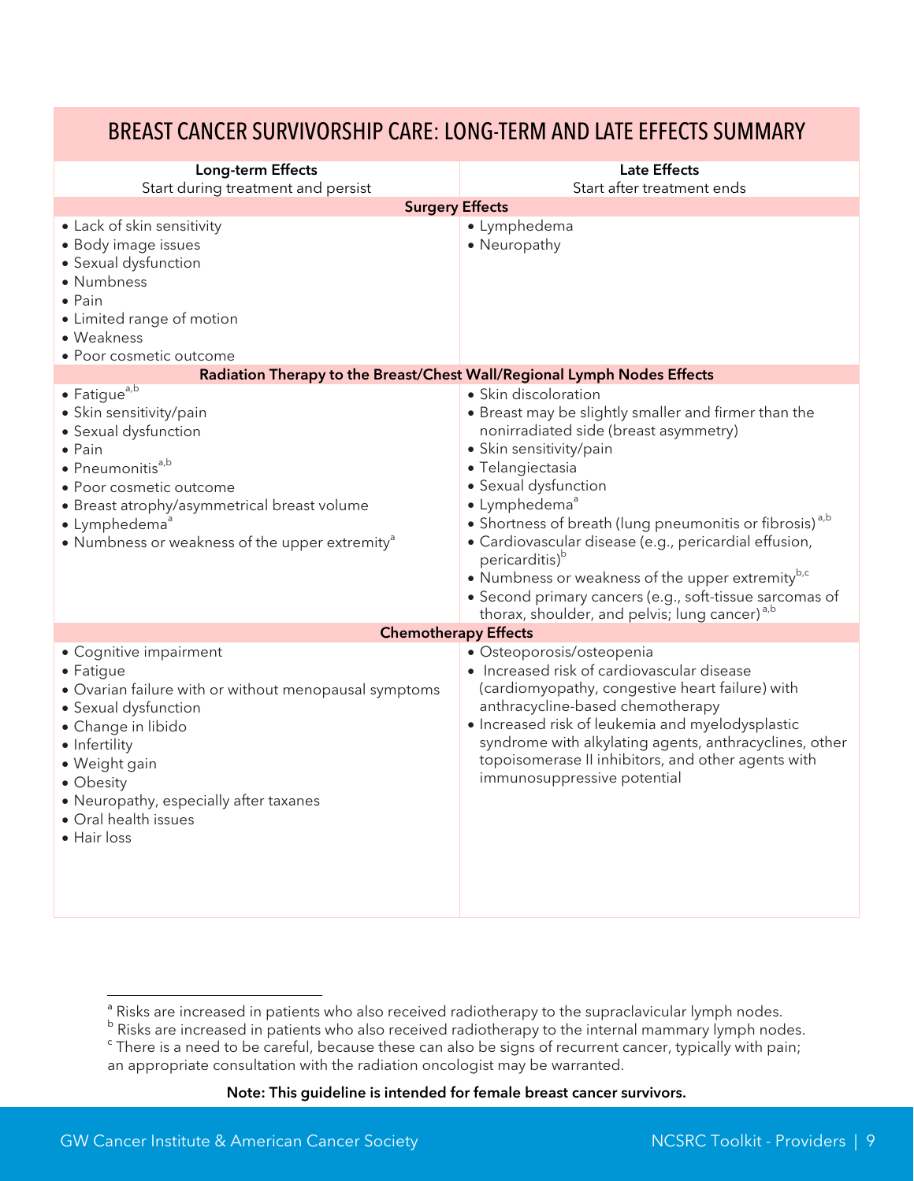## BREAST CANCER SURVIVORSHIP CARE: LONG-TERM AND LATE EFFECTS SUMMARY

| Long-term Effects<br>Start during treatment and persist | Late Effects<br>Start after treatment ends |
|---|---|
| **Surgery Effects** | |
| • Lack of skin sensitivity<br>• Body image issues<br>• Sexual dysfunction<br>• Numbness<br>• Pain<br>• Limited range of motion<br>• Weakness<br>• Poor cosmetic outcome | • Lymphedema<br>• Neuropathy |
| **Radiation Therapy to the Breast/Chest Wall/Regional Lymph Nodes Effects** | |
| • Fatigue[a,b]<br>• Skin sensitivity/pain<br>• Sexual dysfunction<br>• Pain<br>• Pneumonitis[a,b]<br>• Poor cosmetic outcome<br>• Breast atrophy/asymmetrical breast volume<br>• Lymphedema[a]<br>• Numbness or weakness of the upper extremity[a] | • Skin discoloration<br>• Breast may be slightly smaller and firmer than the nonirradiated side (breast asymmetry)<br>• Skin sensitivity/pain<br>• Telangiectasia<br>• Sexual dysfunction<br>• Lymphedema[a]<br>• Shortness of breath (lung pneumonitis or fibrosis)[a,b]<br>• Cardiovascular disease (e.g., pericardial effusion, pericarditis)[b]<br>• Numbness or weakness of the upper extremity[b,c]<br>• Second primary cancers (e.g., soft-tissue sarcomas of thorax, shoulder, and pelvis; lung cancer)[a,b] |
| **Chemotherapy Effects** | |
| • Cognitive impairment<br>• Fatigue<br>• Ovarian failure with or without menopausal symptoms<br>• Sexual dysfunction<br>• Change in libido<br>• Infertility<br>• Weight gain<br>• Obesity<br>• Neuropathy, especially after taxanes<br>• Oral health issues<br>• Hair loss | • Osteoporosis/osteopenia<br>• Increased risk of cardiovascular disease (cardiomyopathy, congestive heart failure) with anthracycline-based chemotherapy<br>• Increased risk of leukemia and myelodysplastic syndrome with alkylating agents, anthracyclines, other topoisomerase II inhibitors, and other agents with immunosuppressive potential |

[a] Risks are increased in patients who also received radiotherapy to the supraclavicular lymph nodes.
[b] Risks are increased in patients who also received radiotherapy to the internal mammary lymph nodes.
[c] There is a need to be careful, because these can also be signs of recurrent cancer, typically with pain; an appropriate consultation with the radiation oncologist may be warranted.

**Note: This guideline is intended for female breast cancer survivors.**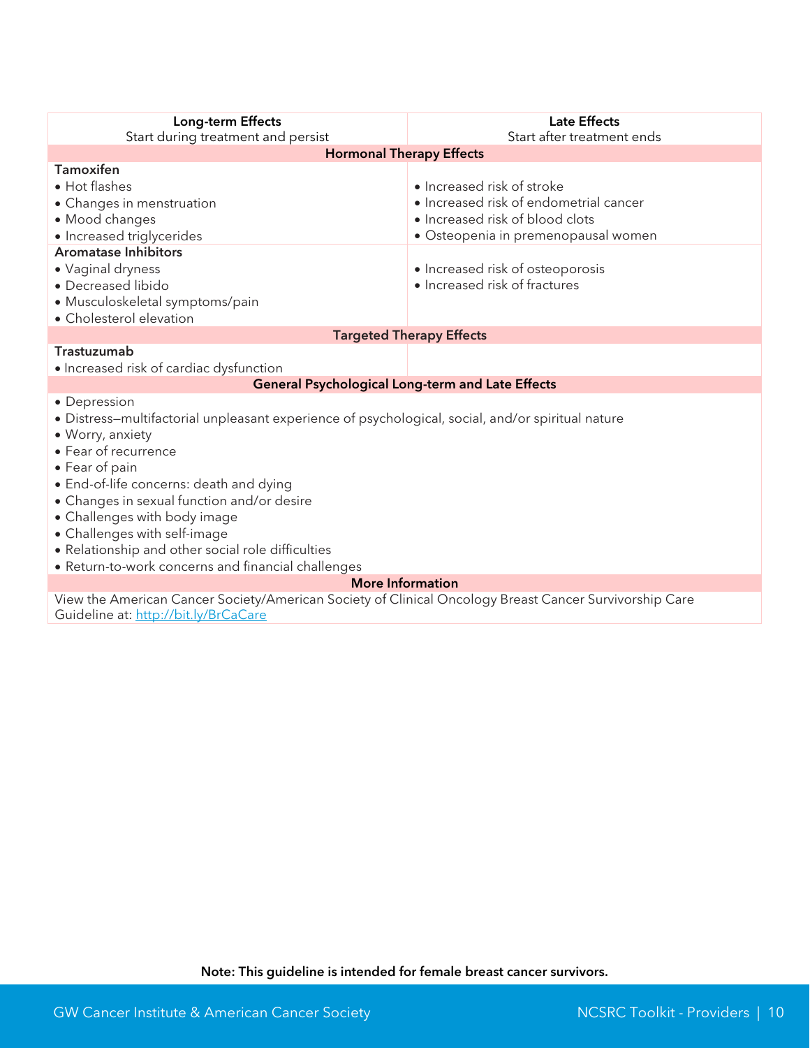| Long-term Effects<br>Start during treatment and persist | Late Effects<br>Start after treatment ends |
|---|---|
| **Hormonal Therapy Effects** | |
| **Tamoxifen**<br>• Hot flashes<br>• Changes in menstruation<br>• Mood changes<br>• Increased triglycerides | • Increased risk of stroke<br>• Increased risk of endometrial cancer<br>• Increased risk of blood clots<br>• Osteopenia in premenopausal women |
| **Aromatase Inhibitors**<br>• Vaginal dryness<br>• Decreased libido<br>• Musculoskeletal symptoms/pain<br>• Cholesterol elevation | • Increased risk of osteoporosis<br>• Increased risk of fractures |
| **Targeted Therapy Effects** | |
| **Trastuzumab**<br>• Increased risk of cardiac dysfunction | |
| **General Psychological Long-term and Late Effects** | |
| • Depression<br>• Distress—multifactorial unpleasant experience of psychological, social, and/or spiritual nature<br>• Worry, anxiety<br>• Fear of recurrence<br>• Fear of pain<br>• End-of-life concerns: death and dying<br>• Changes in sexual function and/or desire<br>• Challenges with body image<br>• Challenges with self-image<br>• Relationship and other social role difficulties<br>• Return-to-work concerns and financial challenges | |
| **More Information** | |
| View the American Cancer Society/American Society of Clinical Oncology Breast Cancer Survivorship Care Guideline at: [http://bit.ly/BrCaCare](http://bit.ly/BrCaCare) | |

**Note: This guideline is intended for female breast cancer survivors.**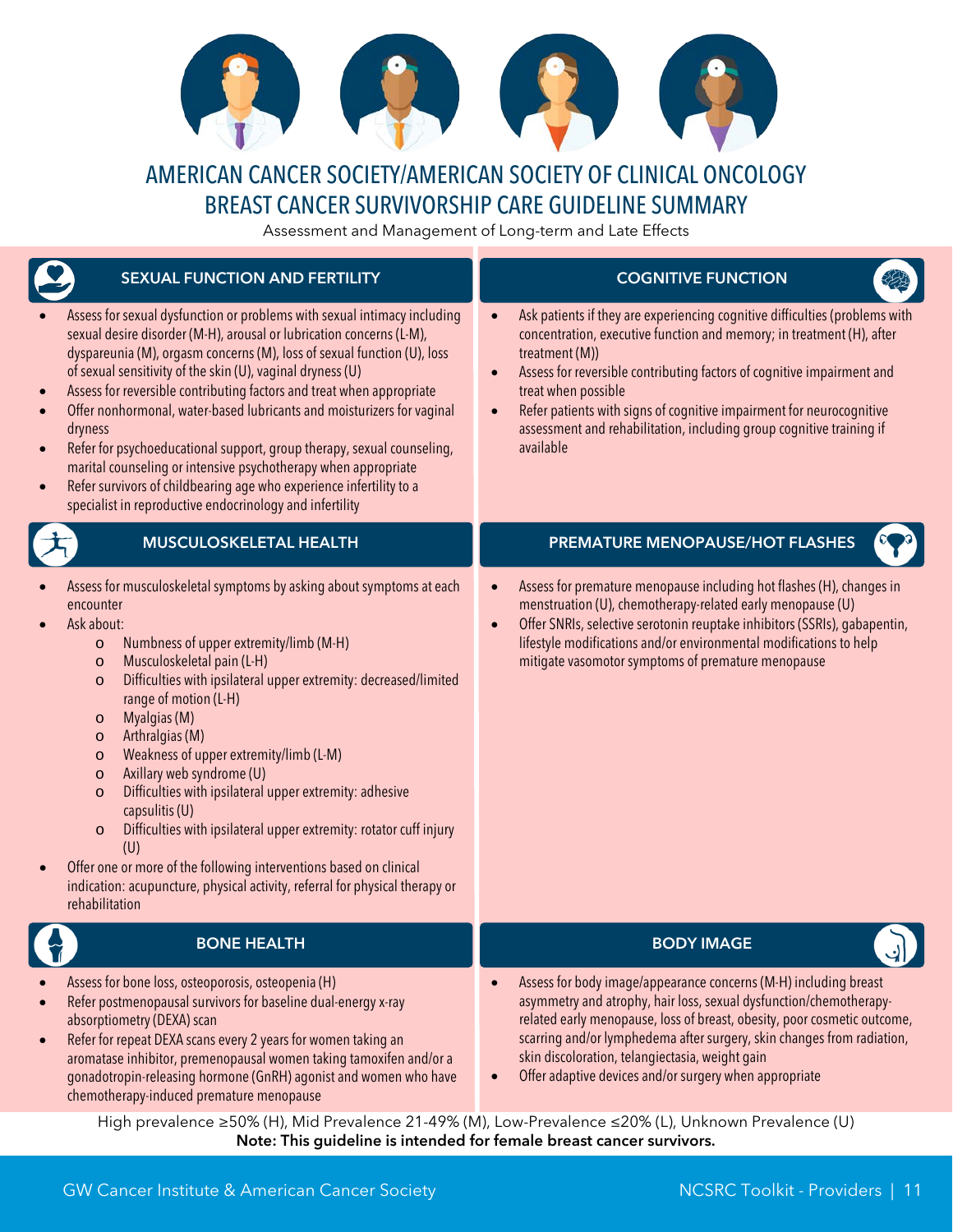# AMERICAN CANCER SOCIETY/AMERICAN SOCIETY OF CLINICAL ONCOLOGY BREAST CANCER SURVIVORSHIP CARE GUIDELINE SUMMARY

Assessment and Management of Long-term and Late Effects

## SEXUAL FUNCTION AND FERTILITY

- Assess for sexual dysfunction or problems with sexual intimacy including sexual desire disorder (M-H), arousal or lubrication concerns (L-M), dyspareunia (M), orgasm concerns (M), loss of sexual function (U), loss of sexual sensitivity of the skin (U), vaginal dryness (U)
- Assess for reversible contributing factors and treat when appropriate
- Offer nonhormonal, water-based lubricants and moisturizers for vaginal dryness
- Refer for psychoeducational support, group therapy, sexual counseling, marital counseling or intensive psychotherapy when appropriate
- Refer survivors of childbearing age who experience infertility to a specialist in reproductive endocrinology and infertility

## COGNITIVE FUNCTION

- Ask patients if they are experiencing cognitive difficulties (problems with concentration, executive function and memory; in treatment (H), after treatment (M))
- Assess for reversible contributing factors of cognitive impairment and treat when possible
- Refer patients with signs of cognitive impairment for neurocognitive assessment and rehabilitation, including group cognitive training if available

## MUSCULOSKELETAL HEALTH

- Assess for musculoskeletal symptoms by asking about symptoms at each encounter
- Ask about:
  - Numbness of upper extremity/limb (M-H)
  - Musculoskeletal pain (L-H)
  - Difficulties with ipsilateral upper extremity: decreased/limited range of motion (L-H)
  - Myalgias (M)
  - Arthralgias (M)
  - Weakness of upper extremity/limb (L-M)
  - Axillary web syndrome (U)
  - Difficulties with ipsilateral upper extremity: adhesive capsulitis (U)
  - Difficulties with ipsilateral upper extremity: rotator cuff injury (U)
- Offer one or more of the following interventions based on clinical indication: acupuncture, physical activity, referral for physical therapy or rehabilitation

## PREMATURE MENOPAUSE/HOT FLASHES

- Assess for premature menopause including hot flashes (H), changes in menstruation (U), chemotherapy-related early menopause (U)
- Offer SNRIs, selective serotonin reuptake inhibitors (SSRIs), gabapentin, lifestyle modifications and/or environmental modifications to help mitigate vasomotor symptoms of premature menopause

## BONE HEALTH

- Assess for bone loss, osteoporosis, osteopenia (H)
- Refer postmenopausal survivors for baseline dual-energy x-ray absorptiometry (DEXA) scan
- Refer for repeat DEXA scans every 2 years for women taking an aromatase inhibitor, premenopausal women taking tamoxifen and/or a gonadotropin-releasing hormone (GnRH) agonist and women who have chemotherapy-induced premature menopause

## BODY IMAGE

- Assess for body image/appearance concerns (M-H) including breast asymmetry and atrophy, hair loss, sexual dysfunction/chemotherapy-related early menopause, loss of breast, obesity, poor cosmetic outcome, scarring and/or lymphedema after surgery, skin changes from radiation, skin discoloration, telangiectasia, weight gain
- Offer adaptive devices and/or surgery when appropriate

High prevalence ≥50% (H), Mid Prevalence 21-49% (M), Low-Prevalence ≤20% (L), Unknown Prevalence (U)

**Note: This guideline is intended for female breast cancer survivors.**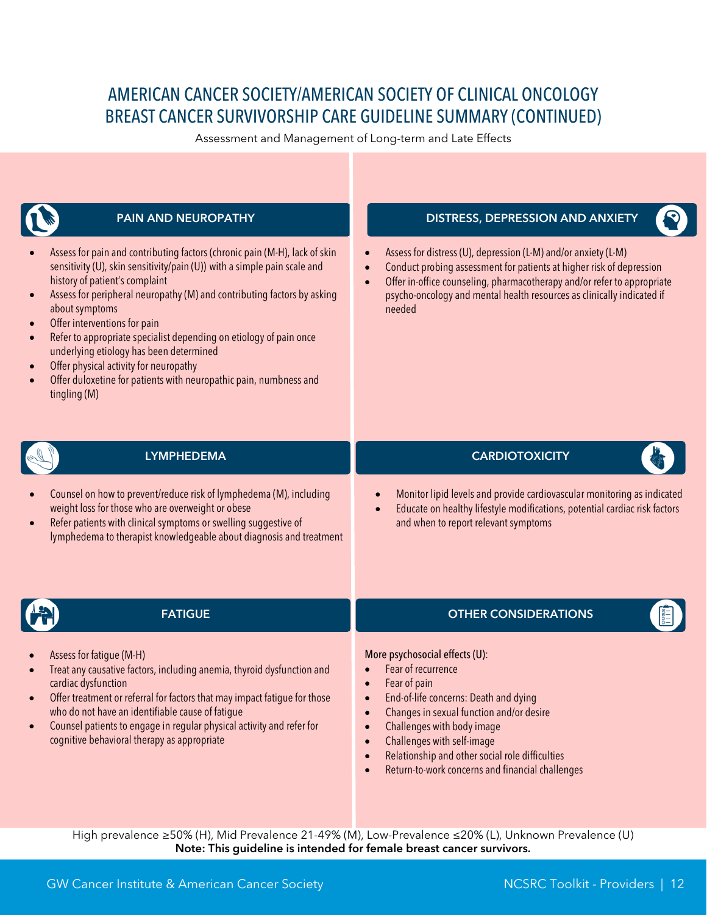# AMERICAN CANCER SOCIETY/AMERICAN SOCIETY OF CLINICAL ONCOLOGY BREAST CANCER SURVIVORSHIP CARE GUIDELINE SUMMARY (CONTINUED)

Assessment and Management of Long-term and Late Effects

## PAIN AND NEUROPATHY

- Assess for pain and contributing factors (chronic pain (M-H), lack of skin sensitivity (U), skin sensitivity/pain (U)) with a simple pain scale and history of patient's complaint
- Assess for peripheral neuropathy (M) and contributing factors by asking about symptoms
- Offer interventions for pain
- Refer to appropriate specialist depending on etiology of pain once underlying etiology has been determined
- Offer physical activity for neuropathy
- Offer duloxetine for patients with neuropathic pain, numbness and tingling (M)

## DISTRESS, DEPRESSION AND ANXIETY

- Assess for distress (U), depression (L-M) and/or anxiety (L-M)
- Conduct probing assessment for patients at higher risk of depression
- Offer in-office counseling, pharmacotherapy and/or refer to appropriate psycho-oncology and mental health resources as clinically indicated if needed

## LYMPHEDEMA

- Counsel on how to prevent/reduce risk of lymphedema (M), including weight loss for those who are overweight or obese
- Refer patients with clinical symptoms or swelling suggestive of lymphedema to therapist knowledgeable about diagnosis and treatment

## CARDIOTOXICITY

- Monitor lipid levels and provide cardiovascular monitoring as indicated
- Educate on healthy lifestyle modifications, potential cardiac risk factors and when to report relevant symptoms

## FATIGUE

- Assess for fatigue (M-H)
- Treat any causative factors, including anemia, thyroid dysfunction and cardiac dysfunction
- Offer treatment or referral for factors that may impact fatigue for those who do not have an identifiable cause of fatigue
- Counsel patients to engage in regular physical activity and refer for cognitive behavioral therapy as appropriate

## OTHER CONSIDERATIONS

More psychosocial effects (U):

- Fear of recurrence
- Fear of pain
- End-of-life concerns: Death and dying
- Changes in sexual function and/or desire
- Challenges with body image
- Challenges with self-image
- Relationship and other social role difficulties
- Return-to-work concerns and financial challenges

High prevalence ≥50% (H), Mid Prevalence 21-49% (M), Low-Prevalence ≤20% (L), Unknown Prevalence (U)

**Note: This guideline is intended for female breast cancer survivors.**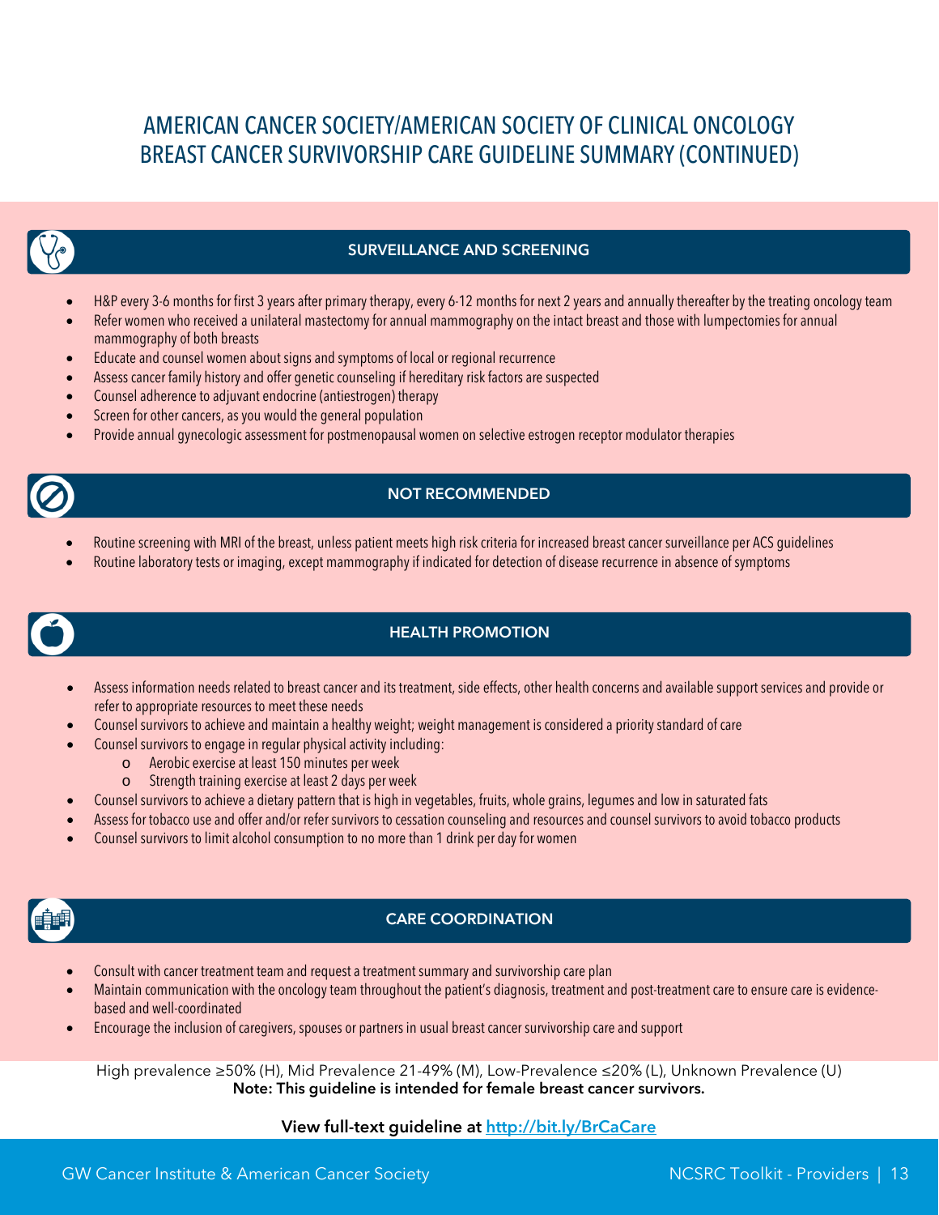# AMERICAN CANCER SOCIETY/AMERICAN SOCIETY OF CLINICAL ONCOLOGY BREAST CANCER SURVIVORSHIP CARE GUIDELINE SUMMARY (CONTINUED)

## SURVEILLANCE AND SCREENING

- H&P every 3-6 months for first 3 years after primary therapy, every 6-12 months for next 2 years and annually thereafter by the treating oncology team
- Refer women who received a unilateral mastectomy for annual mammography on the intact breast and those with lumpectomies for annual mammography of both breasts
- Educate and counsel women about signs and symptoms of local or regional recurrence
- Assess cancer family history and offer genetic counseling if hereditary risk factors are suspected
- Counsel adherence to adjuvant endocrine (antiestrogen) therapy
- Screen for other cancers, as you would the general population
- Provide annual gynecologic assessment for postmenopausal women on selective estrogen receptor modulator therapies

## NOT RECOMMENDED

- Routine screening with MRI of the breast, unless patient meets high risk criteria for increased breast cancer surveillance per ACS guidelines
- Routine laboratory tests or imaging, except mammography if indicated for detection of disease recurrence in absence of symptoms

## HEALTH PROMOTION

- Assess information needs related to breast cancer and its treatment, side effects, other health concerns and available support services and provide or refer to appropriate resources to meet these needs
- Counsel survivors to achieve and maintain a healthy weight; weight management is considered a priority standard of care
- Counsel survivors to engage in regular physical activity including:
  - Aerobic exercise at least 150 minutes per week
  - Strength training exercise at least 2 days per week
- Counsel survivors to achieve a dietary pattern that is high in vegetables, fruits, whole grains, legumes and low in saturated fats
- Assess for tobacco use and offer and/or refer survivors to cessation counseling and resources and counsel survivors to avoid tobacco products
- Counsel survivors to limit alcohol consumption to no more than 1 drink per day for women

## CARE COORDINATION

- Consult with cancer treatment team and request a treatment summary and survivorship care plan
- Maintain communication with the oncology team throughout the patient's diagnosis, treatment and post-treatment care to ensure care is evidence-based and well-coordinated
- Encourage the inclusion of caregivers, spouses or partners in usual breast cancer survivorship care and support

High prevalence ≥50% (H), Mid Prevalence 21-49% (M), Low-Prevalence ≤20% (L), Unknown Prevalence (U)

**Note: This guideline is intended for female breast cancer survivors.**

**View full-text guideline at http://bit.ly/BrCaCare**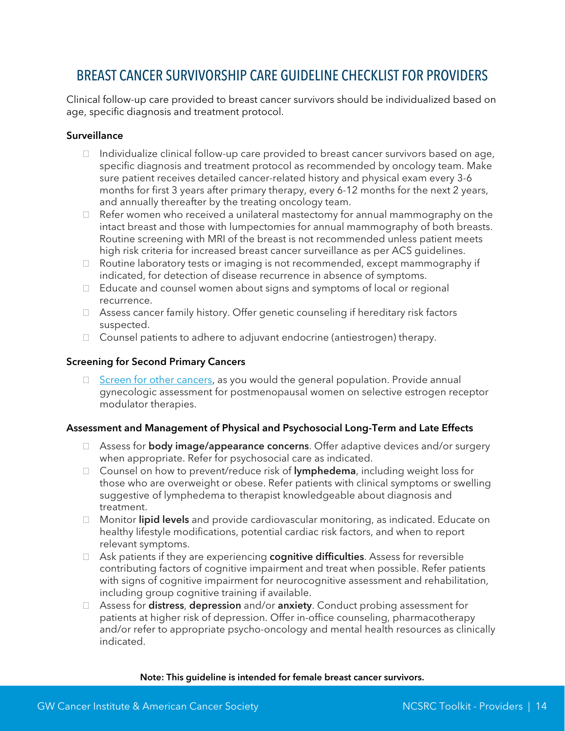## BREAST CANCER SURVIVORSHIP CARE GUIDELINE CHECKLIST FOR PROVIDERS

Clinical follow-up care provided to breast cancer survivors should be individualized based on age, specific diagnosis and treatment protocol.

**Surveillance**

- ☐ Individualize clinical follow-up care provided to breast cancer survivors based on age, specific diagnosis and treatment protocol as recommended by oncology team. Make sure patient receives detailed cancer-related history and physical exam every 3-6 months for first 3 years after primary therapy, every 6-12 months for the next 2 years, and annually thereafter by the treating oncology team.
- ☐ Refer women who received a unilateral mastectomy for annual mammography on the intact breast and those with lumpectomies for annual mammography of both breasts. Routine screening with MRI of the breast is not recommended unless patient meets high risk criteria for increased breast cancer surveillance as per ACS guidelines.
- ☐ Routine laboratory tests or imaging is not recommended, except mammography if indicated, for detection of disease recurrence in absence of symptoms.
- ☐ Educate and counsel women about signs and symptoms of local or regional recurrence.
- ☐ Assess cancer family history. Offer genetic counseling if hereditary risk factors suspected.
- ☐ Counsel patients to adhere to adjuvant endocrine (antiestrogen) therapy.

**Screening for Second Primary Cancers**

- ☐ Screen for other cancers, as you would the general population. Provide annual gynecologic assessment for postmenopausal women on selective estrogen receptor modulator therapies.

**Assessment and Management of Physical and Psychosocial Long-Term and Late Effects**

- ☐ Assess for **body image/appearance concerns**. Offer adaptive devices and/or surgery when appropriate. Refer for psychosocial care as indicated.
- ☐ Counsel on how to prevent/reduce risk of **lymphedema**, including weight loss for those who are overweight or obese. Refer patients with clinical symptoms or swelling suggestive of lymphedema to therapist knowledgeable about diagnosis and treatment.
- ☐ Monitor **lipid levels** and provide cardiovascular monitoring, as indicated. Educate on healthy lifestyle modifications, potential cardiac risk factors, and when to report relevant symptoms.
- ☐ Ask patients if they are experiencing **cognitive difficulties**. Assess for reversible contributing factors of cognitive impairment and treat when possible. Refer patients with signs of cognitive impairment for neurocognitive assessment and rehabilitation, including group cognitive training if available.
- ☐ Assess for **distress**, **depression** and/or **anxiety**. Conduct probing assessment for patients at higher risk of depression. Offer in-office counseling, pharmacotherapy and/or refer to appropriate psycho-oncology and mental health resources as clinically indicated.

**Note: This guideline is intended for female breast cancer survivors.**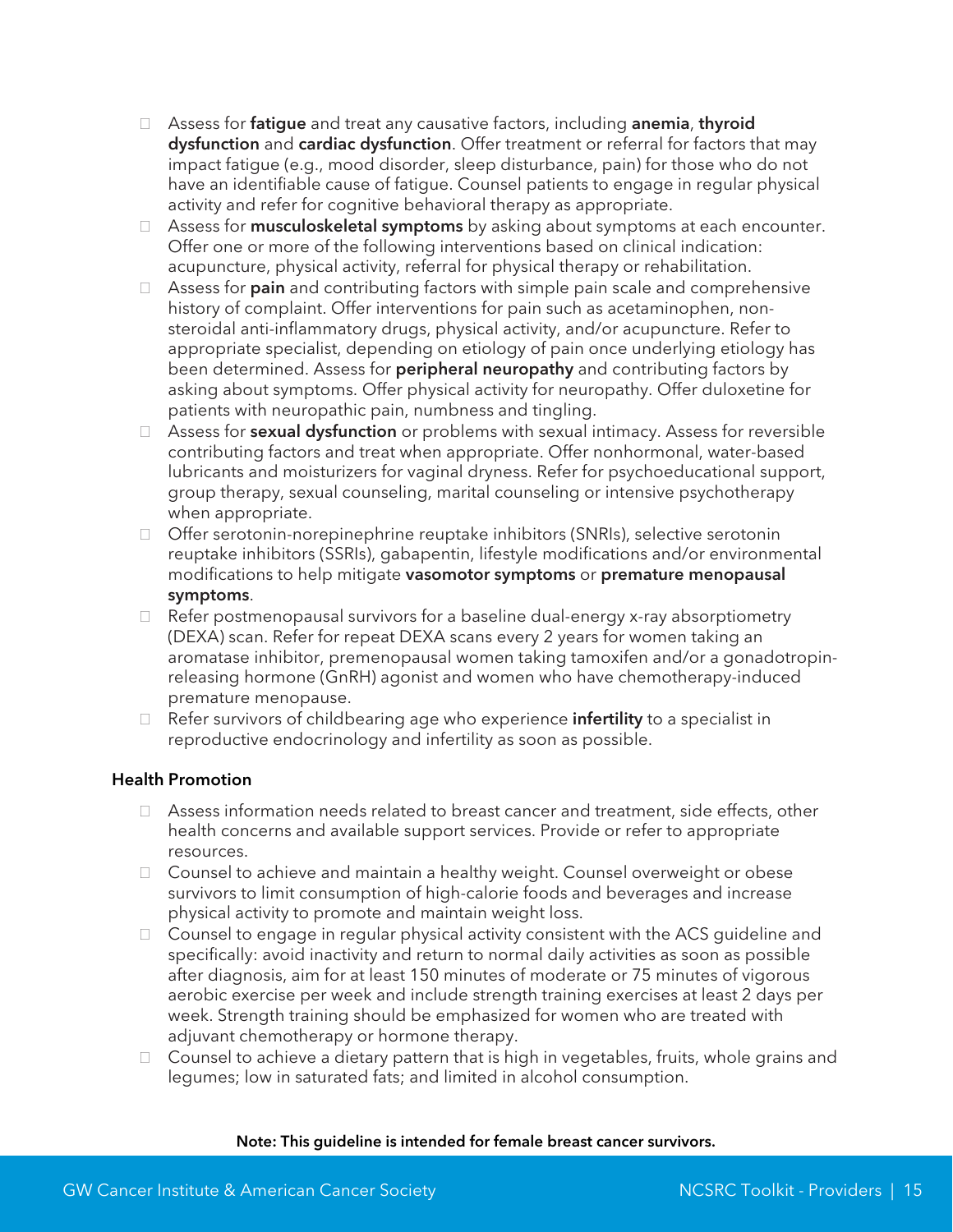- Assess for **fatigue** and treat any causative factors, including **anemia**, **thyroid dysfunction** and **cardiac dysfunction**. Offer treatment or referral for factors that may impact fatigue (e.g., mood disorder, sleep disturbance, pain) for those who do not have an identifiable cause of fatigue. Counsel patients to engage in regular physical activity and refer for cognitive behavioral therapy as appropriate.
- Assess for **musculoskeletal symptoms** by asking about symptoms at each encounter. Offer one or more of the following interventions based on clinical indication: acupuncture, physical activity, referral for physical therapy or rehabilitation.
- Assess for **pain** and contributing factors with simple pain scale and comprehensive history of complaint. Offer interventions for pain such as acetaminophen, non-steroidal anti-inflammatory drugs, physical activity, and/or acupuncture. Refer to appropriate specialist, depending on etiology of pain once underlying etiology has been determined. Assess for **peripheral neuropathy** and contributing factors by asking about symptoms. Offer physical activity for neuropathy. Offer duloxetine for patients with neuropathic pain, numbness and tingling.
- Assess for **sexual dysfunction** or problems with sexual intimacy. Assess for reversible contributing factors and treat when appropriate. Offer nonhormonal, water-based lubricants and moisturizers for vaginal dryness. Refer for psychoeducational support, group therapy, sexual counseling, marital counseling or intensive psychotherapy when appropriate.
- Offer serotonin-norepinephrine reuptake inhibitors (SNRIs), selective serotonin reuptake inhibitors (SSRIs), gabapentin, lifestyle modifications and/or environmental modifications to help mitigate **vasomotor symptoms** or **premature menopausal symptoms**.
- Refer postmenopausal survivors for a baseline dual-energy x-ray absorptiometry (DEXA) scan. Refer for repeat DEXA scans every 2 years for women taking an aromatase inhibitor, premenopausal women taking tamoxifen and/or a gonadotropin-releasing hormone (GnRH) agonist and women who have chemotherapy-induced premature menopause.
- Refer survivors of childbearing age who experience **infertility** to a specialist in reproductive endocrinology and infertility as soon as possible.

**Health Promotion**

- Assess information needs related to breast cancer and treatment, side effects, other health concerns and available support services. Provide or refer to appropriate resources.
- Counsel to achieve and maintain a healthy weight. Counsel overweight or obese survivors to limit consumption of high-calorie foods and beverages and increase physical activity to promote and maintain weight loss.
- Counsel to engage in regular physical activity consistent with the ACS guideline and specifically: avoid inactivity and return to normal daily activities as soon as possible after diagnosis, aim for at least 150 minutes of moderate or 75 minutes of vigorous aerobic exercise per week and include strength training exercises at least 2 days per week. Strength training should be emphasized for women who are treated with adjuvant chemotherapy or hormone therapy.
- Counsel to achieve a dietary pattern that is high in vegetables, fruits, whole grains and legumes; low in saturated fats; and limited in alcohol consumption.

**Note: This guideline is intended for female breast cancer survivors.**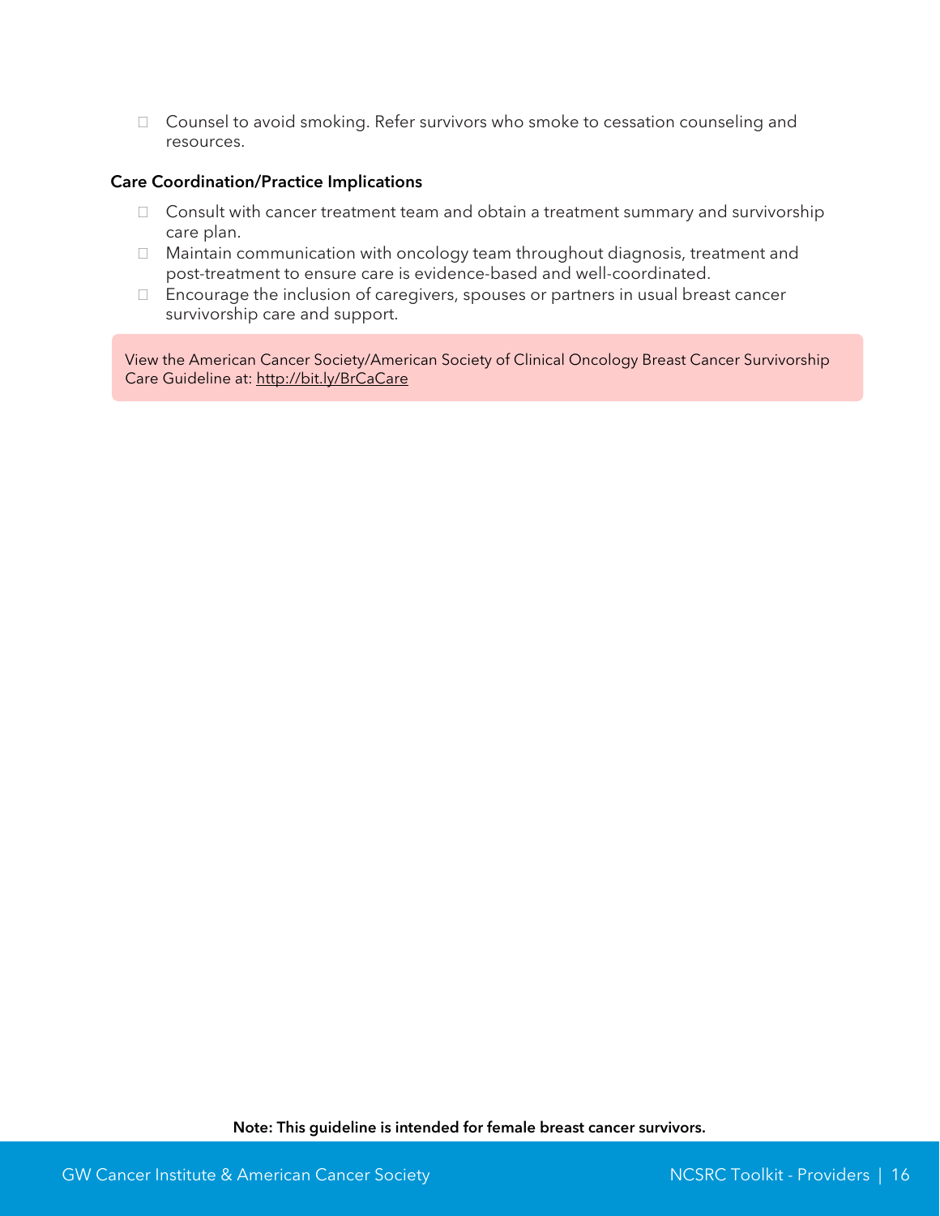- Counsel to avoid smoking. Refer survivors who smoke to cessation counseling and resources.

**Care Coordination/Practice Implications**

- Consult with cancer treatment team and obtain a treatment summary and survivorship care plan.
- Maintain communication with oncology team throughout diagnosis, treatment and post-treatment to ensure care is evidence-based and well-coordinated.
- Encourage the inclusion of caregivers, spouses or partners in usual breast cancer survivorship care and support.

View the American Cancer Society/American Society of Clinical Oncology Breast Cancer Survivorship Care Guideline at: http://bit.ly/BrCaCare

**Note: This guideline is intended for female breast cancer survivors.**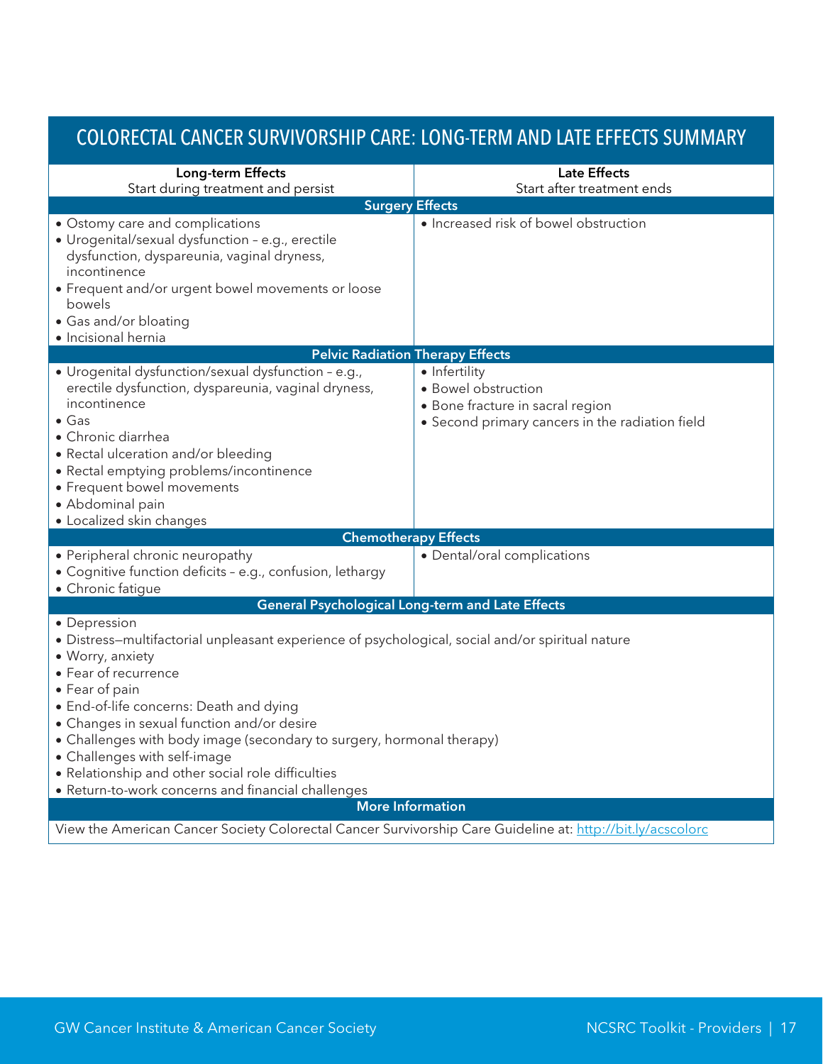# COLORECTAL CANCER SURVIVORSHIP CARE: LONG-TERM AND LATE EFFECTS SUMMARY

| **Long-term Effects**<br>Start during treatment and persist | **Late Effects**<br>Start after treatment ends |
|---|---|
| **Surgery Effects** | |
| • Ostomy care and complications<br>• Urogenital/sexual dysfunction – e.g., erectile dysfunction, dyspareunia, vaginal dryness, incontinence<br>• Frequent and/or urgent bowel movements or loose bowels<br>• Gas and/or bloating<br>• Incisional hernia | • Increased risk of bowel obstruction |
| **Pelvic Radiation Therapy Effects** | |
| • Urogenital dysfunction/sexual dysfunction – e.g., erectile dysfunction, dyspareunia, vaginal dryness, incontinence<br>• Gas<br>• Chronic diarrhea<br>• Rectal ulceration and/or bleeding<br>• Rectal emptying problems/incontinence<br>• Frequent bowel movements<br>• Abdominal pain<br>• Localized skin changes | • Infertility<br>• Bowel obstruction<br>• Bone fracture in sacral region<br>• Second primary cancers in the radiation field |
| **Chemotherapy Effects** | |
| • Peripheral chronic neuropathy<br>• Cognitive function deficits – e.g., confusion, lethargy<br>• Chronic fatigue | • Dental/oral complications |
| **General Psychological Long-term and Late Effects** | |
| • Depression<br>• Distress—multifactorial unpleasant experience of psychological, social and/or spiritual nature<br>• Worry, anxiety<br>• Fear of recurrence<br>• Fear of pain<br>• End-of-life concerns: Death and dying<br>• Changes in sexual function and/or desire<br>• Challenges with body image (secondary to surgery, hormonal therapy)<br>• Challenges with self-image<br>• Relationship and other social role difficulties<br>• Return-to-work concerns and financial challenges | |
| **More Information** | |
| View the American Cancer Society Colorectal Cancer Survivorship Care Guideline at: http://bit.ly/acscolorc | |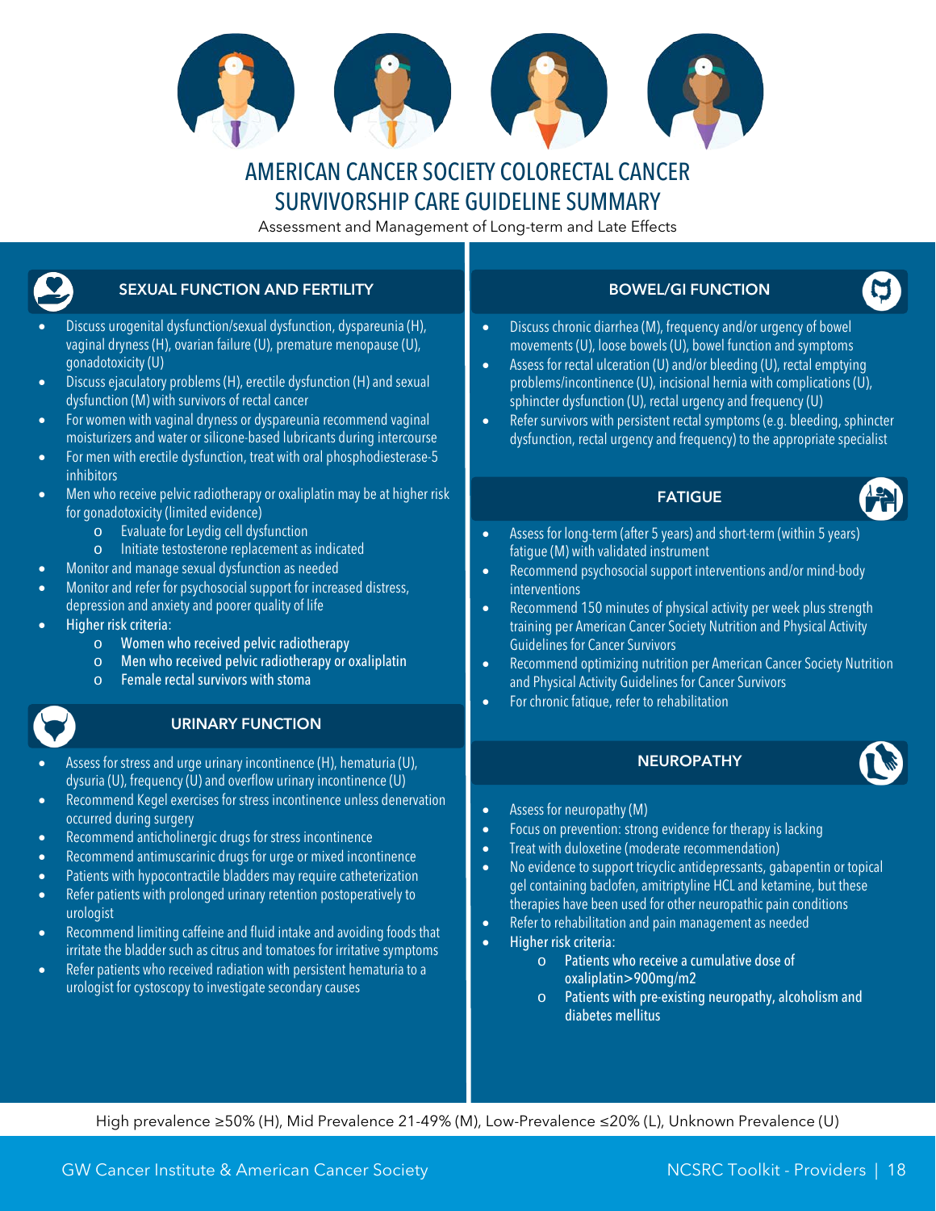# AMERICAN CANCER SOCIETY COLORECTAL CANCER SURVIVORSHIP CARE GUIDELINE SUMMARY

Assessment and Management of Long-term and Late Effects

## SEXUAL FUNCTION AND FERTILITY

- Discuss urogenital dysfunction/sexual dysfunction, dyspareunia (H), vaginal dryness (H), ovarian failure (U), premature menopause (U), gonadotoxicity (U)
- Discuss ejaculatory problems (H), erectile dysfunction (H) and sexual dysfunction (M) with survivors of rectal cancer
- For women with vaginal dryness or dyspareunia recommend vaginal moisturizers and water or silicone-based lubricants during intercourse
- For men with erectile dysfunction, treat with oral phosphodiesterase-5 inhibitors
- Men who receive pelvic radiotherapy or oxaliplatin may be at higher risk for gonadotoxicity (limited evidence)
    - Evaluate for Leydig cell dysfunction
    - Initiate testosterone replacement as indicated
- Monitor and manage sexual dysfunction as needed
- Monitor and refer for psychosocial support for increased distress, depression and anxiety and poorer quality of life
- Higher risk criteria:
    - Women who received pelvic radiotherapy
    - Men who received pelvic radiotherapy or oxaliplatin
    - Female rectal survivors with stoma

## URINARY FUNCTION

- Assess for stress and urge urinary incontinence (H), hematuria (U), dysuria (U), frequency (U) and overflow urinary incontinence (U)
- Recommend Kegel exercises for stress incontinence unless denervation occurred during surgery
- Recommend anticholinergic drugs for stress incontinence
- Recommend antimuscarinic drugs for urge or mixed incontinence
- Patients with hypocontractile bladders may require catheterization
- Refer patients with prolonged urinary retention postoperatively to urologist
- Recommend limiting caffeine and fluid intake and avoiding foods that irritate the bladder such as citrus and tomatoes for irritative symptoms
- Refer patients who received radiation with persistent hematuria to a urologist for cystoscopy to investigate secondary causes

## BOWEL/GI FUNCTION

- Discuss chronic diarrhea (M), frequency and/or urgency of bowel movements (U), loose bowels (U), bowel function and symptoms
- Assess for rectal ulceration (U) and/or bleeding (U), rectal emptying problems/incontinence (U), incisional hernia with complications (U), sphincter dysfunction (U), rectal urgency and frequency (U)
- Refer survivors with persistent rectal symptoms (e.g. bleeding, sphincter dysfunction, rectal urgency and frequency) to the appropriate specialist

## FATIGUE

- Assess for long-term (after 5 years) and short-term (within 5 years) fatigue (M) with validated instrument
- Recommend psychosocial support interventions and/or mind-body interventions
- Recommend 150 minutes of physical activity per week plus strength training per American Cancer Society Nutrition and Physical Activity Guidelines for Cancer Survivors
- Recommend optimizing nutrition per American Cancer Society Nutrition and Physical Activity Guidelines for Cancer Survivors
- For chronic fatigue, refer to rehabilitation

## NEUROPATHY

- Assess for neuropathy (M)
- Focus on prevention: strong evidence for therapy is lacking
- Treat with duloxetine (moderate recommendation)
- No evidence to support tricyclic antidepressants, gabapentin or topical gel containing baclofen, amitriptyline HCL and ketamine, but these therapies have been used for other neuropathic pain conditions
- Refer to rehabilitation and pain management as needed
- Higher risk criteria:
    - Patients who receive a cumulative dose of oxaliplatin>900mg/m2
    - Patients with pre-existing neuropathy, alcoholism and diabetes mellitus

High prevalence ≥50% (H), Mid Prevalence 21-49% (M), Low-Prevalence ≤20% (L), Unknown Prevalence (U)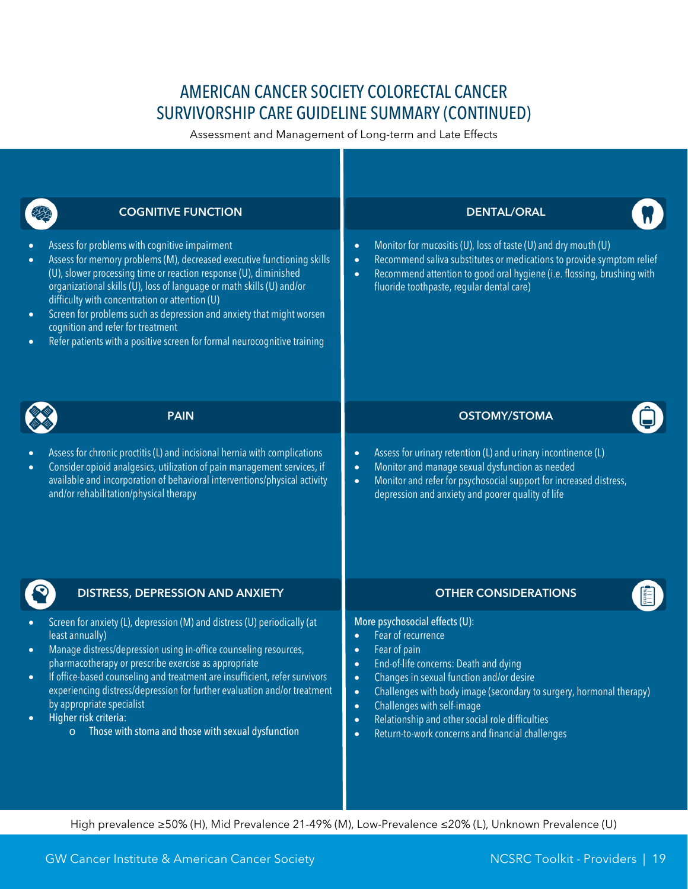# AMERICAN CANCER SOCIETY COLORECTAL CANCER SURVIVORSHIP CARE GUIDELINE SUMMARY (CONTINUED)

Assessment and Management of Long-term and Late Effects

## COGNITIVE FUNCTION

- Assess for problems with cognitive impairment
- Assess for memory problems (M), decreased executive functioning skills (U), slower processing time or reaction response (U), diminished organizational skills (U), loss of language or math skills (U) and/or difficulty with concentration or attention (U)
- Screen for problems such as depression and anxiety that might worsen cognition and refer for treatment
- Refer patients with a positive screen for formal neurocognitive training

## DENTAL/ORAL

- Monitor for mucositis (U), loss of taste (U) and dry mouth (U)
- Recommend saliva substitutes or medications to provide symptom relief
- Recommend attention to good oral hygiene (i.e. flossing, brushing with fluoride toothpaste, regular dental care)

## PAIN

- Assess for chronic proctitis (L) and incisional hernia with complications
- Consider opioid analgesics, utilization of pain management services, if available and incorporation of behavioral interventions/physical activity and/or rehabilitation/physical therapy

## OSTOMY/STOMA

- Assess for urinary retention (L) and urinary incontinence (L)
- Monitor and manage sexual dysfunction as needed
- Monitor and refer for psychosocial support for increased distress, depression and anxiety and poorer quality of life

## DISTRESS, DEPRESSION AND ANXIETY

- Screen for anxiety (L), depression (M) and distress (U) periodically (at least annually)
- Manage distress/depression using in-office counseling resources, pharmacotherapy or prescribe exercise as appropriate
- If office-based counseling and treatment are insufficient, refer survivors experiencing distress/depression for further evaluation and/or treatment by appropriate specialist
- Higher risk criteria:
  - Those with stoma and those with sexual dysfunction

## OTHER CONSIDERATIONS

More psychosocial effects (U):

- Fear of recurrence
- Fear of pain
- End-of-life concerns: Death and dying
- Changes in sexual function and/or desire
- Challenges with body image (secondary to surgery, hormonal therapy)
- Challenges with self-image
- Relationship and other social role difficulties
- Return-to-work concerns and financial challenges

High prevalence ≥50% (H), Mid Prevalence 21-49% (M), Low-Prevalence ≤20% (L), Unknown Prevalence (U)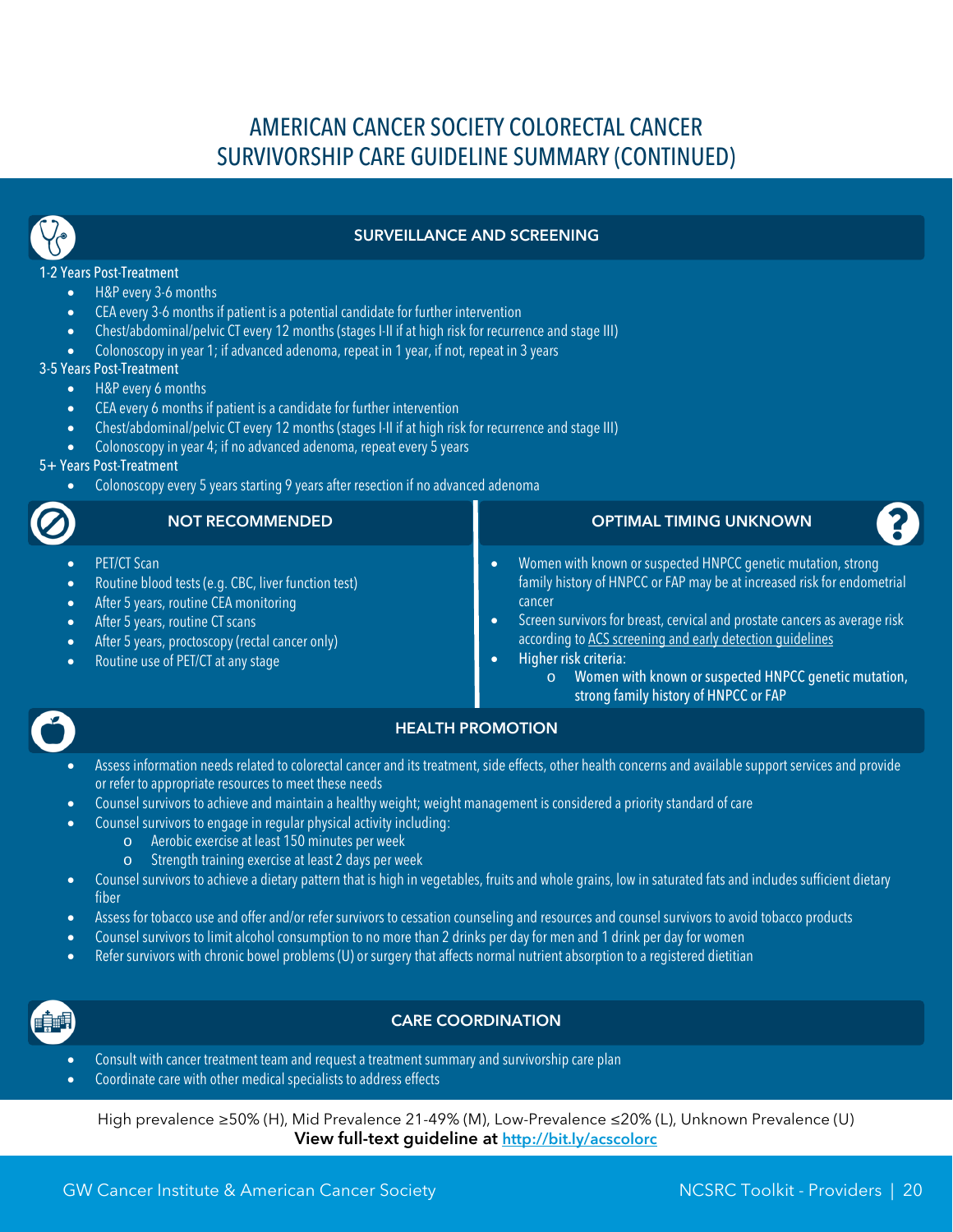# AMERICAN CANCER SOCIETY COLORECTAL CANCER SURVIVORSHIP CARE GUIDELINE SUMMARY (CONTINUED)

## SURVEILLANCE AND SCREENING

1-2 Years Post-Treatment

- H&P every 3-6 months
- CEA every 3-6 months if patient is a potential candidate for further intervention
- Chest/abdominal/pelvic CT every 12 months (stages I-II if at high risk for recurrence and stage III)
- Colonoscopy in year 1; if advanced adenoma, repeat in 1 year, if not, repeat in 3 years

3-5 Years Post-Treatment

- H&P every 6 months
- CEA every 6 months if patient is a candidate for further intervention
- Chest/abdominal/pelvic CT every 12 months (stages I-II if at high risk for recurrence and stage III)
- Colonoscopy in year 4; if no advanced adenoma, repeat every 5 years

5+ Years Post-Treatment

- Colonoscopy every 5 years starting 9 years after resection if no advanced adenoma

## NOT RECOMMENDED

- PET/CT Scan
- Routine blood tests (e.g. CBC, liver function test)
- After 5 years, routine CEA monitoring
- After 5 years, routine CT scans
- After 5 years, proctoscopy (rectal cancer only)
- Routine use of PET/CT at any stage

## OPTIMAL TIMING UNKNOWN

- Women with known or suspected HNPCC genetic mutation, strong family history of HNPCC or FAP may be at increased risk for endometrial cancer
- Screen survivors for breast, cervical and prostate cancers as average risk according to ACS screening and early detection guidelines
- Higher risk criteria:
  - Women with known or suspected HNPCC genetic mutation, strong family history of HNPCC or FAP

## HEALTH PROMOTION

- Assess information needs related to colorectal cancer and its treatment, side effects, other health concerns and available support services and provide or refer to appropriate resources to meet these needs
- Counsel survivors to achieve and maintain a healthy weight; weight management is considered a priority standard of care
- Counsel survivors to engage in regular physical activity including:
  - Aerobic exercise at least 150 minutes per week
  - Strength training exercise at least 2 days per week
- Counsel survivors to achieve a dietary pattern that is high in vegetables, fruits and whole grains, low in saturated fats and includes sufficient dietary fiber
- Assess for tobacco use and offer and/or refer survivors to cessation counseling and resources and counsel survivors to avoid tobacco products
- Counsel survivors to limit alcohol consumption to no more than 2 drinks per day for men and 1 drink per day for women
- Refer survivors with chronic bowel problems (U) or surgery that affects normal nutrient absorption to a registered dietitian

## CARE COORDINATION

- Consult with cancer treatment team and request a treatment summary and survivorship care plan
- Coordinate care with other medical specialists to address effects

High prevalence ≥50% (H), Mid Prevalence 21-49% (M), Low-Prevalence ≤20% (L), Unknown Prevalence (U)

**View full-text guideline at http://bit.ly/acscolorc**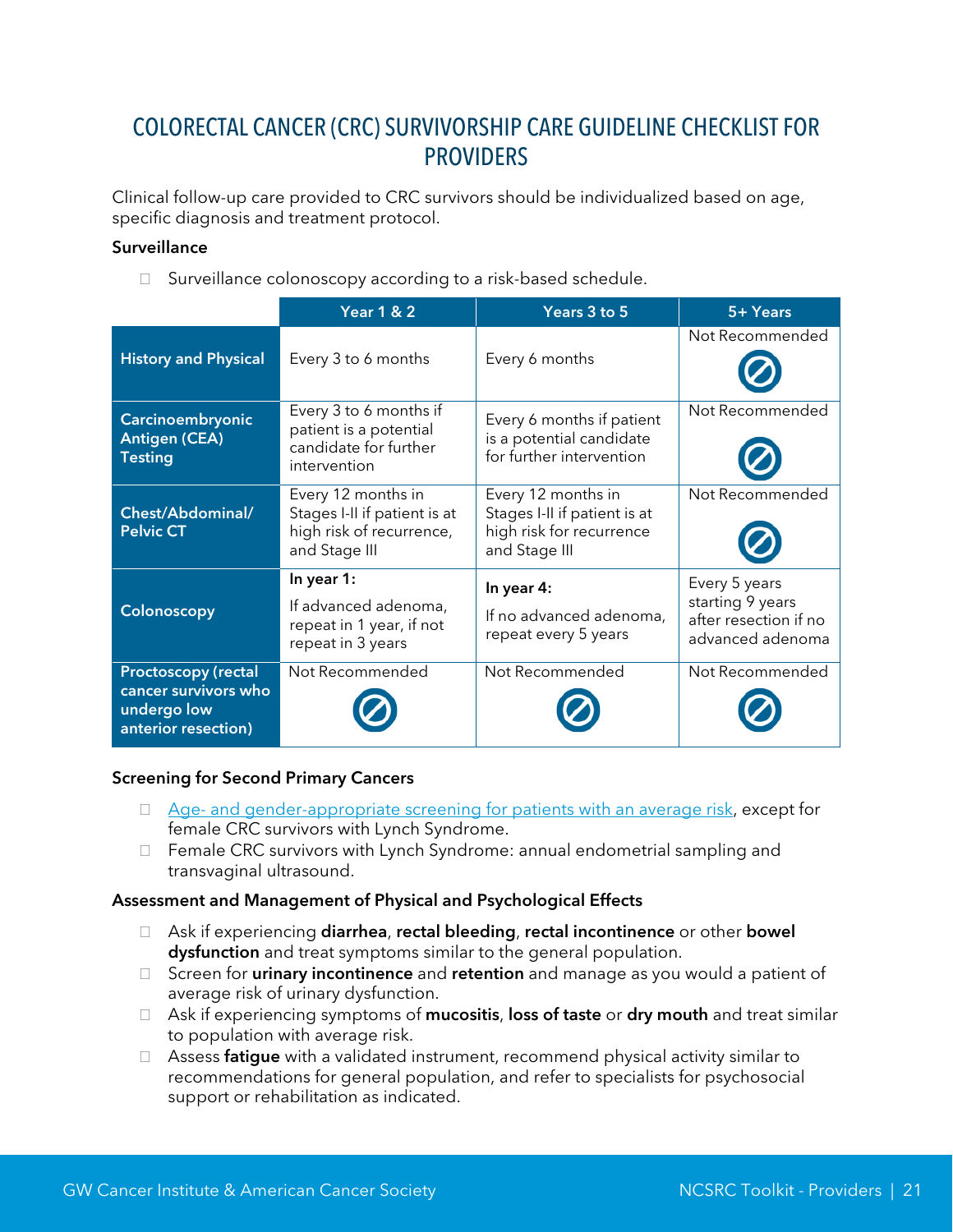# COLORECTAL CANCER (CRC) SURVIVORSHIP CARE GUIDELINE CHECKLIST FOR PROVIDERS

Clinical follow-up care provided to CRC survivors should be individualized based on age, specific diagnosis and treatment protocol.

**Surveillance**

- ☐ Surveillance colonoscopy according to a risk-based schedule.

| | Year 1 & 2 | Years 3 to 5 | 5+ Years |
|---|---|---|---|
| **History and Physical** | Every 3 to 6 months | Every 6 months | Not Recommended |
| **Carcinoembryonic Antigen (CEA) Testing** | Every 3 to 6 months if patient is a potential candidate for further intervention | Every 6 months if patient is a potential candidate for further intervention | Not Recommended |
| **Chest/Abdominal/ Pelvic CT** | Every 12 months in Stages I-II if patient is at high risk of recurrence, and Stage III | Every 12 months in Stages I-II if patient is at high risk for recurrence and Stage III | Not Recommended |
| **Colonoscopy** | **In year 1:** If advanced adenoma, repeat in 1 year, if not repeat in 3 years | **In year 4:** If no advanced adenoma, repeat every 5 years | Every 5 years starting 9 years after resection if no advanced adenoma |
| **Proctoscopy (rectal cancer survivors who undergo low anterior resection)** | Not Recommended | Not Recommended | Not Recommended |

**Screening for Second Primary Cancers**

- ☐ Age- and gender-appropriate screening for patients with an average risk, except for female CRC survivors with Lynch Syndrome.
- ☐ Female CRC survivors with Lynch Syndrome: annual endometrial sampling and transvaginal ultrasound.

**Assessment and Management of Physical and Psychological Effects**

- ☐ Ask if experiencing **diarrhea**, **rectal bleeding**, **rectal incontinence** or other **bowel dysfunction** and treat symptoms similar to the general population.
- ☐ Screen for **urinary incontinence** and **retention** and manage as you would a patient of average risk of urinary dysfunction.
- ☐ Ask if experiencing symptoms of **mucositis**, **loss of taste** or **dry mouth** and treat similar to population with average risk.
- ☐ Assess **fatigue** with a validated instrument, recommend physical activity similar to recommendations for general population, and refer to specialists for psychosocial support or rehabilitation as indicated.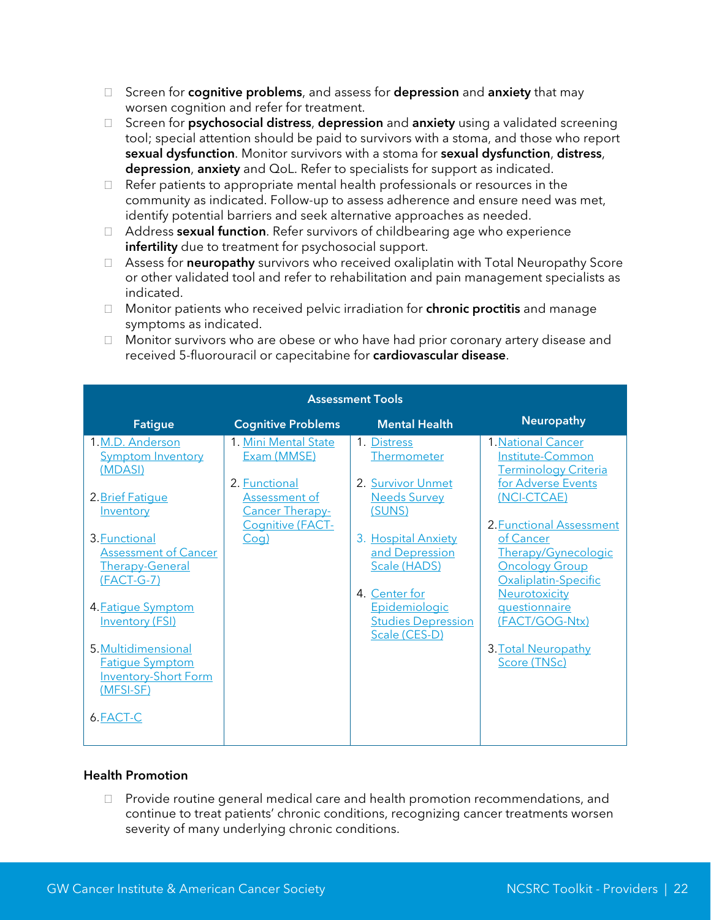- Screen for **cognitive problems**, and assess for **depression** and **anxiety** that may worsen cognition and refer for treatment.
- Screen for **psychosocial distress**, **depression** and **anxiety** using a validated screening tool; special attention should be paid to survivors with a stoma, and those who report **sexual dysfunction**. Monitor survivors with a stoma for **sexual dysfunction**, **distress**, **depression**, **anxiety** and QoL. Refer to specialists for support as indicated.
- Refer patients to appropriate mental health professionals or resources in the community as indicated. Follow-up to assess adherence and ensure need was met, identify potential barriers and seek alternative approaches as needed.
- Address **sexual function**. Refer survivors of childbearing age who experience **infertility** due to treatment for psychosocial support.
- Assess for **neuropathy** survivors who received oxaliplatin with Total Neuropathy Score or other validated tool and refer to rehabilitation and pain management specialists as indicated.
- Monitor patients who received pelvic irradiation for **chronic proctitis** and manage symptoms as indicated.
- Monitor survivors who are obese or who have had prior coronary artery disease and received 5-fluorouracil or capecitabine for **cardiovascular disease**.

| Assessment Tools | | | |
|---|---|---|---|
| **Fatigue** | **Cognitive Problems** | **Mental Health** | **Neuropathy** |
| 1. M.D. Anderson Symptom Inventory (MDASI)<br>2. Brief Fatigue Inventory<br>3. Functional Assessment of Cancer Therapy-General (FACT-G-7)<br>4. Fatigue Symptom Inventory (FSI)<br>5. Multidimensional Fatigue Symptom Inventory-Short Form (MFSI-SF)<br>6. FACT-C | 1. Mini Mental State Exam (MMSE)<br>2. Functional Assessment of Cancer Therapy-Cognitive (FACT-Cog) | 1. Distress Thermometer<br>2. Survivor Unmet Needs Survey (SUNS)<br>3. Hospital Anxiety and Depression Scale (HADS)<br>4. Center for Epidemiologic Studies Depression Scale (CES-D) | 1. National Cancer Institute-Common Terminology Criteria for Adverse Events (NCI-CTCAE)<br>2. Functional Assessment of Cancer Therapy/Gynecologic Oncology Group Oxaliplatin-Specific Neurotoxicity questionnaire (FACT/GOG-Ntx)<br>3. Total Neuropathy Score (TNSc) |

### Health Promotion

- Provide routine general medical care and health promotion recommendations, and continue to treat patients' chronic conditions, recognizing cancer treatments worsen severity of many underlying chronic conditions.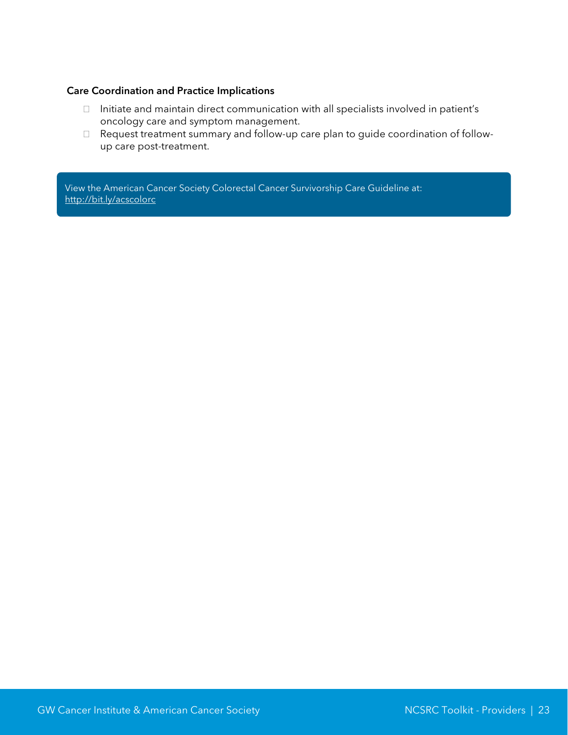**Care Coordination and Practice Implications**

- Initiate and maintain direct communication with all specialists involved in patient's oncology care and symptom management.
- Request treatment summary and follow-up care plan to guide coordination of follow-up care post-treatment.

View the American Cancer Society Colorectal Cancer Survivorship Care Guideline at: http://bit.ly/acscolorc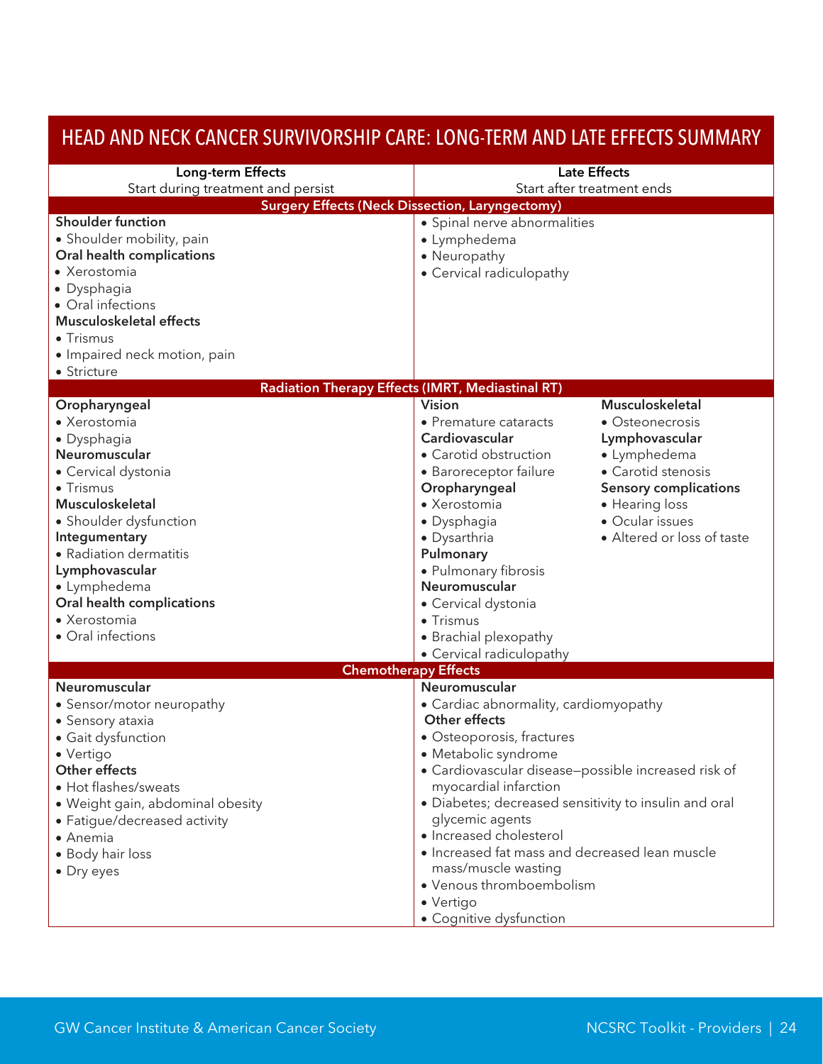# HEAD AND NECK CANCER SURVIVORSHIP CARE: LONG-TERM AND LATE EFFECTS SUMMARY

| Long-term Effects<br>Start during treatment and persist | Late Effects<br>Start after treatment ends |
|---|---|
| **Surgery Effects (Neck Dissection, Laryngectomy)** | |
| **Shoulder function**<br>• Shoulder mobility, pain<br>**Oral health complications**<br>• Xerostomia<br>• Dysphagia<br>• Oral infections<br>**Musculoskeletal effects**<br>• Trismus<br>• Impaired neck motion, pain<br>• Stricture | • Spinal nerve abnormalities<br>• Lymphedema<br>• Neuropathy<br>• Cervical radiculopathy |
| **Radiation Therapy Effects (IMRT, Mediastinal RT)** | |
| **Oropharyngeal**<br>• Xerostomia<br>• Dysphagia<br>**Neuromuscular**<br>• Cervical dystonia<br>• Trismus<br>**Musculoskeletal**<br>• Shoulder dysfunction<br>**Integumentary**<br>• Radiation dermatitis<br>**Lymphovascular**<br>• Lymphedema<br>**Oral health complications**<br>• Xerostomia<br>• Oral infections | **Vision**<br>• Premature cataracts<br>**Cardiovascular**<br>• Carotid obstruction<br>• Baroreceptor failure<br>**Oropharyngeal**<br>• Xerostomia<br>• Dysphagia<br>• Dysarthria<br>**Pulmonary**<br>• Pulmonary fibrosis<br>**Neuromuscular**<br>• Cervical dystonia<br>• Trismus<br>• Brachial plexopathy<br>• Cervical radiculopathy<br>**Musculoskeletal**<br>• Osteonecrosis<br>**Lymphovascular**<br>• Lymphedema<br>• Carotid stenosis<br>**Sensory complications**<br>• Hearing loss<br>• Ocular issues<br>• Altered or loss of taste |
| **Chemotherapy Effects** | |
| **Neuromuscular**<br>• Sensor/motor neuropathy<br>• Sensory ataxia<br>• Gait dysfunction<br>• Vertigo<br>**Other effects**<br>• Hot flashes/sweats<br>• Weight gain, abdominal obesity<br>• Fatigue/decreased activity<br>• Anemia<br>• Body hair loss<br>• Dry eyes | **Neuromuscular**<br>• Cardiac abnormality, cardiomyopathy<br>**Other effects**<br>• Osteoporosis, fractures<br>• Metabolic syndrome<br>• Cardiovascular disease—possible increased risk of myocardial infarction<br>• Diabetes; decreased sensitivity to insulin and oral glycemic agents<br>• Increased cholesterol<br>• Increased fat mass and decreased lean muscle mass/muscle wasting<br>• Venous thromboembolism<br>• Vertigo<br>• Cognitive dysfunction |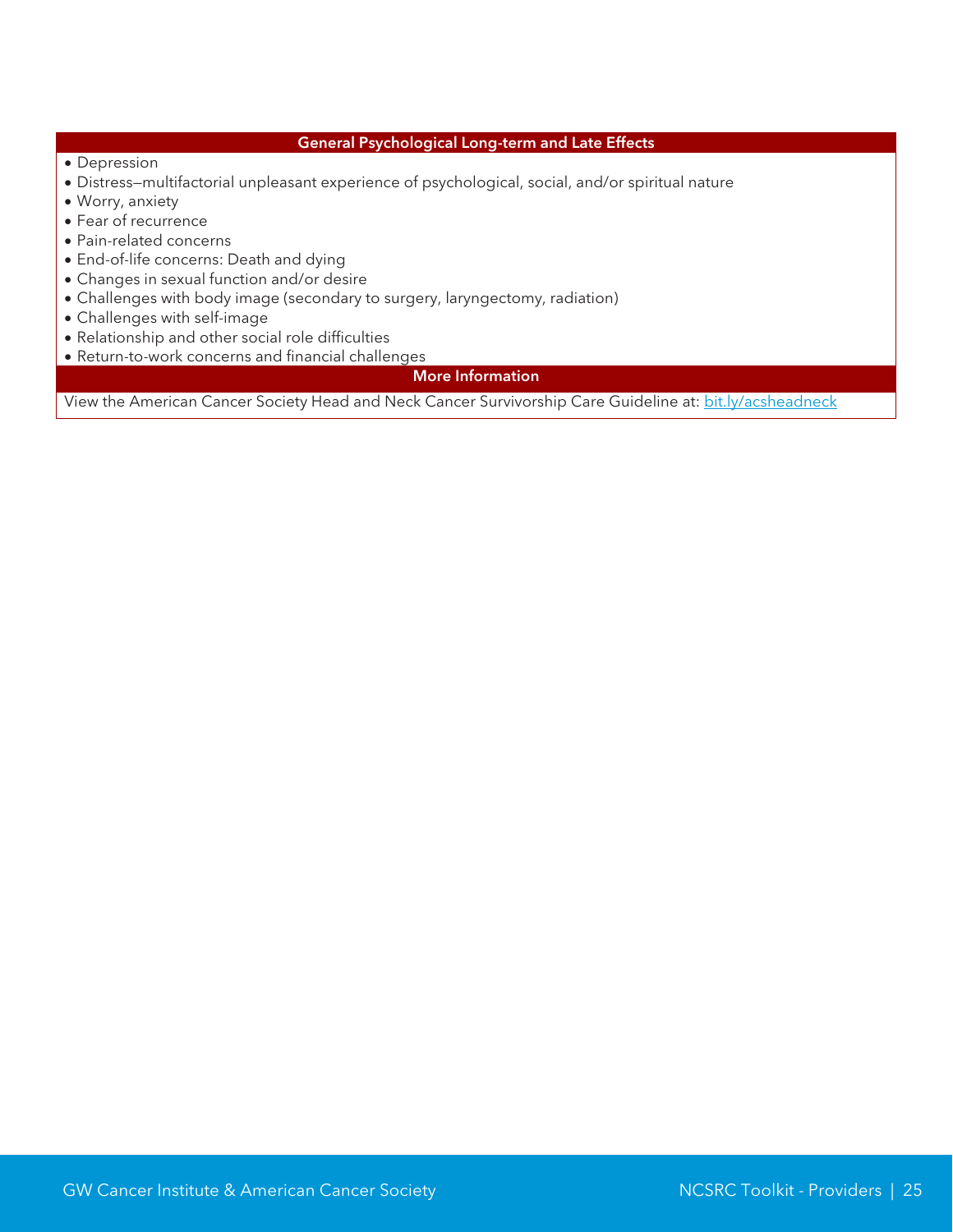| General Psychological Long-term and Late Effects |
| --- |
| • Depression<br>• Distress—multifactorial unpleasant experience of psychological, social, and/or spiritual nature<br>• Worry, anxiety<br>• Fear of recurrence<br>• Pain-related concerns<br>• End-of-life concerns: Death and dying<br>• Changes in sexual function and/or desire<br>• Challenges with body image (secondary to surgery, laryngectomy, radiation)<br>• Challenges with self-image<br>• Relationship and other social role difficulties<br>• Return-to-work concerns and financial challenges |
| **More Information** |
| View the American Cancer Society Head and Neck Cancer Survivorship Care Guideline at: [bit.ly/acsheadneck](bit.ly/acsheadneck) |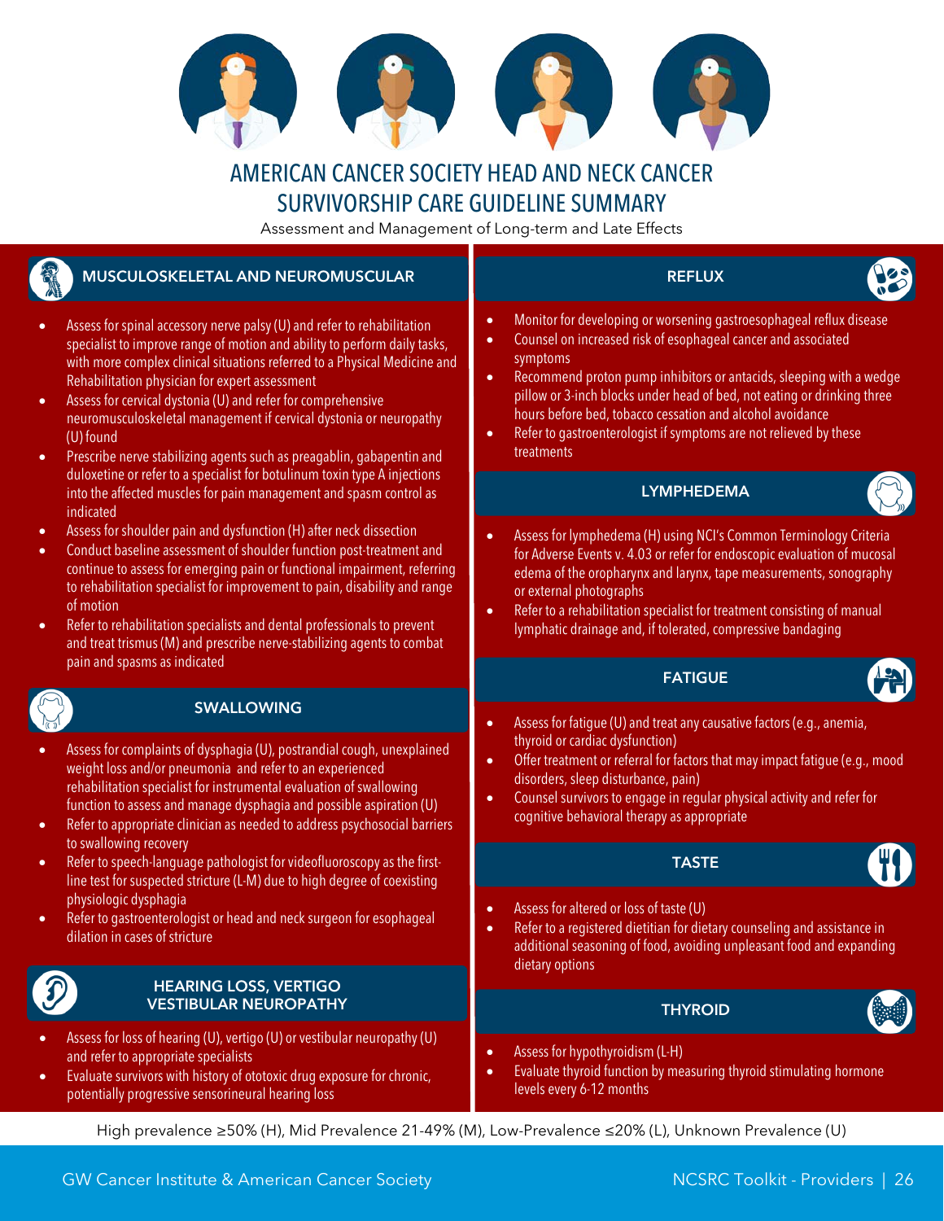# AMERICAN CANCER SOCIETY HEAD AND NECK CANCER SURVIVORSHIP CARE GUIDELINE SUMMARY

Assessment and Management of Long-term and Late Effects

## MUSCULOSKELETAL AND NEUROMUSCULAR

- Assess for spinal accessory nerve palsy (U) and refer to rehabilitation specialist to improve range of motion and ability to perform daily tasks, with more complex clinical situations referred to a Physical Medicine and Rehabilitation physician for expert assessment
- Assess for cervical dystonia (U) and refer for comprehensive neuromusculoskeletal management if cervical dystonia or neuropathy (U) found
- Prescribe nerve stabilizing agents such as preagablin, gabapentin and duloxetine or refer to a specialist for botulinum toxin type A injections into the affected muscles for pain management and spasm control as indicated
- Assess for shoulder pain and dysfunction (H) after neck dissection
- Conduct baseline assessment of shoulder function post-treatment and continue to assess for emerging pain or functional impairment, referring to rehabilitation specialist for improvement to pain, disability and range of motion
- Refer to rehabilitation specialists and dental professionals to prevent and treat trismus (M) and prescribe nerve-stabilizing agents to combat pain and spasms as indicated

## SWALLOWING

- Assess for complaints of dysphagia (U), postrandial cough, unexplained weight loss and/or pneumonia and refer to an experienced rehabilitation specialist for instrumental evaluation of swallowing function to assess and manage dysphagia and possible aspiration (U)
- Refer to appropriate clinician as needed to address psychosocial barriers to swallowing recovery
- Refer to speech-language pathologist for videofluoroscopy as the first-line test for suspected stricture (L-M) due to high degree of coexisting physiologic dysphagia
- Refer to gastroenterologist or head and neck surgeon for esophageal dilation in cases of stricture

## HEARING LOSS, VERTIGO VESTIBULAR NEUROPATHY

- Assess for loss of hearing (U), vertigo (U) or vestibular neuropathy (U) and refer to appropriate specialists
- Evaluate survivors with history of ototoxic drug exposure for chronic, potentially progressive sensorineural hearing loss

## REFLUX

- Monitor for developing or worsening gastroesophageal reflux disease
- Counsel on increased risk of esophageal cancer and associated symptoms
- Recommend proton pump inhibitors or antacids, sleeping with a wedge pillow or 3-inch blocks under head of bed, not eating or drinking three hours before bed, tobacco cessation and alcohol avoidance
- Refer to gastroenterologist if symptoms are not relieved by these treatments

## LYMPHEDEMA

- Assess for lymphedema (H) using NCI's Common Terminology Criteria for Adverse Events v. 4.03 or refer for endoscopic evaluation of mucosal edema of the oropharynx and larynx, tape measurements, sonography or external photographs
- Refer to a rehabilitation specialist for treatment consisting of manual lymphatic drainage and, if tolerated, compressive bandaging

## FATIGUE

- Assess for fatigue (U) and treat any causative factors (e.g., anemia, thyroid or cardiac dysfunction)
- Offer treatment or referral for factors that may impact fatigue (e.g., mood disorders, sleep disturbance, pain)
- Counsel survivors to engage in regular physical activity and refer for cognitive behavioral therapy as appropriate

## TASTE

- Assess for altered or loss of taste (U)
- Refer to a registered dietitian for dietary counseling and assistance in additional seasoning of food, avoiding unpleasant food and expanding dietary options

## THYROID

- Assess for hypothyroidism (L-H)
- Evaluate thyroid function by measuring thyroid stimulating hormone levels every 6-12 months

High prevalence ≥50% (H), Mid Prevalence 21-49% (M), Low-Prevalence ≤20% (L), Unknown Prevalence (U)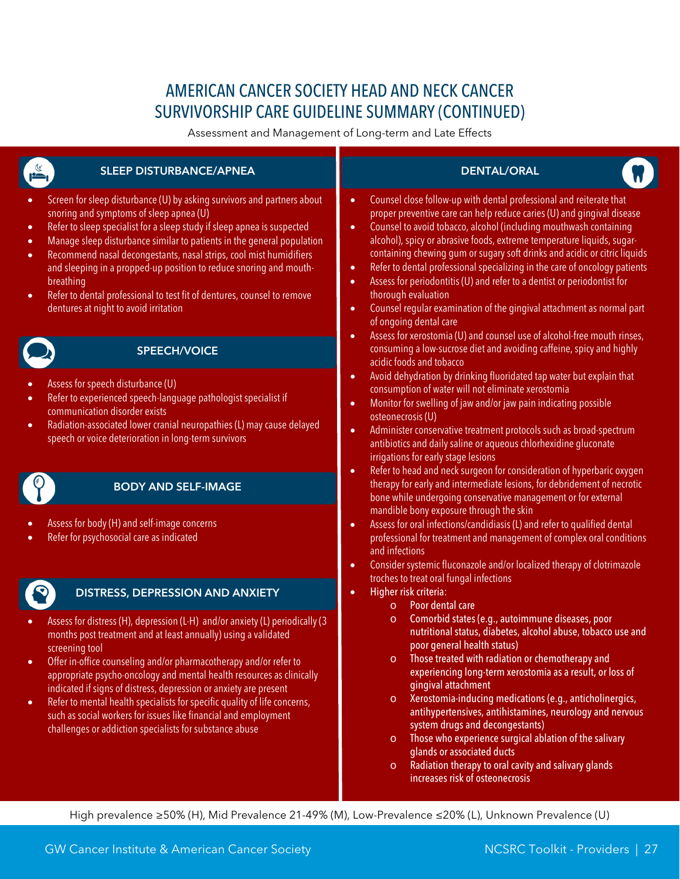# AMERICAN CANCER SOCIETY HEAD AND NECK CANCER SURVIVORSHIP CARE GUIDELINE SUMMARY (CONTINUED)

Assessment and Management of Long-term and Late Effects

## SLEEP DISTURBANCE/APNEA

- Screen for sleep disturbance (U) by asking survivors and partners about snoring and symptoms of sleep apnea (U)
- Refer to sleep specialist for a sleep study if sleep apnea is suspected
- Manage sleep disturbance similar to patients in the general population
- Recommend nasal decongestants, nasal strips, cool mist humidifiers and sleeping in a propped-up position to reduce snoring and mouth-breathing
- Refer to dental professional to test fit of dentures, counsel to remove dentures at night to avoid irritation

## SPEECH/VOICE

- Assess for speech disturbance (U)
- Refer to experienced speech-language pathologist specialist if communication disorder exists
- Radiation-associated lower cranial neuropathies (L) may cause delayed speech or voice deterioration in long-term survivors

## BODY AND SELF-IMAGE

- Assess for body (H) and self-image concerns
- Refer for psychosocial care as indicated

## DISTRESS, DEPRESSION AND ANXIETY

- Assess for distress (H), depression (L-H) and/or anxiety (L) periodically (3 months post treatment and at least annually) using a validated screening tool
- Offer in-office counseling and/or pharmacotherapy and/or refer to appropriate psycho-oncology and mental health resources as clinically indicated if signs of distress, depression or anxiety are present
- Refer to mental health specialists for specific quality of life concerns, such as social workers for issues like financial and employment challenges or addiction specialists for substance abuse

## DENTAL/ORAL

- Counsel close follow-up with dental professional and reiterate that proper preventive care can help reduce caries (U) and gingival disease
- Counsel to avoid tobacco, alcohol (including mouthwash containing alcohol), spicy or abrasive foods, extreme temperature liquids, sugar-containing chewing gum or sugary soft drinks and acidic or citric liquids
- Refer to dental professional specializing in the care of oncology patients
- Assess for periodontitis (U) and refer to a dentist or periodontist for thorough evaluation
- Counsel regular examination of the gingival attachment as normal part of ongoing dental care
- Assess for xerostomia (U) and counsel use of alcohol-free mouth rinses, consuming a low-sucrose diet and avoiding caffeine, spicy and highly acidic foods and tobacco
- Avoid dehydration by drinking fluoridated tap water but explain that consumption of water will not eliminate xerostomia
- Monitor for swelling of jaw and/or jaw pain indicating possible osteonecrosis (U)
- Administer conservative treatment protocols such as broad-spectrum antibiotics and daily saline or aqueous chlorhexidine gluconate irrigations for early stage lesions
- Refer to head and neck surgeon for consideration of hyperbaric oxygen therapy for early and intermediate lesions, for debridement of necrotic bone while undergoing conservative management or for external mandible bony exposure through the skin
- Assess for oral infections/candidiasis (L) and refer to qualified dental professional for treatment and management of complex oral conditions and infections
- Consider systemic fluconazole and/or localized therapy of clotrimazole troches to treat oral fungal infections
- Higher risk criteria:
  - Poor dental care
  - Comorbid states (e.g., autoimmune diseases, poor nutritional status, diabetes, alcohol abuse, tobacco use and poor general health status)
  - Those treated with radiation or chemotherapy and experiencing long-term xerostomia as a result, or loss of gingival attachment
  - Xerostomia-inducing medications (e.g., anticholinergics, antihypertensives, antihistamines, neurology and nervous system drugs and decongestants)
  - Those who experience surgical ablation of the salivary glands or associated ducts
  - Radiation therapy to oral cavity and salivary glands increases risk of osteonecrosis

High prevalence ≥50% (H), Mid Prevalence 21-49% (M), Low-Prevalence ≤20% (L), Unknown Prevalence (U)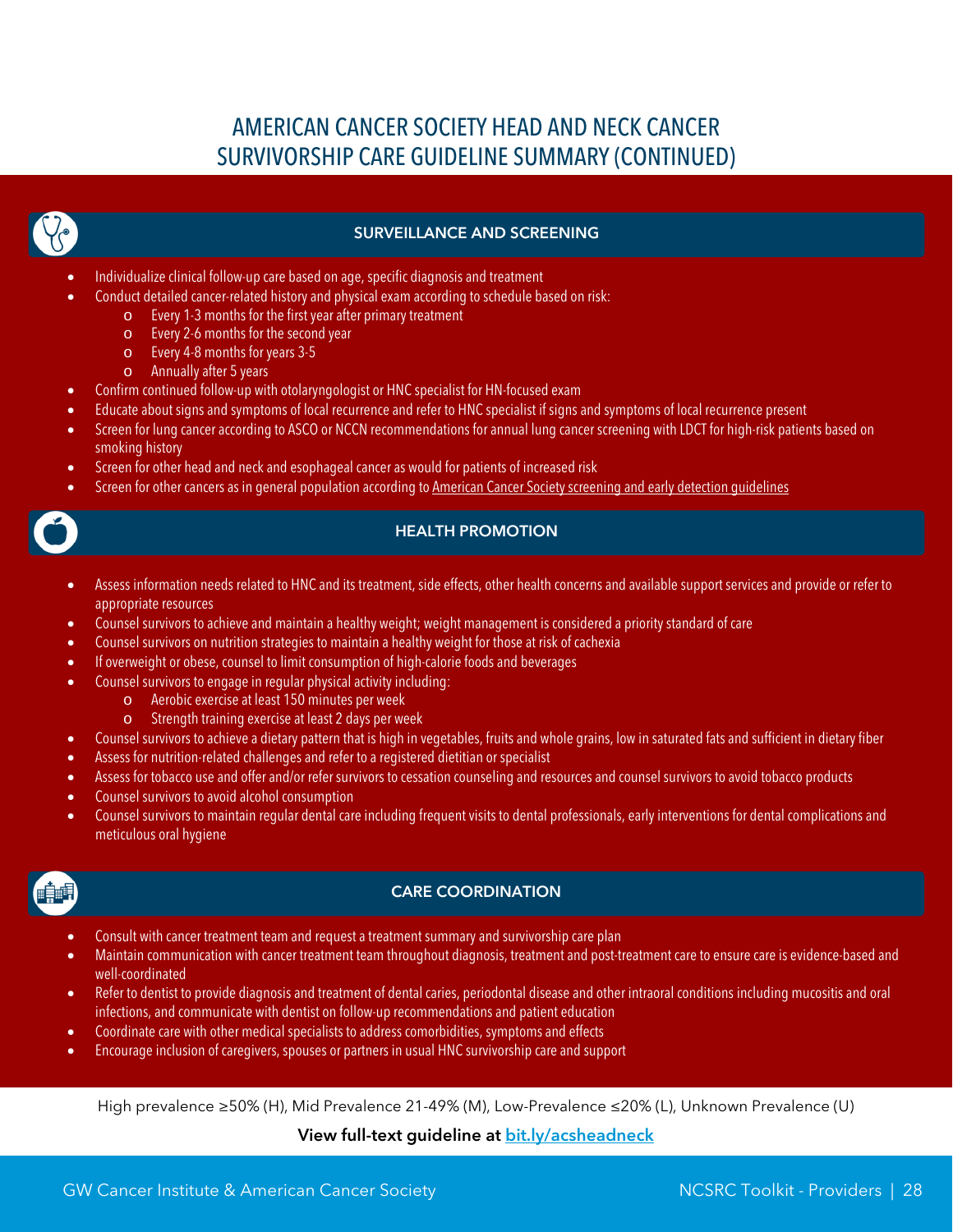# AMERICAN CANCER SOCIETY HEAD AND NECK CANCER SURVIVORSHIP CARE GUIDELINE SUMMARY (CONTINUED)

## SURVEILLANCE AND SCREENING

- Individualize clinical follow-up care based on age, specific diagnosis and treatment
- Conduct detailed cancer-related history and physical exam according to schedule based on risk:
  - Every 1-3 months for the first year after primary treatment
  - Every 2-6 months for the second year
  - Every 4-8 months for years 3-5
  - Annually after 5 years
- Confirm continued follow-up with otolaryngologist or HNC specialist for HN-focused exam
- Educate about signs and symptoms of local recurrence and refer to HNC specialist if signs and symptoms of local recurrence present
- Screen for lung cancer according to ASCO or NCCN recommendations for annual lung cancer screening with LDCT for high-risk patients based on smoking history
- Screen for other head and neck and esophageal cancer as would for patients of increased risk
- Screen for other cancers as in general population according to American Cancer Society screening and early detection guidelines

## HEALTH PROMOTION

- Assess information needs related to HNC and its treatment, side effects, other health concerns and available support services and provide or refer to appropriate resources
- Counsel survivors to achieve and maintain a healthy weight; weight management is considered a priority standard of care
- Counsel survivors on nutrition strategies to maintain a healthy weight for those at risk of cachexia
- If overweight or obese, counsel to limit consumption of high-calorie foods and beverages
- Counsel survivors to engage in regular physical activity including:
  - Aerobic exercise at least 150 minutes per week
  - Strength training exercise at least 2 days per week
- Counsel survivors to achieve a dietary pattern that is high in vegetables, fruits and whole grains, low in saturated fats and sufficient in dietary fiber
- Assess for nutrition-related challenges and refer to a registered dietitian or specialist
- Assess for tobacco use and offer and/or refer survivors to cessation counseling and resources and counsel survivors to avoid tobacco products
- Counsel survivors to avoid alcohol consumption
- Counsel survivors to maintain regular dental care including frequent visits to dental professionals, early interventions for dental complications and meticulous oral hygiene

## CARE COORDINATION

- Consult with cancer treatment team and request a treatment summary and survivorship care plan
- Maintain communication with cancer treatment team throughout diagnosis, treatment and post-treatment care to ensure care is evidence-based and well-coordinated
- Refer to dentist to provide diagnosis and treatment of dental caries, periodontal disease and other intraoral conditions including mucositis and oral infections, and communicate with dentist on follow-up recommendations and patient education
- Coordinate care with other medical specialists to address comorbidities, symptoms and effects
- Encourage inclusion of caregivers, spouses or partners in usual HNC survivorship care and support

High prevalence ≥50% (H), Mid Prevalence 21-49% (M), Low-Prevalence ≤20% (L), Unknown Prevalence (U)

**View full-text guideline at bit.ly/acsheadneck**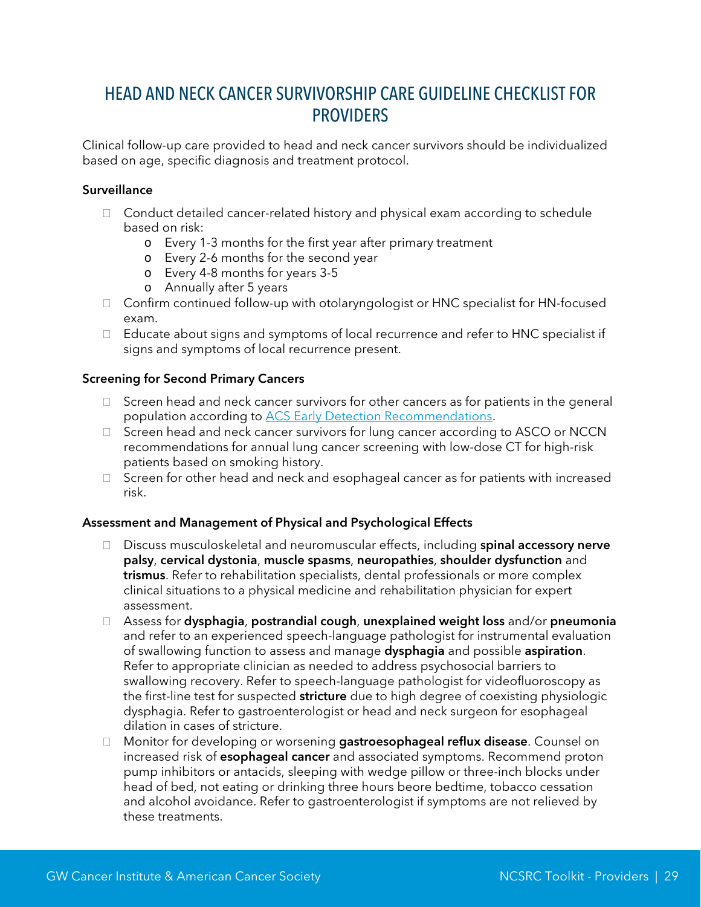# HEAD AND NECK CANCER SURVIVORSHIP CARE GUIDELINE CHECKLIST FOR PROVIDERS

Clinical follow-up care provided to head and neck cancer survivors should be individualized based on age, specific diagnosis and treatment protocol.

**Surveillance**

- ☐ Conduct detailed cancer-related history and physical exam according to schedule based on risk:
  - Every 1-3 months for the first year after primary treatment
  - Every 2-6 months for the second year
  - Every 4-8 months for years 3-5
  - Annually after 5 years
- ☐ Confirm continued follow-up with otolaryngologist or HNC specialist for HN-focused exam.
- ☐ Educate about signs and symptoms of local recurrence and refer to HNC specialist if signs and symptoms of local recurrence present.

**Screening for Second Primary Cancers**

- ☐ Screen head and neck cancer survivors for other cancers as for patients in the general population according to ACS Early Detection Recommendations.
- ☐ Screen head and neck cancer survivors for lung cancer according to ASCO or NCCN recommendations for annual lung cancer screening with low-dose CT for high-risk patients based on smoking history.
- ☐ Screen for other head and neck and esophageal cancer as for patients with increased risk.

**Assessment and Management of Physical and Psychological Effects**

- ☐ Discuss musculoskeletal and neuromuscular effects, including **spinal accessory nerve palsy**, **cervical dystonia**, **muscle spasms**, **neuropathies**, **shoulder dysfunction** and **trismus**. Refer to rehabilitation specialists, dental professionals or more complex clinical situations to a physical medicine and rehabilitation physician for expert assessment.
- ☐ Assess for **dysphagia**, **postrandial cough**, **unexplained weight loss** and/or **pneumonia** and refer to an experienced speech-language pathologist for instrumental evaluation of swallowing function to assess and manage **dysphagia** and possible **aspiration**. Refer to appropriate clinician as needed to address psychosocial barriers to swallowing recovery. Refer to speech-language pathologist for videofluoroscopy as the first-line test for suspected **stricture** due to high degree of coexisting physiologic dysphagia. Refer to gastroenterologist or head and neck surgeon for esophageal dilation in cases of stricture.
- ☐ Monitor for developing or worsening **gastroesophageal reflux disease**. Counsel on increased risk of **esophageal cancer** and associated symptoms. Recommend proton pump inhibitors or antacids, sleeping with wedge pillow or three-inch blocks under head of bed, not eating or drinking three hours beore bedtime, tobacco cessation and alcohol avoidance. Refer to gastroenterologist if symptoms are not relieved by these treatments.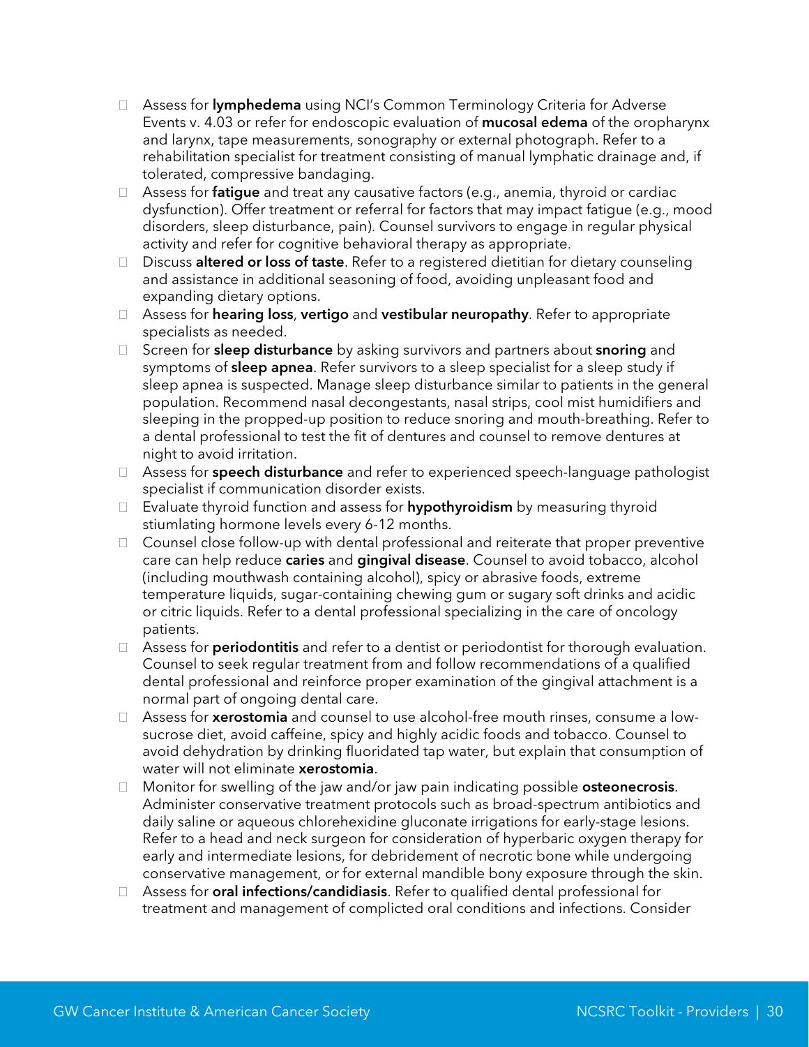- Assess for **lymphedema** using NCI's Common Terminology Criteria for Adverse Events v. 4.03 or refer for endoscopic evaluation of **mucosal edema** of the oropharynx and larynx, tape measurements, sonography or external photograph. Refer to a rehabilitation specialist for treatment consisting of manual lymphatic drainage and, if tolerated, compressive bandaging.
- Assess for **fatigue** and treat any causative factors (e.g., anemia, thyroid or cardiac dysfunction). Offer treatment or referral for factors that may impact fatigue (e.g., mood disorders, sleep disturbance, pain). Counsel survivors to engage in regular physical activity and refer for cognitive behavioral therapy as appropriate.
- Discuss **altered or loss of taste**. Refer to a registered dietitian for dietary counseling and assistance in additional seasoning of food, avoiding unpleasant food and expanding dietary options.
- Assess for **hearing loss**, **vertigo** and **vestibular neuropathy**. Refer to appropriate specialists as needed.
- Screen for **sleep disturbance** by asking survivors and partners about **snoring** and symptoms of **sleep apnea**. Refer survivors to a sleep specialist for a sleep study if sleep apnea is suspected. Manage sleep disturbance similar to patients in the general population. Recommend nasal decongestants, nasal strips, cool mist humidifiers and sleeping in the propped-up position to reduce snoring and mouth-breathing. Refer to a dental professional to test the fit of dentures and counsel to remove dentures at night to avoid irritation.
- Assess for **speech disturbance** and refer to experienced speech-language pathologist specialist if communication disorder exists.
- Evaluate thyroid function and assess for **hypothyroidism** by measuring thyroid stiumlating hormone levels every 6-12 months.
- Counsel close follow-up with dental professional and reiterate that proper preventive care can help reduce **caries** and **gingival disease**. Counsel to avoid tobacco, alcohol (including mouthwash containing alcohol), spicy or abrasive foods, extreme temperature liquids, sugar-containing chewing gum or sugary soft drinks and acidic or citric liquids. Refer to a dental professional specializing in the care of oncology patients.
- Assess for **periodontitis** and refer to a dentist or periodontist for thorough evaluation. Counsel to seek regular treatment from and follow recommendations of a qualified dental professional and reinforce proper examination of the gingival attachment is a normal part of ongoing dental care.
- Assess for **xerostomia** and counsel to use alcohol-free mouth rinses, consume a low-sucrose diet, avoid caffeine, spicy and highly acidic foods and tobacco. Counsel to avoid dehydration by drinking fluoridated tap water, but explain that consumption of water will not eliminate **xerostomia**.
- Monitor for swelling of the jaw and/or jaw pain indicating possible **osteonecrosis**. Administer conservative treatment protocols such as broad-spectrum antibiotics and daily saline or aqueous chlorehexidine gluconate irrigations for early-stage lesions. Refer to a head and neck surgeon for consideration of hyperbaric oxygen therapy for early and intermediate lesions, for debridement of necrotic bone while undergoing conservative management, or for external mandible bony exposure through the skin.
- Assess for **oral infections/candidiasis**. Refer to qualified dental professional for treatment and management of complicted oral conditions and infections. Consider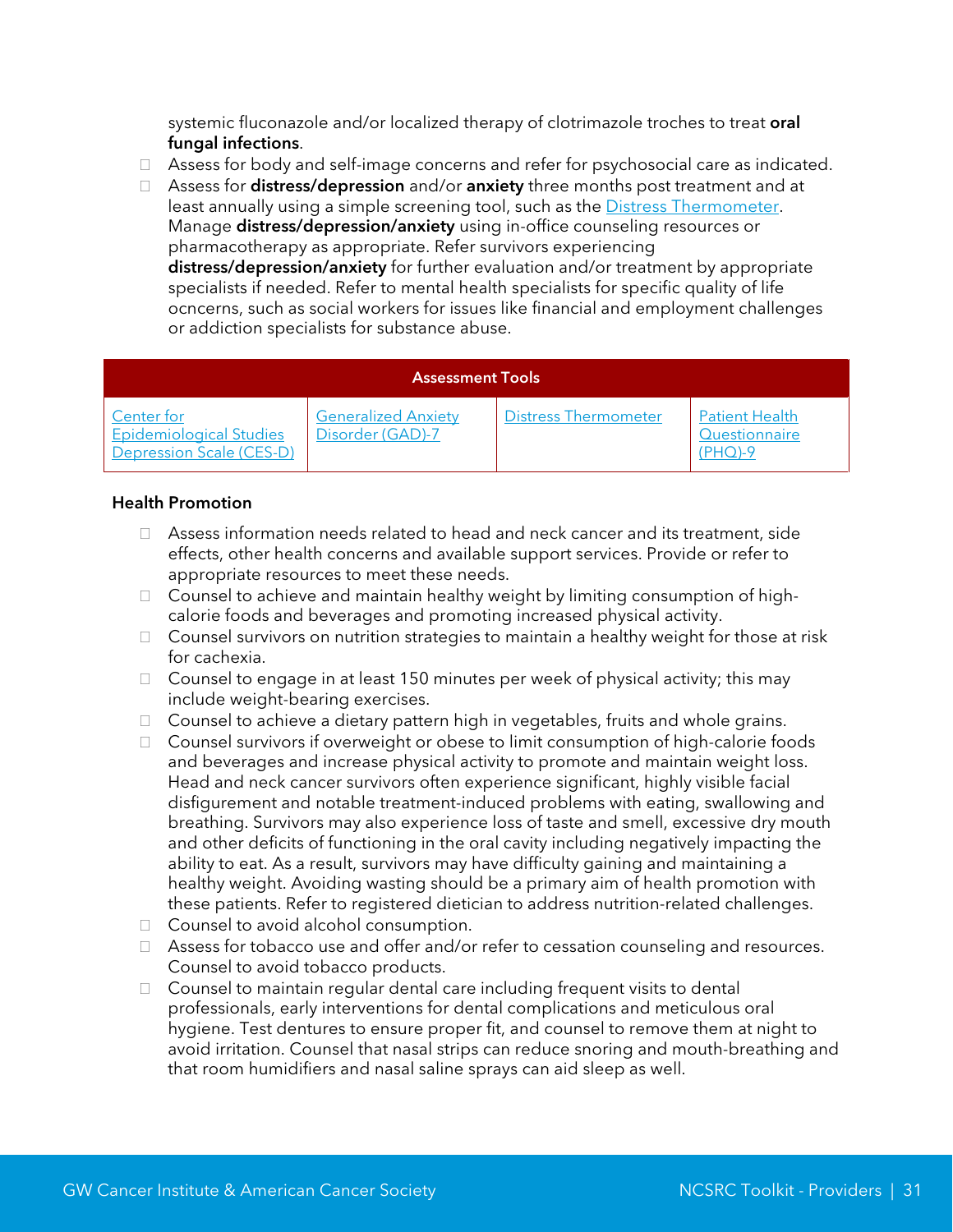systemic fluconazole and/or localized therapy of clotrimazole troches to treat **oral fungal infections**.

- Assess for body and self-image concerns and refer for psychosocial care as indicated.
- Assess for **distress/depression** and/or **anxiety** three months post treatment and at least annually using a simple screening tool, such as the Distress Thermometer. Manage **distress/depression/anxiety** using in-office counseling resources or pharmacotherapy as appropriate. Refer survivors experiencing **distress/depression/anxiety** for further evaluation and/or treatment by appropriate specialists if needed. Refer to mental health specialists for specific quality of life ocncerns, such as social workers for issues like financial and employment challenges or addiction specialists for substance abuse.

| Assessment Tools | | | |
|---|---|---|---|
| Center for Epidemiological Studies Depression Scale (CES-D) | Generalized Anxiety Disorder (GAD)-7 | Distress Thermometer | Patient Health Questionnaire (PHQ)-9 |

**Health Promotion**

- Assess information needs related to head and neck cancer and its treatment, side effects, other health concerns and available support services. Provide or refer to appropriate resources to meet these needs.
- Counsel to achieve and maintain healthy weight by limiting consumption of high-calorie foods and beverages and promoting increased physical activity.
- Counsel survivors on nutrition strategies to maintain a healthy weight for those at risk for cachexia.
- Counsel to engage in at least 150 minutes per week of physical activity; this may include weight-bearing exercises.
- Counsel to achieve a dietary pattern high in vegetables, fruits and whole grains.
- Counsel survivors if overweight or obese to limit consumption of high-calorie foods and beverages and increase physical activity to promote and maintain weight loss. Head and neck cancer survivors often experience significant, highly visible facial disfigurement and notable treatment-induced problems with eating, swallowing and breathing. Survivors may also experience loss of taste and smell, excessive dry mouth and other deficits of functioning in the oral cavity including negatively impacting the ability to eat. As a result, survivors may have difficulty gaining and maintaining a healthy weight. Avoiding wasting should be a primary aim of health promotion with these patients. Refer to registered dietician to address nutrition-related challenges.
- Counsel to avoid alcohol consumption.
- Assess for tobacco use and offer and/or refer to cessation counseling and resources. Counsel to avoid tobacco products.
- Counsel to maintain regular dental care including frequent visits to dental professionals, early interventions for dental complications and meticulous oral hygiene. Test dentures to ensure proper fit, and counsel to remove them at night to avoid irritation. Counsel that nasal strips can reduce snoring and mouth-breathing and that room humidifiers and nasal saline sprays can aid sleep as well.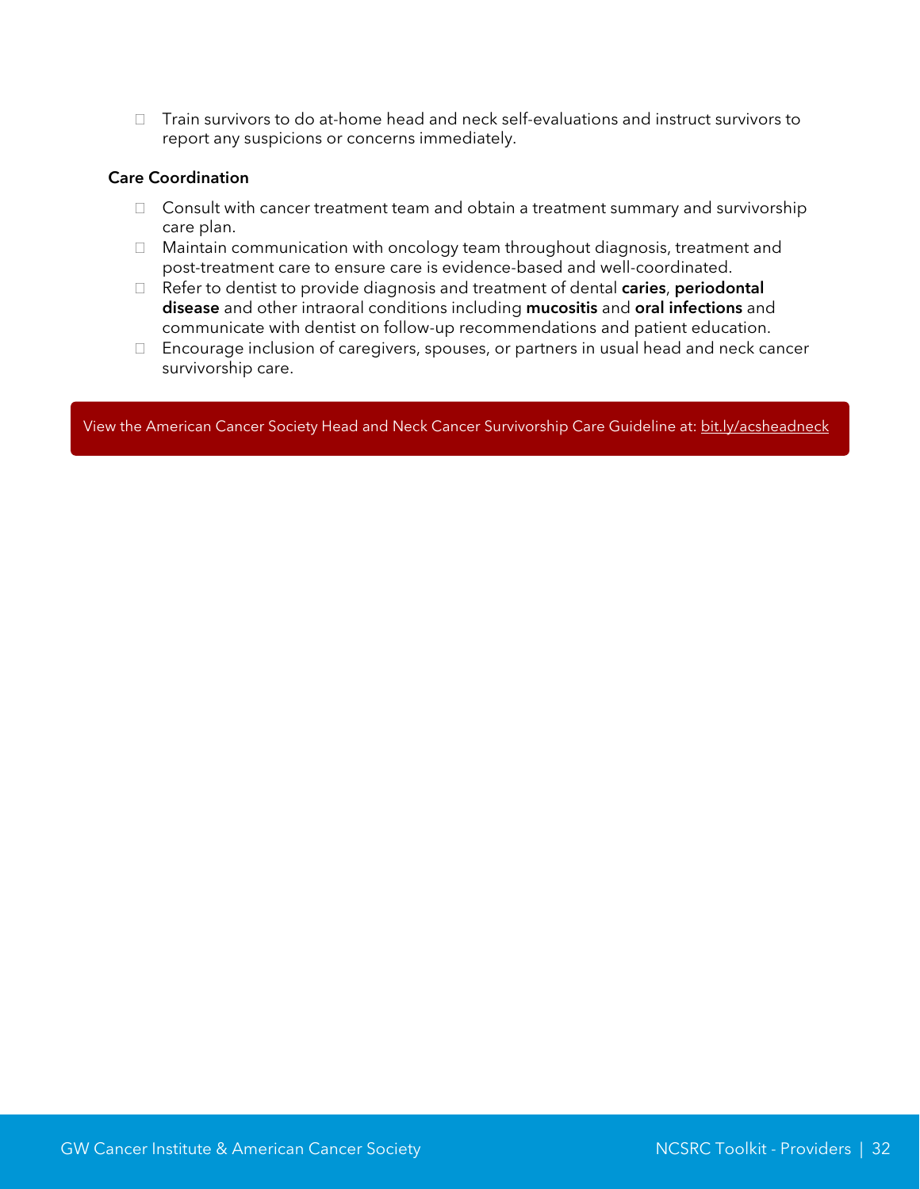- Train survivors to do at-home head and neck self-evaluations and instruct survivors to report any suspicions or concerns immediately.

**Care Coordination**

- Consult with cancer treatment team and obtain a treatment summary and survivorship care plan.
- Maintain communication with oncology team throughout diagnosis, treatment and post-treatment care to ensure care is evidence-based and well-coordinated.
- Refer to dentist to provide diagnosis and treatment of dental **caries**, **periodontal disease** and other intraoral conditions including **mucositis** and **oral infections** and communicate with dentist on follow-up recommendations and patient education.
- Encourage inclusion of caregivers, spouses, or partners in usual head and neck cancer survivorship care.

View the American Cancer Society Head and Neck Cancer Survivorship Care Guideline at: bit.ly/acsheadneck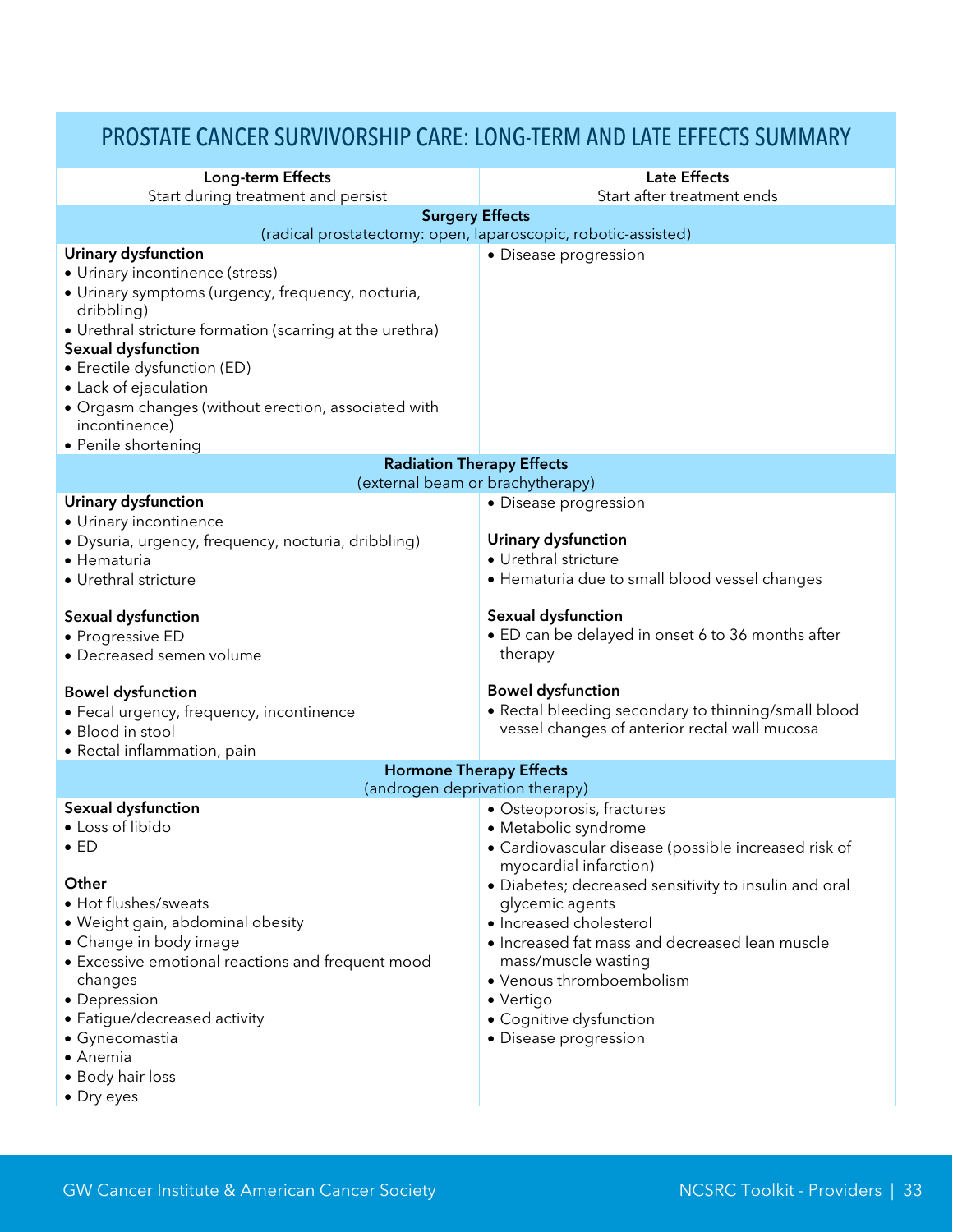## PROSTATE CANCER SURVIVORSHIP CARE: LONG-TERM AND LATE EFFECTS SUMMARY

| Long-term Effects<br>Start during treatment and persist | Late Effects<br>Start after treatment ends |
|---|---|
| **Surgery Effects**<br>(radical prostatectomy: open, laparoscopic, robotic-assisted) | |
| **Urinary dysfunction**<br>• Urinary incontinence (stress)<br>• Urinary symptoms (urgency, frequency, nocturia, dribbling)<br>• Urethral structure formation (scarring at the urethra)<br>**Sexual dysfunction**<br>• Erectile dysfunction (ED)<br>• Lack of ejaculation<br>• Orgasm changes (without erection, associated with incontinence)<br>• Penile shortening | • Disease progression |
| **Radiation Therapy Effects**<br>(external beam or brachytherapy) | |
| **Urinary dysfunction**<br>• Urinary incontinence<br>• Dysuria, urgency, frequency, nocturia, dribbling)<br>• Hematuria<br>• Urethral stricture<br><br>**Sexual dysfunction**<br>• Progressive ED<br>• Decreased semen volume<br><br>**Bowel dysfunction**<br>• Fecal urgency, frequency, incontinence<br>• Blood in stool<br>• Rectal inflammation, pain | • Disease progression<br><br>**Urinary dysfunction**<br>• Urethral stricture<br>• Hematuria due to small blood vessel changes<br><br>**Sexual dysfunction**<br>• ED can be delayed in onset 6 to 36 months after therapy<br><br>**Bowel dysfunction**<br>• Rectal bleeding secondary to thinning/small blood vessel changes of anterior rectal wall mucosa |
| **Hormone Therapy Effects**<br>(androgen deprivation therapy) | |
| **Sexual dysfunction**<br>• Loss of libido<br>• ED<br><br>**Other**<br>• Hot flushes/sweats<br>• Weight gain, abdominal obesity<br>• Change in body image<br>• Excessive emotional reactions and frequent mood changes<br>• Depression<br>• Fatigue/decreased activity<br>• Gynecomastia<br>• Anemia<br>• Body hair loss<br>• Dry eyes | • Osteoporosis, fractures<br>• Metabolic syndrome<br>• Cardiovascular disease (possible increased risk of myocardial infarction)<br>• Diabetes; decreased sensitivity to insulin and oral glycemic agents<br>• Increased cholesterol<br>• Increased fat mass and decreased lean muscle mass/muscle wasting<br>• Venous thromboembolism<br>• Vertigo<br>• Cognitive dysfunction<br>• Disease progression |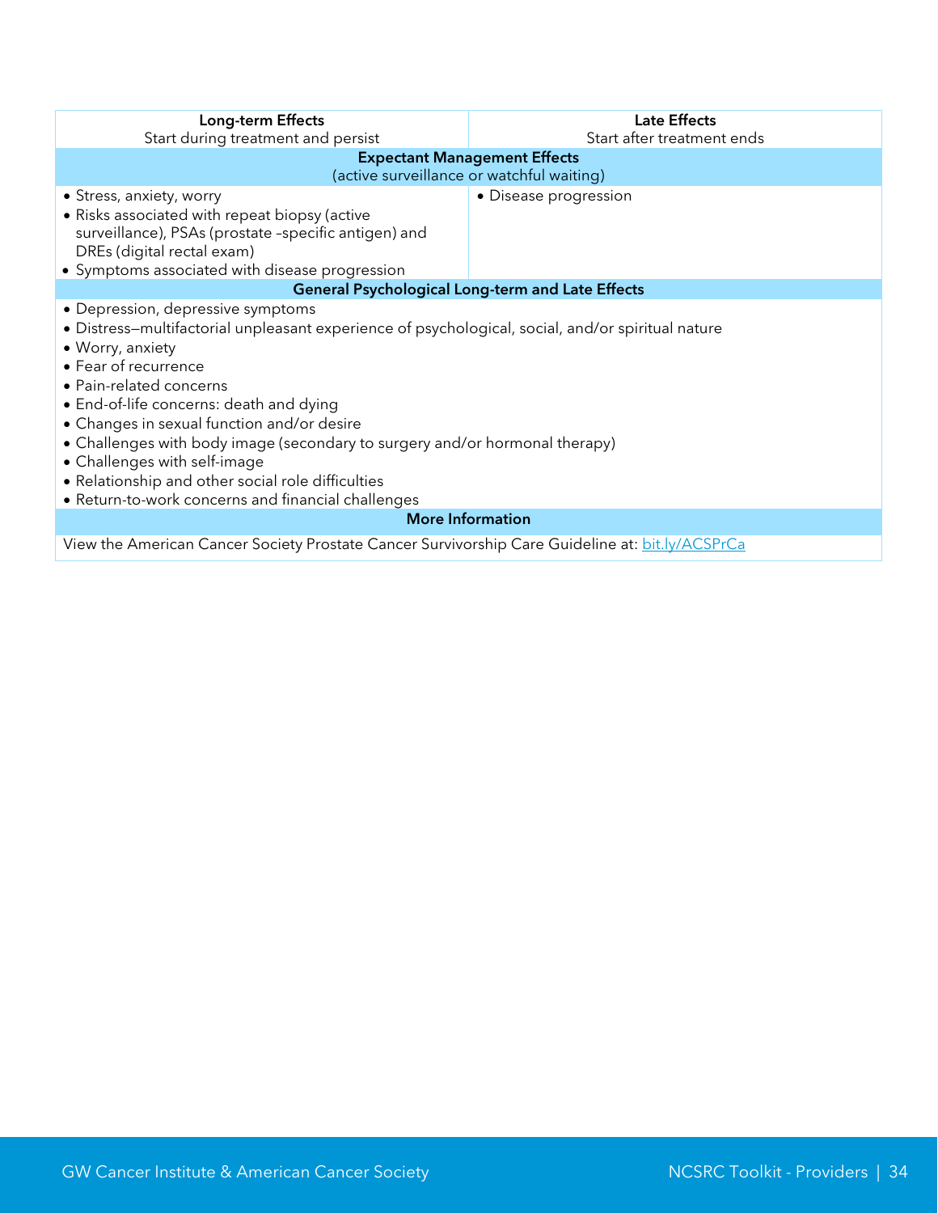| **Long-term Effects**<br>Start during treatment and persist | **Late Effects**<br>Start after treatment ends |
|---|---|
| **Expectant Management Effects**<br>(active surveillance or watchful waiting) | |
| • Stress, anxiety, worry<br>• Risks associated with repeat biopsy (active surveillance), PSAs (prostate –specific antigen) and DREs (digital rectal exam)<br>• Symptoms associated with disease progression | • Disease progression |
| **General Psychological Long-term and Late Effects** | |
| • Depression, depressive symptoms<br>• Distress—multifactorial unpleasant experience of psychological, social, and/or spiritual nature<br>• Worry, anxiety<br>• Fear of recurrence<br>• Pain-related concerns<br>• End-of-life concerns: death and dying<br>• Changes in sexual function and/or desire<br>• Challenges with body image (secondary to surgery and/or hormonal therapy)<br>• Challenges with self-image<br>• Relationship and other social role difficulties<br>• Return-to-work concerns and financial challenges | |
| **More Information** | |
| View the American Cancer Society Prostate Cancer Survivorship Care Guideline at: bit.ly/ACSPrCa | |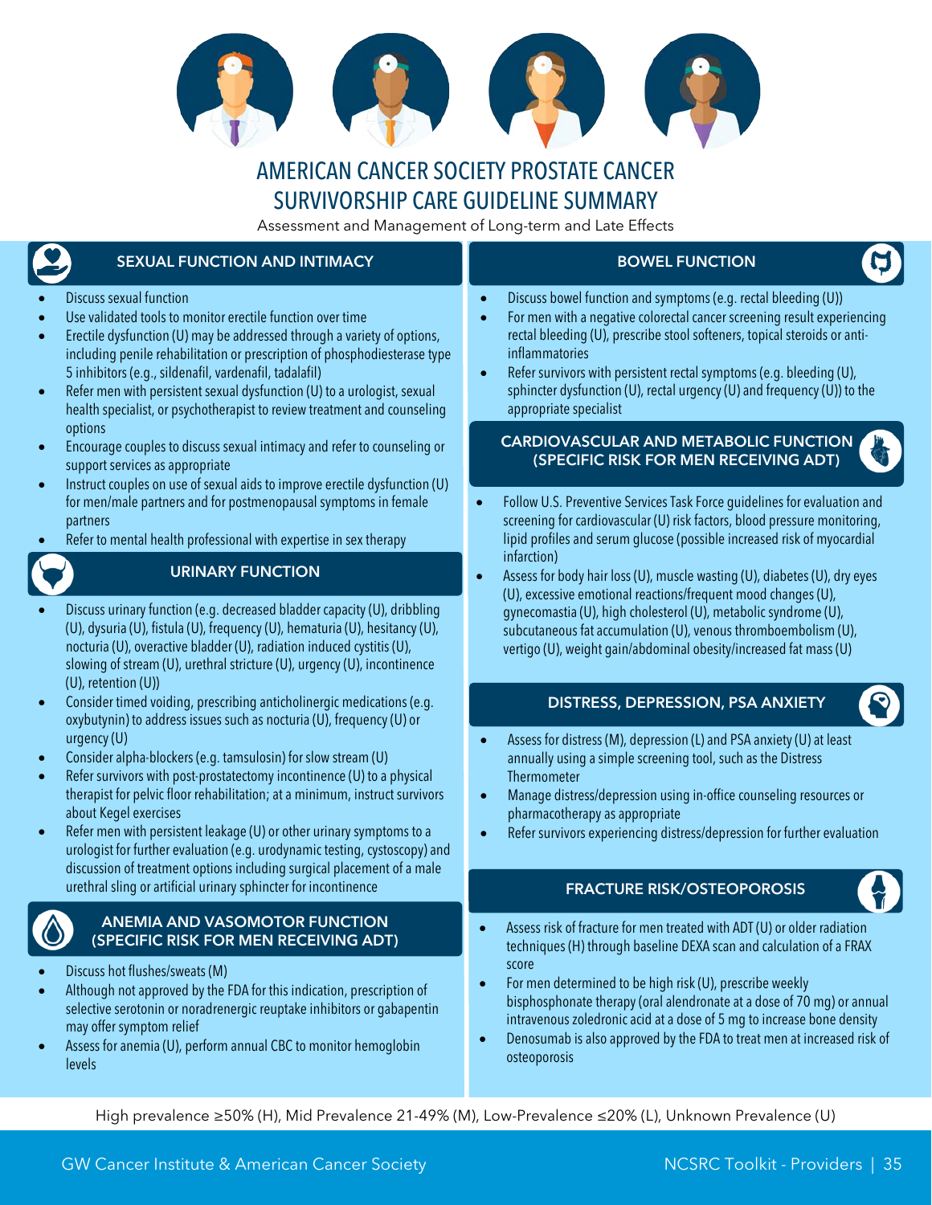# AMERICAN CANCER SOCIETY PROSTATE CANCER SURVIVORSHIP CARE GUIDELINE SUMMARY

Assessment and Management of Long-term and Late Effects

## SEXUAL FUNCTION AND INTIMACY

- Discuss sexual function
- Use validated tools to monitor erectile function over time
- Erectile dysfunction (U) may be addressed through a variety of options, including penile rehabilitation or prescription of phosphodiesterase type 5 inhibitors (e.g., sildenafil, vardenafil, tadalafil)
- Refer men with persistent sexual dysfunction (U) to a urologist, sexual health specialist, or psychotherapist to review treatment and counseling options
- Encourage couples to discuss sexual intimacy and refer to counseling or support services as appropriate
- Instruct couples on use of sexual aids to improve erectile dysfunction (U) for men/male partners and for postmenopausal symptoms in female partners
- Refer to mental health professional with expertise in sex therapy

## URINARY FUNCTION

- Discuss urinary function (e.g. decreased bladder capacity (U), dribbling (U), dysuria (U), fistula (U), frequency (U), hematuria (U), hesitancy (U), nocturia (U), overactive bladder (U), radiation induced cystitis (U), slowing of stream (U), urethral stricture (U), urgency (U), incontinence (U), retention (U))
- Consider timed voiding, prescribing anticholinergic medications (e.g. oxybutynin) to address issues such as nocturia (U), frequency (U) or urgency (U)
- Consider alpha-blockers (e.g. tamsulosin) for slow stream (U)
- Refer survivors with post-prostatectomy incontinence (U) to a physical therapist for pelvic floor rehabilitation; at a minimum, instruct survivors about Kegel exercises
- Refer men with persistent leakage (U) or other urinary symptoms to a urologist for further evaluation (e.g. urodynamic testing, cystoscopy) and discussion of treatment options including surgical placement of a male urethral sling or artificial urinary sphincter for incontinence

## ANEMIA AND VASOMOTOR FUNCTION (SPECIFIC RISK FOR MEN RECEIVING ADT)

- Discuss hot flushes/sweats (M)
- Although not approved by the FDA for this indication, prescription of selective serotonin or noradrenergic reuptake inhibitors or gabapentin may offer symptom relief
- Assess for anemia (U), perform annual CBC to monitor hemoglobin levels

## BOWEL FUNCTION

- Discuss bowel function and symptoms (e.g. rectal bleeding (U))
- For men with a negative colorectal cancer screening result experiencing rectal bleeding (U), prescribe stool softeners, topical steroids or anti-inflammatories
- Refer survivors with persistent rectal symptoms (e.g. bleeding (U), sphincter dysfunction (U), rectal urgency (U) and frequency (U)) to the appropriate specialist

## CARDIOVASCULAR AND METABOLIC FUNCTION (SPECIFIC RISK FOR MEN RECEIVING ADT)

- Follow U.S. Preventive Services Task Force guidelines for evaluation and screening for cardiovascular (U) risk factors, blood pressure monitoring, lipid profiles and serum glucose (possible increased risk of myocardial infarction)
- Assess for body hair loss (U), muscle wasting (U), diabetes (U), dry eyes (U), excessive emotional reactions/frequent mood changes (U), gynecomastia (U), high cholesterol (U), metabolic syndrome (U), subcutaneous fat accumulation (U), venous thromboembolism (U), vertigo (U), weight gain/abdominal obesity/increased fat mass (U)

## DISTRESS, DEPRESSION, PSA ANXIETY

- Assess for distress (M), depression (L) and PSA anxiety (U) at least annually using a simple screening tool, such as the Distress Thermometer
- Manage distress/depression using in-office counseling resources or pharmacotherapy as appropriate
- Refer survivors experiencing distress/depression for further evaluation

## FRACTURE RISK/OSTEOPOROSIS

- Assess risk of fracture for men treated with ADT (U) or older radiation techniques (H) through baseline DEXA scan and calculation of a FRAX score
- For men determined to be high risk (U), prescribe weekly bisphosphonate therapy (oral alendronate at a dose of 70 mg) or annual intravenous zoledronic acid at a dose of 5 mg to increase bone density
- Denosumab is also approved by the FDA to treat men at increased risk of osteoporosis

High prevalence ≥50% (H), Mid Prevalence 21-49% (M), Low-Prevalence ≤20% (L), Unknown Prevalence (U)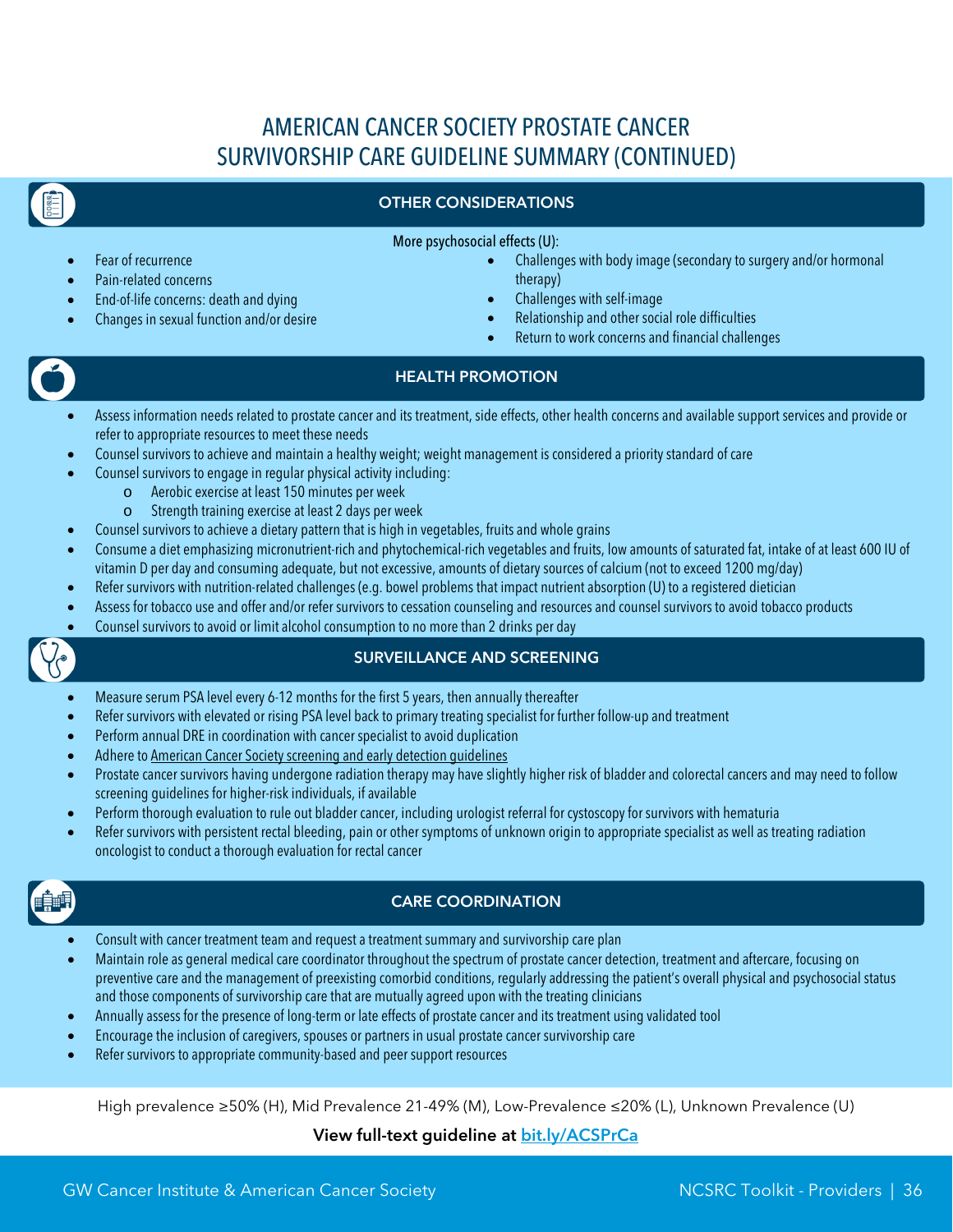# AMERICAN CANCER SOCIETY PROSTATE CANCER SURVIVORSHIP CARE GUIDELINE SUMMARY (CONTINUED)

## OTHER CONSIDERATIONS

More psychosocial effects (U):

- Fear of recurrence
- Pain-related concerns
- End-of-life concerns: death and dying
- Changes in sexual function and/or desire
- Challenges with body image (secondary to surgery and/or hormonal therapy)
- Challenges with self-image
- Relationship and other social role difficulties
- Return to work concerns and financial challenges

## HEALTH PROMOTION

- Assess information needs related to prostate cancer and its treatment, side effects, other health concerns and available support services and provide or refer to appropriate resources to meet these needs
- Counsel survivors to achieve and maintain a healthy weight; weight management is considered a priority standard of care
- Counsel survivors to engage in regular physical activity including:
    - Aerobic exercise at least 150 minutes per week
    - Strength training exercise at least 2 days per week
- Counsel survivors to achieve a dietary pattern that is high in vegetables, fruits and whole grains
- Consume a diet emphasizing micronutrient-rich and phytochemical-rich vegetables and fruits, low amounts of saturated fat, intake of at least 600 IU of vitamin D per day and consuming adequate, but not excessive, amounts of dietary sources of calcium (not to exceed 1200 mg/day)
- Refer survivors with nutrition-related challenges (e.g. bowel problems that impact nutrient absorption (U) to a registered dietician
- Assess for tobacco use and offer and/or refer survivors to cessation counseling and resources and counsel survivors to avoid tobacco products
- Counsel survivors to avoid or limit alcohol consumption to no more than 2 drinks per day

## SURVEILLANCE AND SCREENING

- Measure serum PSA level every 6-12 months for the first 5 years, then annually thereafter
- Refer survivors with elevated or rising PSA level back to primary treating specialist for further follow-up and treatment
- Perform annual DRE in coordination with cancer specialist to avoid duplication
- Adhere to American Cancer Society screening and early detection guidelines
- Prostate cancer survivors having undergone radiation therapy may have slightly higher risk of bladder and colorectal cancers and may need to follow screening guidelines for higher-risk individuals, if available
- Perform thorough evaluation to rule out bladder cancer, including urologist referral for cystoscopy for survivors with hematuria
- Refer survivors with persistent rectal bleeding, pain or other symptoms of unknown origin to appropriate specialist as well as treating radiation oncologist to conduct a thorough evaluation for rectal cancer

## CARE COORDINATION

- Consult with cancer treatment team and request a treatment summary and survivorship care plan
- Maintain role as general medical care coordinator throughout the spectrum of prostate cancer detection, treatment and aftercare, focusing on preventive care and the management of preexisting comorbid conditions, regularly addressing the patient's overall physical and psychosocial status and those components of survivorship care that are mutually agreed upon with the treating clinicians
- Annually assess for the presence of long-term or late effects of prostate cancer and its treatment using validated tool
- Encourage the inclusion of caregivers, spouses or partners in usual prostate cancer survivorship care
- Refer survivors to appropriate community-based and peer support resources

High prevalence ≥50% (H), Mid Prevalence 21-49% (M), Low-Prevalence ≤20% (L), Unknown Prevalence (U)

**View full-text guideline at bit.ly/ACSPrCa**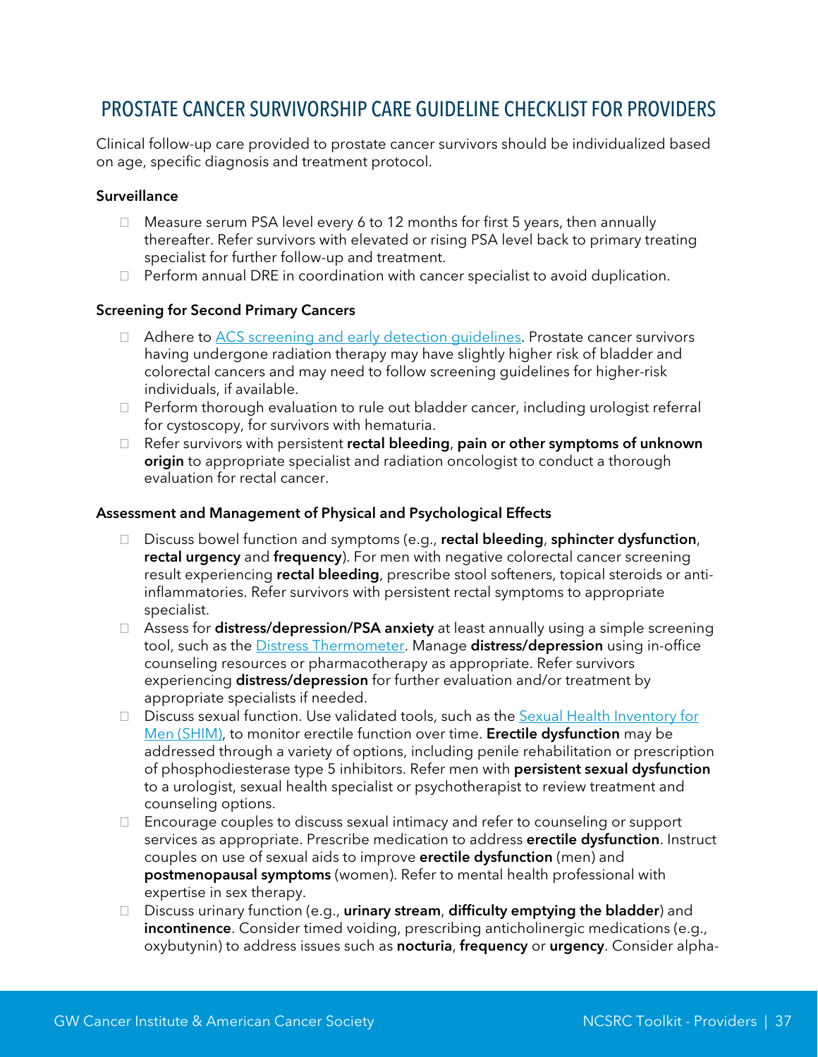# PROSTATE CANCER SURVIVORSHIP CARE GUIDELINE CHECKLIST FOR PROVIDERS

Clinical follow-up care provided to prostate cancer survivors should be individualized based on age, specific diagnosis and treatment protocol.

**Surveillance**

- Measure serum PSA level every 6 to 12 months for first 5 years, then annually thereafter. Refer survivors with elevated or rising PSA level back to primary treating specialist for further follow-up and treatment.
- Perform annual DRE in coordination with cancer specialist to avoid duplication.

**Screening for Second Primary Cancers**

- Adhere to ACS screening and early detection guidelines. Prostate cancer survivors having undergone radiation therapy may have slightly higher risk of bladder and colorectal cancers and may need to follow screening guidelines for higher-risk individuals, if available.
- Perform thorough evaluation to rule out bladder cancer, including urologist referral for cystoscopy, for survivors with hematuria.
- Refer survivors with persistent **rectal bleeding**, **pain or other symptoms of unknown origin** to appropriate specialist and radiation oncologist to conduct a thorough evaluation for rectal cancer.

**Assessment and Management of Physical and Psychological Effects**

- Discuss bowel function and symptoms (e.g., **rectal bleeding**, **sphincter dysfunction**, **rectal urgency** and **frequency**). For men with negative colorectal cancer screening result experiencing **rectal bleeding**, prescribe stool softeners, topical steroids or anti-inflammatories. Refer survivors with persistent rectal symptoms to appropriate specialist.
- Assess for **distress/depression/PSA anxiety** at least annually using a simple screening tool, such as the Distress Thermometer. Manage **distress/depression** using in-office counseling resources or pharmacotherapy as appropriate. Refer survivors experiencing **distress/depression** for further evaluation and/or treatment by appropriate specialists if needed.
- Discuss sexual function. Use validated tools, such as the Sexual Health Inventory for Men (SHIM), to monitor erectile function over time. **Erectile dysfunction** may be addressed through a variety of options, including penile rehabilitation or prescription of phosphodiesterase type 5 inhibitors. Refer men with **persistent sexual dysfunction** to a urologist, sexual health specialist or psychotherapist to review treatment and counseling options.
- Encourage couples to discuss sexual intimacy and refer to counseling or support services as appropriate. Prescribe medication to address **erectile dysfunction**. Instruct couples on use of sexual aids to improve **erectile dysfunction** (men) and **postmenopausal symptoms** (women). Refer to mental health professional with expertise in sex therapy.
- Discuss urinary function (e.g., **urinary stream**, **difficulty emptying the bladder**) and **incontinence**. Consider timed voiding, prescribing anticholinergic medications (e.g., oxybutynin) to address issues such as **nocturia**, **frequency** or **urgency**. Consider alpha-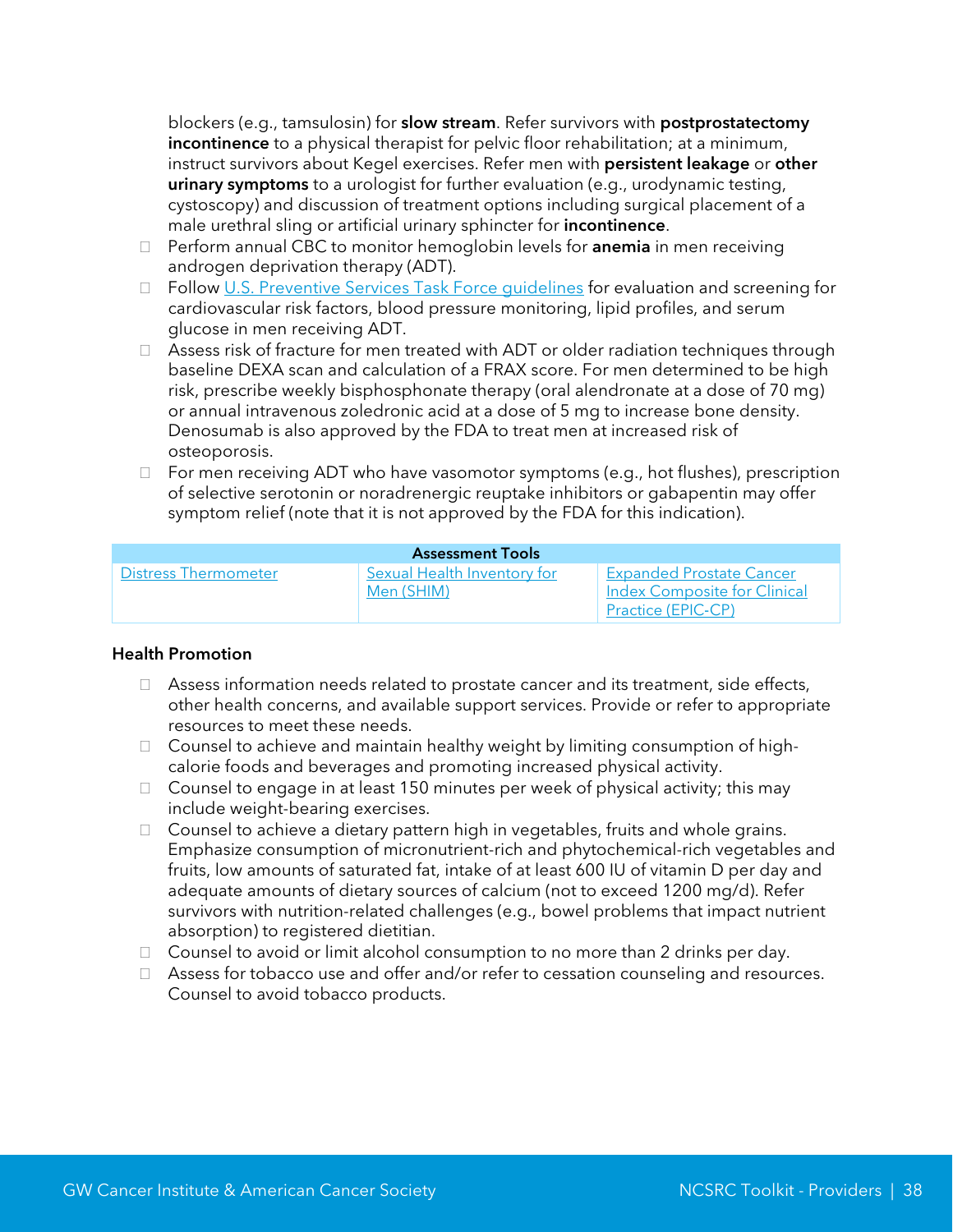blockers (e.g., tamsulosin) for **slow stream**. Refer survivors with **postprostatectomy incontinence** to a physical therapist for pelvic floor rehabilitation; at a minimum, instruct survivors about Kegel exercises. Refer men with **persistent leakage** or **other urinary symptoms** to a urologist for further evaluation (e.g., urodynamic testing, cystoscopy) and discussion of treatment options including surgical placement of a male urethral sling or artificial urinary sphincter for **incontinence**.

- Perform annual CBC to monitor hemoglobin levels for **anemia** in men receiving androgen deprivation therapy (ADT).
- Follow U.S. Preventive Services Task Force guidelines for evaluation and screening for cardiovascular risk factors, blood pressure monitoring, lipid profiles, and serum glucose in men receiving ADT.
- Assess risk of fracture for men treated with ADT or older radiation techniques through baseline DEXA scan and calculation of a FRAX score. For men determined to be high risk, prescribe weekly bisphosphonate therapy (oral alendronate at a dose of 70 mg) or annual intravenous zoledronic acid at a dose of 5 mg to increase bone density. Denosumab is also approved by the FDA to treat men at increased risk of osteoporosis.
- For men receiving ADT who have vasomotor symptoms (e.g., hot flushes), prescription of selective serotonin or noradrenergic reuptake inhibitors or gabapentin may offer symptom relief (note that it is not approved by the FDA for this indication).

| Assessment Tools | | |
|---|---|---|
| Distress Thermometer | Sexual Health Inventory for Men (SHIM) | Expanded Prostate Cancer Index Composite for Clinical Practice (EPIC-CP) |

### Health Promotion

- Assess information needs related to prostate cancer and its treatment, side effects, other health concerns, and available support services. Provide or refer to appropriate resources to meet these needs.
- Counsel to achieve and maintain healthy weight by limiting consumption of high-calorie foods and beverages and promoting increased physical activity.
- Counsel to engage in at least 150 minutes per week of physical activity; this may include weight-bearing exercises.
- Counsel to achieve a dietary pattern high in vegetables, fruits and whole grains. Emphasize consumption of micronutrient-rich and phytochemical-rich vegetables and fruits, low amounts of saturated fat, intake of at least 600 IU of vitamin D per day and adequate amounts of dietary sources of calcium (not to exceed 1200 mg/d). Refer survivors with nutrition-related challenges (e.g., bowel problems that impact nutrient absorption) to registered dietitian.
- Counsel to avoid or limit alcohol consumption to no more than 2 drinks per day.
- Assess for tobacco use and offer and/or refer to cessation counseling and resources. Counsel to avoid tobacco products.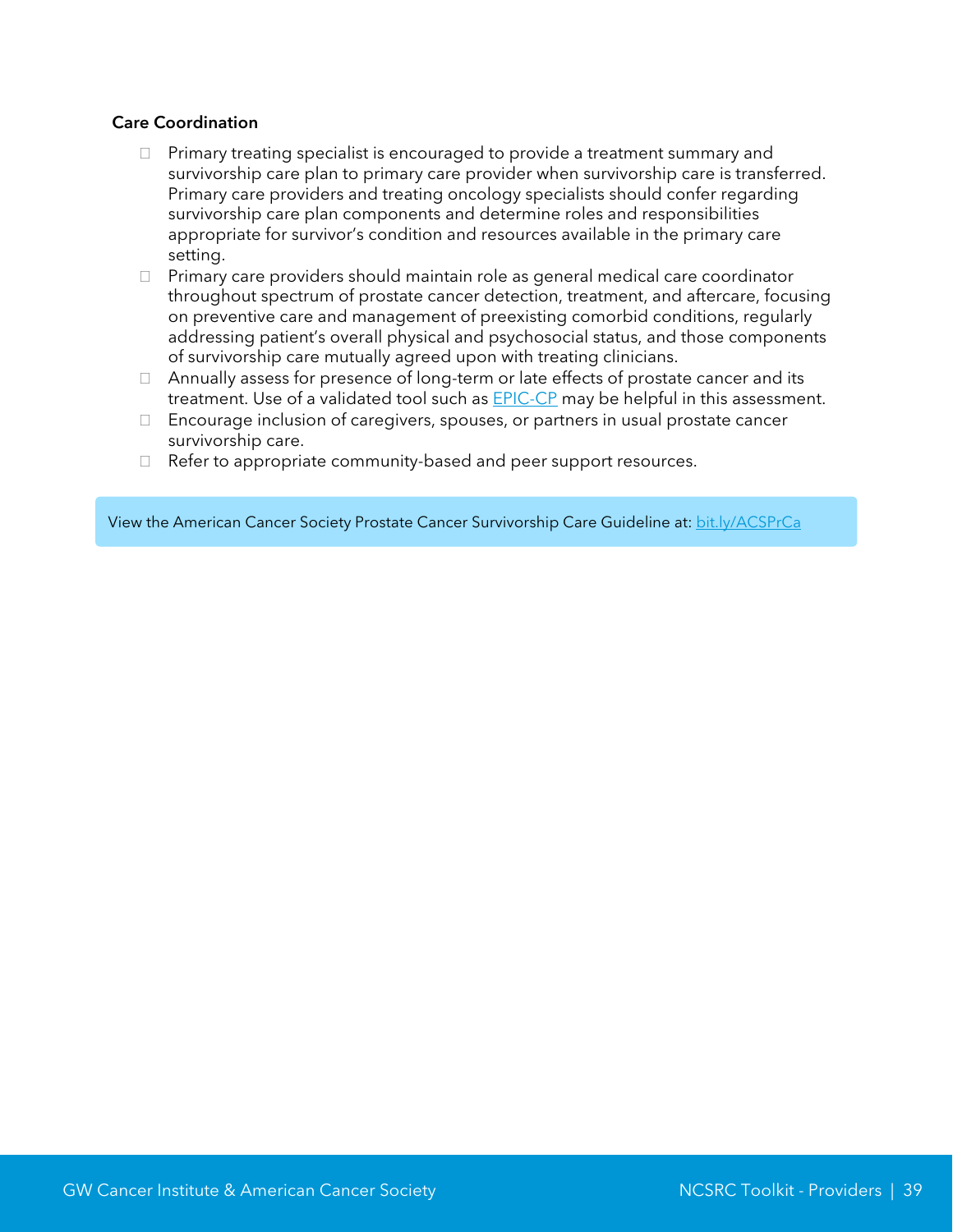**Care Coordination**

- Primary treating specialist is encouraged to provide a treatment summary and survivorship care plan to primary care provider when survivorship care is transferred. Primary care providers and treating oncology specialists should confer regarding survivorship care plan components and determine roles and responsibilities appropriate for survivor's condition and resources available in the primary care setting.
- Primary care providers should maintain role as general medical care coordinator throughout spectrum of prostate cancer detection, treatment, and aftercare, focusing on preventive care and management of preexisting comorbid conditions, regularly addressing patient's overall physical and psychosocial status, and those components of survivorship care mutually agreed upon with treating clinicians.
- Annually assess for presence of long-term or late effects of prostate cancer and its treatment. Use of a validated tool such as EPIC-CP may be helpful in this assessment.
- Encourage inclusion of caregivers, spouses, or partners in usual prostate cancer survivorship care.
- Refer to appropriate community-based and peer support resources.

View the American Cancer Society Prostate Cancer Survivorship Care Guideline at: bit.ly/ACSPrCa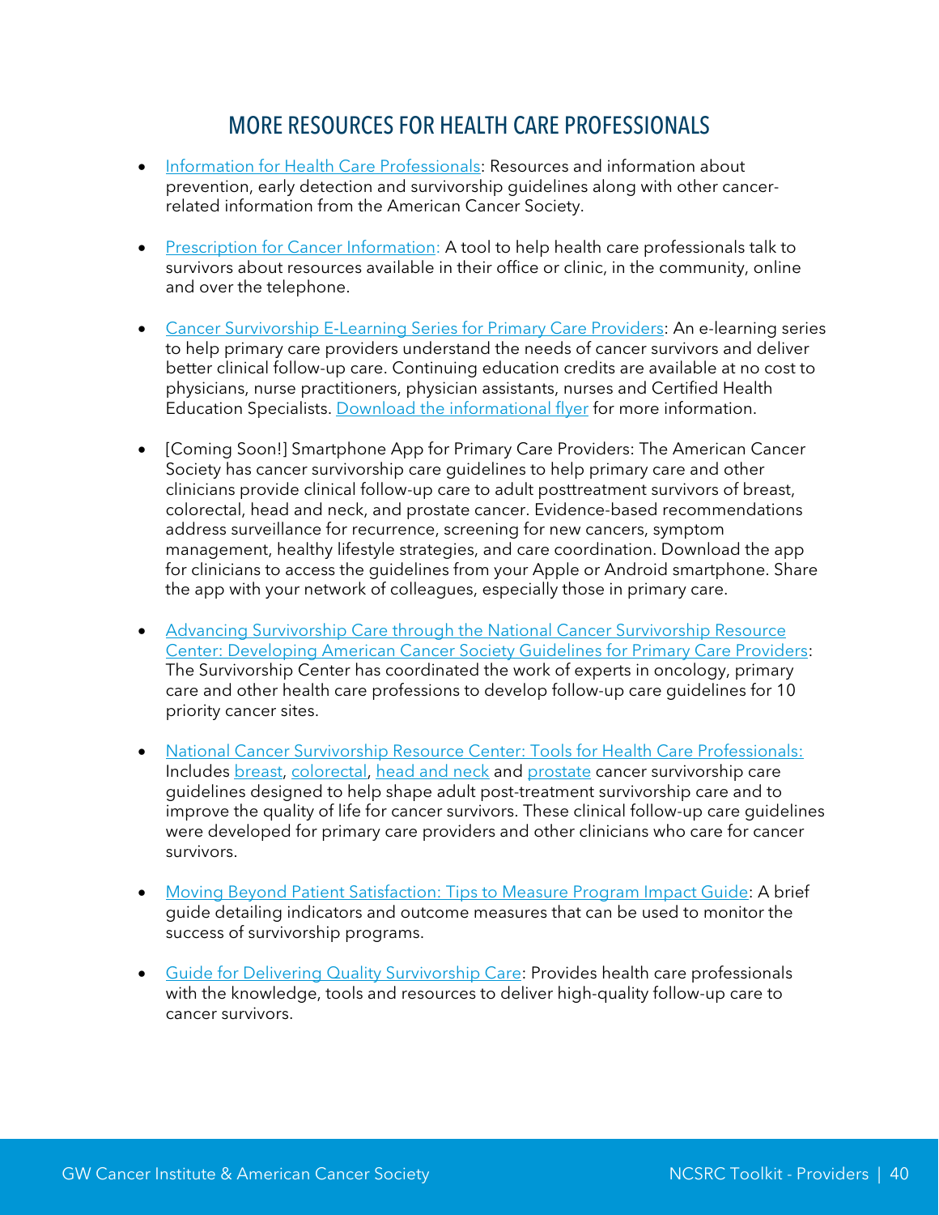## MORE RESOURCES FOR HEALTH CARE PROFESSIONALS

- Information for Health Care Professionals: Resources and information about prevention, early detection and survivorship guidelines along with other cancer-related information from the American Cancer Society.

- Prescription for Cancer Information: A tool to help health care professionals talk to survivors about resources available in their office or clinic, in the community, online and over the telephone.

- Cancer Survivorship E-Learning Series for Primary Care Providers: An e-learning series to help primary care providers understand the needs of cancer survivors and deliver better clinical follow-up care. Continuing education credits are available at no cost to physicians, nurse practitioners, physician assistants, nurses and Certified Health Education Specialists. Download the informational flyer for more information.

- [Coming Soon!] Smartphone App for Primary Care Providers: The American Cancer Society has cancer survivorship care guidelines to help primary care and other clinicians provide clinical follow-up care to adult posttreatment survivors of breast, colorectal, head and neck, and prostate cancer. Evidence-based recommendations address surveillance for recurrence, screening for new cancers, symptom management, healthy lifestyle strategies, and care coordination. Download the app for clinicians to access the guidelines from your Apple or Android smartphone. Share the app with your network of colleagues, especially those in primary care.

- Advancing Survivorship Care through the National Cancer Survivorship Resource Center: Developing American Cancer Society Guidelines for Primary Care Providers: The Survivorship Center has coordinated the work of experts in oncology, primary care and other health care professions to develop follow-up care guidelines for 10 priority cancer sites.

- National Cancer Survivorship Resource Center: Tools for Health Care Professionals: Includes breast, colorectal, head and neck and prostate cancer survivorship care guidelines designed to help shape adult post-treatment survivorship care and to improve the quality of life for cancer survivors. These clinical follow-up care guidelines were developed for primary care providers and other clinicians who care for cancer survivors.

- Moving Beyond Patient Satisfaction: Tips to Measure Program Impact Guide: A brief guide detailing indicators and outcome measures that can be used to monitor the success of survivorship programs.

- Guide for Delivering Quality Survivorship Care: Provides health care professionals with the knowledge, tools and resources to deliver high-quality follow-up care to cancer survivors.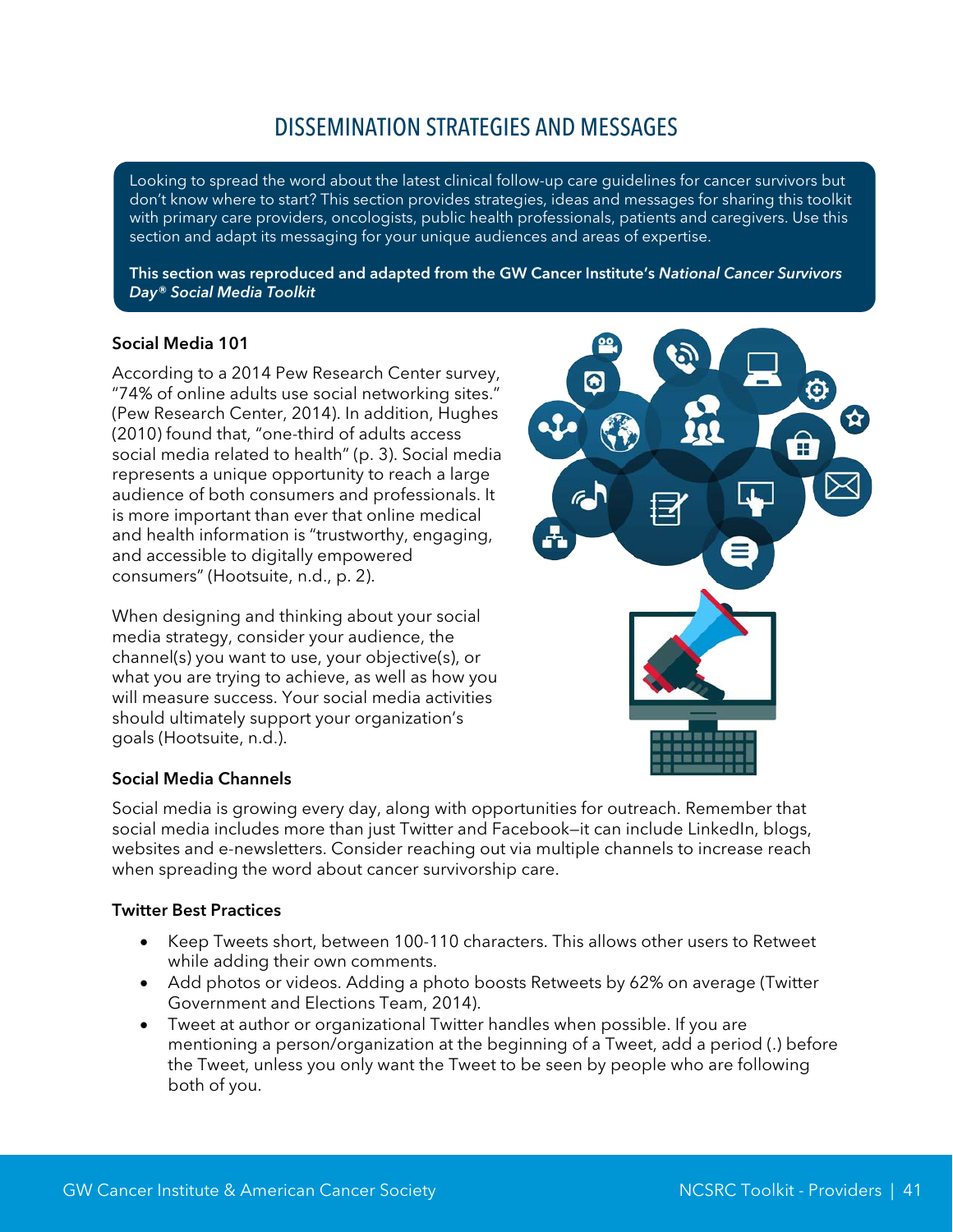# DISSEMINATION STRATEGIES AND MESSAGES

Looking to spread the word about the latest clinical follow-up care guidelines for cancer survivors but don't know where to start? This section provides strategies, ideas and messages for sharing this toolkit with primary care providers, oncologists, public health professionals, patients and caregivers. Use this section and adapt its messaging for your unique audiences and areas of expertise.

**This section was reproduced and adapted from the GW Cancer Institute's *National Cancer Survivors Day® Social Media Toolkit***

### Social Media 101

According to a 2014 Pew Research Center survey, "74% of online adults use social networking sites." (Pew Research Center, 2014). In addition, Hughes (2010) found that, "one-third of adults access social media related to health" (p. 3). Social media represents a unique opportunity to reach a large audience of both consumers and professionals. It is more important than ever that online medical and health information is "trustworthy, engaging, and accessible to digitally empowered consumers" (Hootsuite, n.d., p. 2).

When designing and thinking about your social media strategy, consider your audience, the channel(s) you want to use, your objective(s), or what you are trying to achieve, as well as how you will measure success. Your social media activities should ultimately support your organization's goals (Hootsuite, n.d.).

### Social Media Channels

Social media is growing every day, along with opportunities for outreach. Remember that social media includes more than just Twitter and Facebook—it can include LinkedIn, blogs, websites and e-newsletters. Consider reaching out via multiple channels to increase reach when spreading the word about cancer survivorship care.

### Twitter Best Practices

- Keep Tweets short, between 100-110 characters. This allows other users to Retweet while adding their own comments.
- Add photos or videos. Adding a photo boosts Retweets by 62% on average (Twitter Government and Elections Team, 2014).
- Tweet at author or organizational Twitter handles when possible. If you are mentioning a person/organization at the beginning of a Tweet, add a period (.) before the Tweet, unless you only want the Tweet to be seen by people who are following both of you.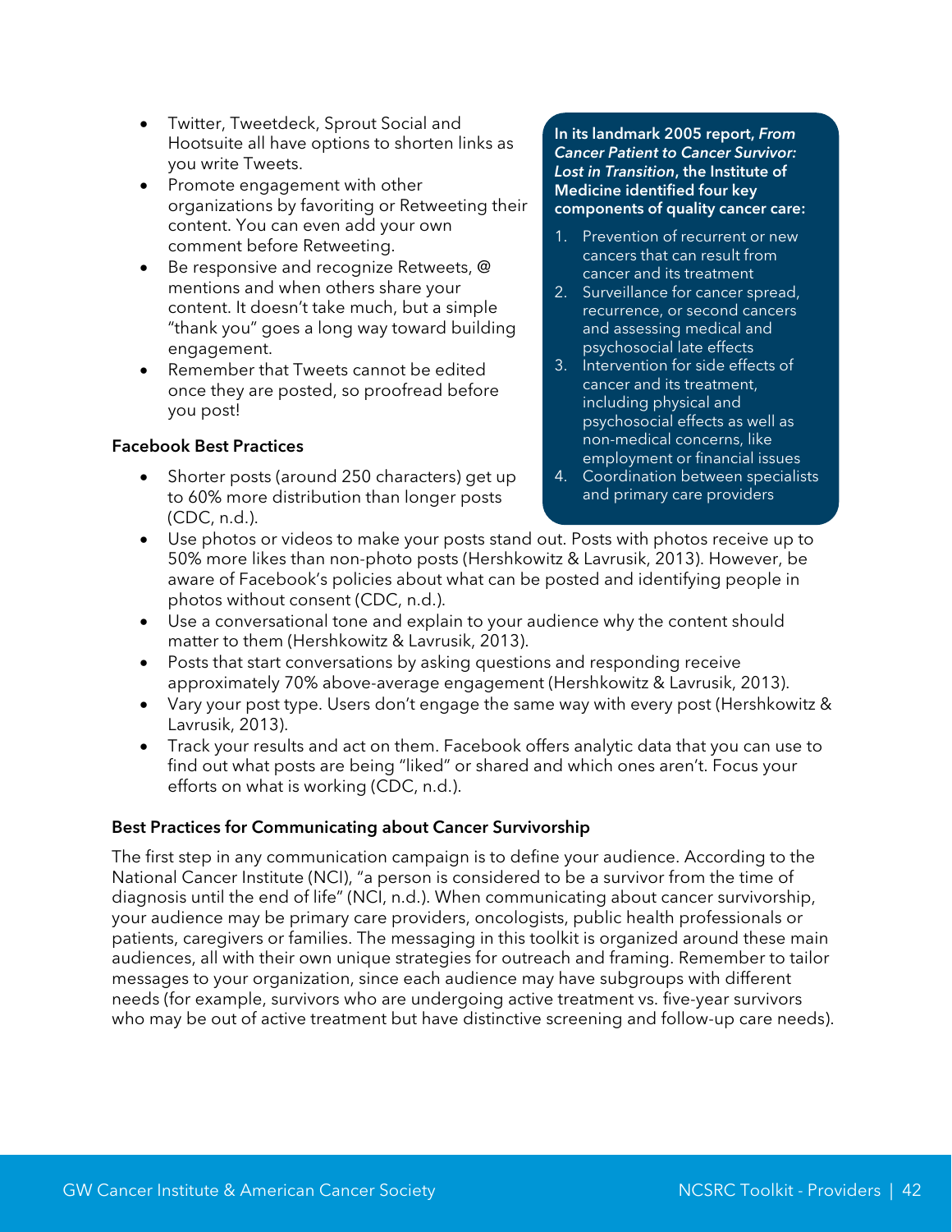- Twitter, Tweetdeck, Sprout Social and Hootsuite all have options to shorten links as you write Tweets.
- Promote engagement with other organizations by favoriting or Retweeting their content. You can even add your own comment before Retweeting.
- Be responsive and recognize Retweets, @ mentions and when others share your content. It doesn't take much, but a simple "thank you" goes a long way toward building engagement.
- Remember that Tweets cannot be edited once they are posted, so proofread before you post!

**In its landmark 2005 report, *From Cancer Patient to Cancer Survivor: Lost in Transition*, the Institute of Medicine identified four key components of quality cancer care:**

1. Prevention of recurrent or new cancers that can result from cancer and its treatment
2. Surveillance for cancer spread, recurrence, or second cancers and assessing medical and psychosocial late effects
3. Intervention for side effects of cancer and its treatment, including physical and psychosocial effects as well as non-medical concerns, like employment or financial issues
4. Coordination between specialists and primary care providers

### Facebook Best Practices

- Shorter posts (around 250 characters) get up to 60% more distribution than longer posts (CDC, n.d.).
- Use photos or videos to make your posts stand out. Posts with photos receive up to 50% more likes than non-photo posts (Hershkowitz & Lavrusik, 2013). However, be aware of Facebook's policies about what can be posted and identifying people in photos without consent (CDC, n.d.).
- Use a conversational tone and explain to your audience why the content should matter to them (Hershkowitz & Lavrusik, 2013).
- Posts that start conversations by asking questions and responding receive approximately 70% above-average engagement (Hershkowitz & Lavrusik, 2013).
- Vary your post type. Users don't engage the same way with every post (Hershkowitz & Lavrusik, 2013).
- Track your results and act on them. Facebook offers analytic data that you can use to find out what posts are being "liked" or shared and which ones aren't. Focus your efforts on what is working (CDC, n.d.).

### Best Practices for Communicating about Cancer Survivorship

The first step in any communication campaign is to define your audience. According to the National Cancer Institute (NCI), "a person is considered to be a survivor from the time of diagnosis until the end of life" (NCI, n.d.). When communicating about cancer survivorship, your audience may be primary care providers, oncologists, public health professionals or patients, caregivers or families. The messaging in this toolkit is organized around these main audiences, all with their own unique strategies for outreach and framing. Remember to tailor messages to your organization, since each audience may have subgroups with different needs (for example, survivors who are undergoing active treatment vs. five-year survivors who may be out of active treatment but have distinctive screening and follow-up care needs).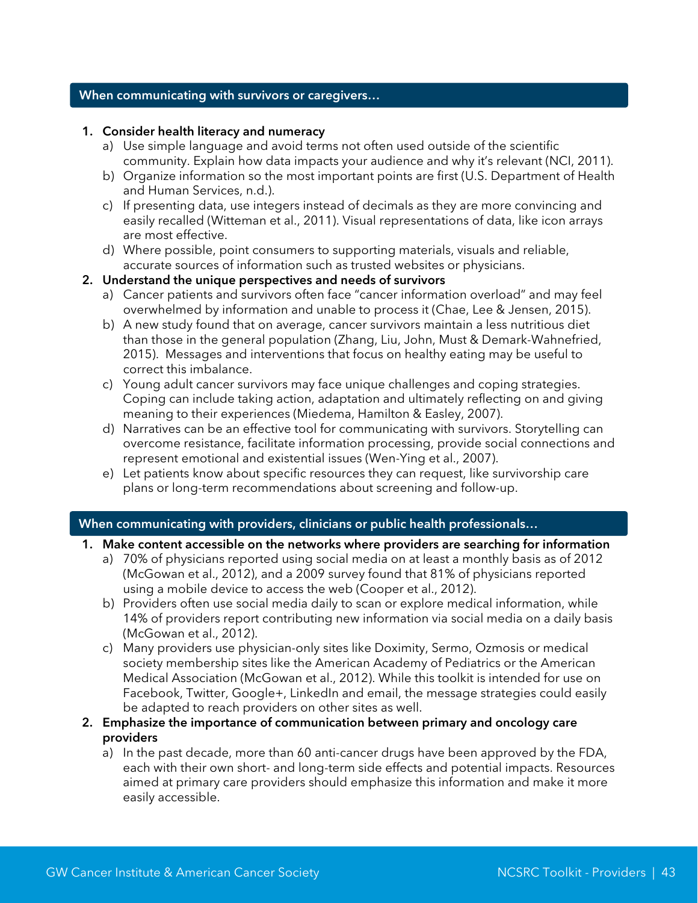## When communicating with survivors or caregivers…

1. **Consider health literacy and numeracy**
   a) Use simple language and avoid terms not often used outside of the scientific community. Explain how data impacts your audience and why it's relevant (NCI, 2011).
   b) Organize information so the most important points are first (U.S. Department of Health and Human Services, n.d.).
   c) If presenting data, use integers instead of decimals as they are more convincing and easily recalled (Witteman et al., 2011). Visual representations of data, like icon arrays are most effective.
   d) Where possible, point consumers to supporting materials, visuals and reliable, accurate sources of information such as trusted websites or physicians.
2. **Understand the unique perspectives and needs of survivors**
   a) Cancer patients and survivors often face "cancer information overload" and may feel overwhelmed by information and unable to process it (Chae, Lee & Jensen, 2015).
   b) A new study found that on average, cancer survivors maintain a less nutritious diet than those in the general population (Zhang, Liu, John, Must & Demark-Wahnefried, 2015). Messages and interventions that focus on healthy eating may be useful to correct this imbalance.
   c) Young adult cancer survivors may face unique challenges and coping strategies. Coping can include taking action, adaptation and ultimately reflecting on and giving meaning to their experiences (Miedema, Hamilton & Easley, 2007).
   d) Narratives can be an effective tool for communicating with survivors. Storytelling can overcome resistance, facilitate information processing, provide social connections and represent emotional and existential issues (Wen-Ying et al., 2007).
   e) Let patients know about specific resources they can request, like survivorship care plans or long-term recommendations about screening and follow-up.

## When communicating with providers, clinicians or public health professionals…

1. **Make content accessible on the networks where providers are searching for information**
   a) 70% of physicians reported using social media on at least a monthly basis as of 2012 (McGowan et al., 2012), and a 2009 survey found that 81% of physicians reported using a mobile device to access the web (Cooper et al., 2012).
   b) Providers often use social media daily to scan or explore medical information, while 14% of providers report contributing new information via social media on a daily basis (McGowan et al., 2012).
   c) Many providers use physician-only sites like Doximity, Sermo, Ozmosis or medical society membership sites like the American Academy of Pediatrics or the American Medical Association (McGowan et al., 2012). While this toolkit is intended for use on Facebook, Twitter, Google+, LinkedIn and email, the message strategies could easily be adapted to reach providers on other sites as well.
2. **Emphasize the importance of communication between primary and oncology care providers**
   a) In the past decade, more than 60 anti-cancer drugs have been approved by the FDA, each with their own short- and long-term side effects and potential impacts. Resources aimed at primary care providers should emphasize this information and make it more easily accessible.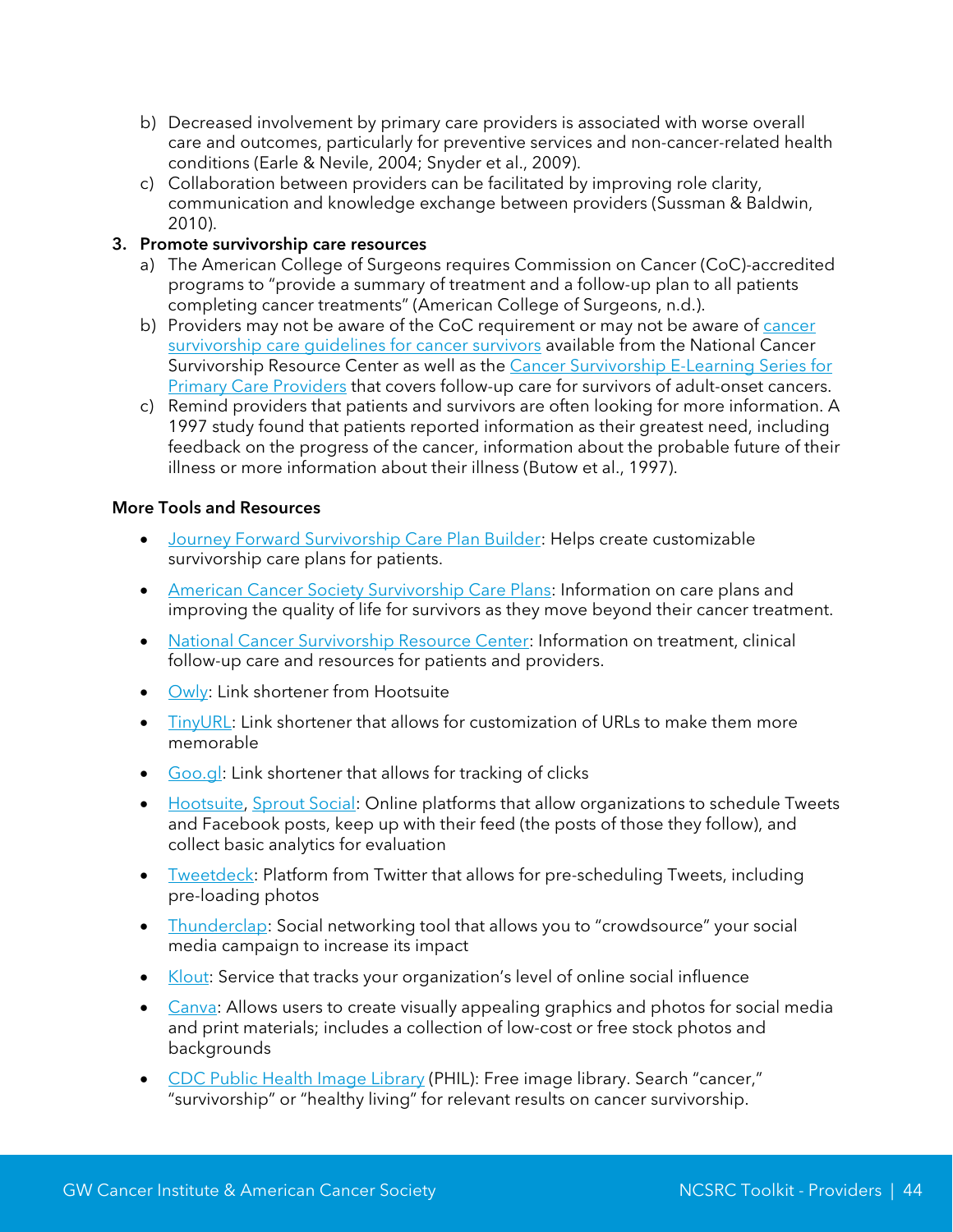b) Decreased involvement by primary care providers is associated with worse overall care and outcomes, particularly for preventive services and non-cancer-related health conditions (Earle & Nevile, 2004; Snyder et al., 2009).

c) Collaboration between providers can be facilitated by improving role clarity, communication and knowledge exchange between providers (Sussman & Baldwin, 2010).

3. **Promote survivorship care resources**

   a) The American College of Surgeons requires Commission on Cancer (CoC)-accredited programs to "provide a summary of treatment and a follow-up plan to all patients completing cancer treatments" (American College of Surgeons, n.d.).

   b) Providers may not be aware of the CoC requirement or may not be aware of cancer survivorship care guidelines for cancer survivors available from the National Cancer Survivorship Resource Center as well as the Cancer Survivorship E-Learning Series for Primary Care Providers that covers follow-up care for survivors of adult-onset cancers.

   c) Remind providers that patients and survivors are often looking for more information. A 1997 study found that patients reported information as their greatest need, including feedback on the progress of the cancer, information about the probable future of their illness or more information about their illness (Butow et al., 1997).

**More Tools and Resources**

- Journey Forward Survivorship Care Plan Builder: Helps create customizable survivorship care plans for patients.
- American Cancer Society Survivorship Care Plans: Information on care plans and improving the quality of life for survivors as they move beyond their cancer treatment.
- National Cancer Survivorship Resource Center: Information on treatment, clinical follow-up care and resources for patients and providers.
- Owly: Link shortener from Hootsuite
- TinyURL: Link shortener that allows for customization of URLs to make them more memorable
- Goo.gl: Link shortener that allows for tracking of clicks
- Hootsuite, Sprout Social: Online platforms that allow organizations to schedule Tweets and Facebook posts, keep up with their feed (the posts of those they follow), and collect basic analytics for evaluation
- Tweetdeck: Platform from Twitter that allows for pre-scheduling Tweets, including pre-loading photos
- Thunderclap: Social networking tool that allows you to "crowdsource" your social media campaign to increase its impact
- Klout: Service that tracks your organization's level of online social influence
- Canva: Allows users to create visually appealing graphics and photos for social media and print materials; includes a collection of low-cost or free stock photos and backgrounds
- CDC Public Health Image Library (PHIL): Free image library. Search "cancer," "survivorship" or "healthy living" for relevant results on cancer survivorship.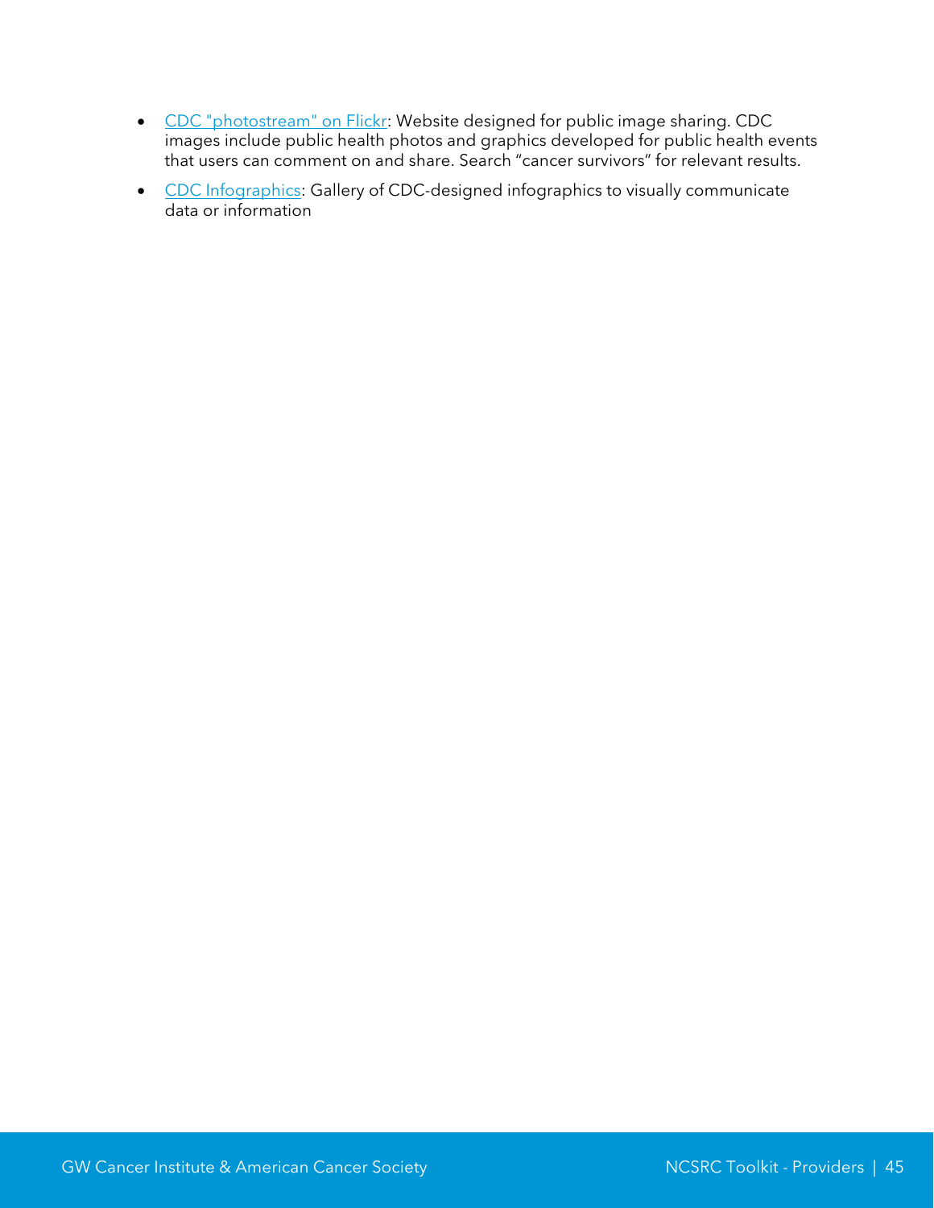- [CDC "photostream" on Flickr](): Website designed for public image sharing. CDC images include public health photos and graphics developed for public health events that users can comment on and share. Search "cancer survivors" for relevant results.
- [CDC Infographics](): Gallery of CDC-designed infographics to visually communicate data or information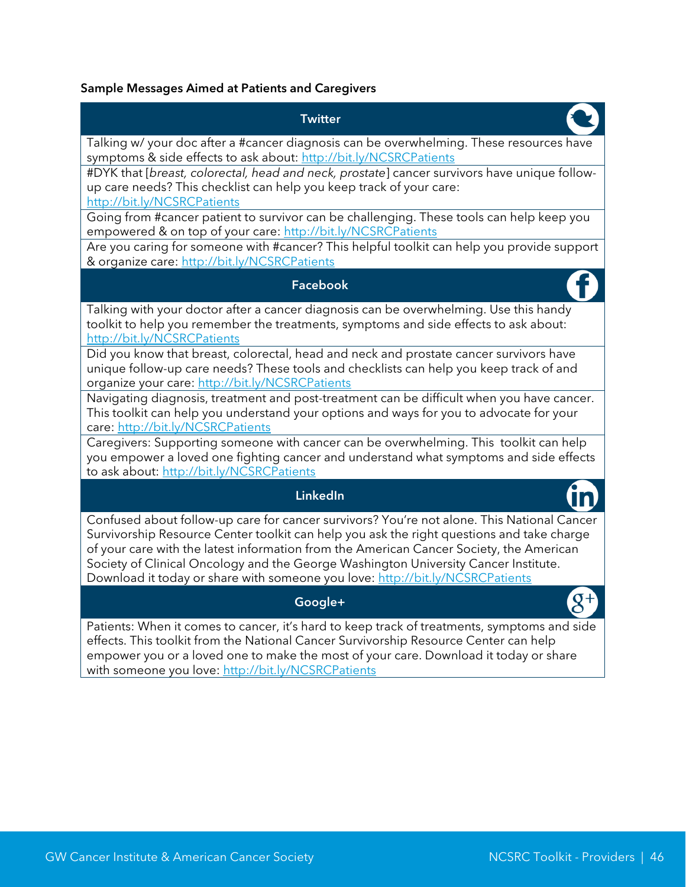**Sample Messages Aimed at Patients and Caregivers**

| Twitter |
| --- |
| Talking w/ your doc after a #cancer diagnosis can be overwhelming. These resources have symptoms & side effects to ask about: http://bit.ly/NCSRCPatients |
| #DYK that [*breast, colorectal, head and neck, prostate*] cancer survivors have unique follow-up care needs? This checklist can help you keep track of your care: http://bit.ly/NCSRCPatients |
| Going from #cancer patient to survivor can be challenging. These tools can help keep you empowered & on top of your care: http://bit.ly/NCSRCPatients |
| Are you caring for someone with #cancer? This helpful toolkit can help you provide support & organize care: http://bit.ly/NCSRCPatients |
| **Facebook** |
| Talking with your doctor after a cancer diagnosis can be overwhelming. Use this handy toolkit to help you remember the treatments, symptoms and side effects to ask about: http://bit.ly/NCSRCPatients |
| Did you know that breast, colorectal, head and neck and prostate cancer survivors have unique follow-up care needs? These tools and checklists can help you keep track of and organize your care: http://bit.ly/NCSRCPatients |
| Navigating diagnosis, treatment and post-treatment can be difficult when you have cancer. This toolkit can help you understand your options and ways for you to advocate for your care: http://bit.ly/NCSRCPatients |
| Caregivers: Supporting someone with cancer can be overwhelming. This toolkit can help you empower a loved one fighting cancer and understand what symptoms and side effects to ask about: http://bit.ly/NCSRCPatients |
| **LinkedIn** |
| Confused about follow-up care for cancer survivors? You're not alone. This National Cancer Survivorship Resource Center toolkit can help you ask the right questions and take charge of your care with the latest information from the American Cancer Society, the American Society of Clinical Oncology and the George Washington University Cancer Institute. Download it today or share with someone you love: http://bit.ly/NCSRCPatients |
| **Google+** |
| Patients: When it comes to cancer, it's hard to keep track of treatments, symptoms and side effects. This toolkit from the National Cancer Survivorship Resource Center can help empower you or a loved one to make the most of your care. Download it today or share with someone you love: http://bit.ly/NCSRCPatients |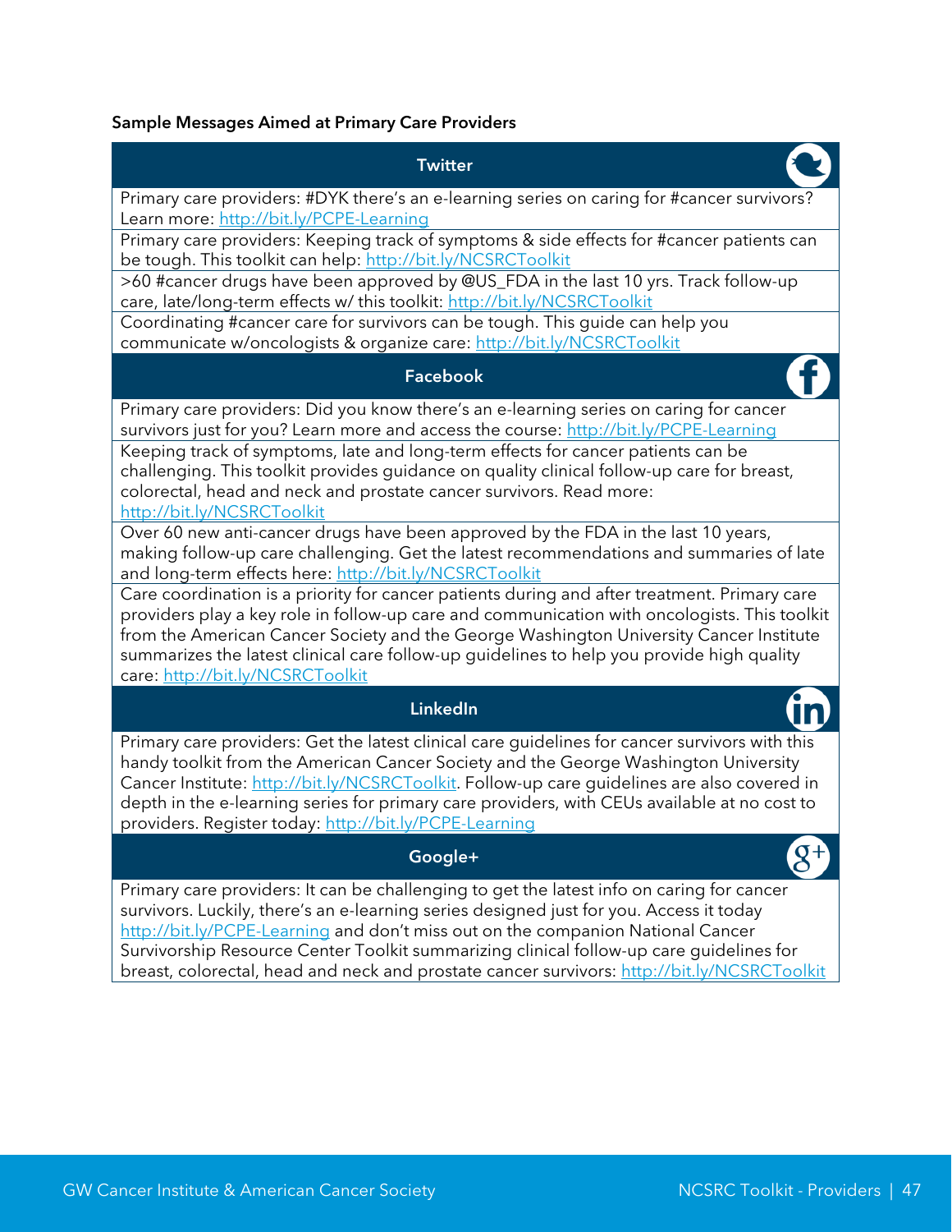**Sample Messages Aimed at Primary Care Providers**

| Twitter |
| --- |
| Primary care providers: #DYK there's an e-learning series on caring for #cancer survivors? Learn more: http://bit.ly/PCPE-Learning |
| Primary care providers: Keeping track of symptoms & side effects for #cancer patients can be tough. This toolkit can help: http://bit.ly/NCSRCToolkit |
| >60 #cancer drugs have been approved by @US_FDA in the last 10 yrs. Track follow-up care, late/long-term effects w/ this toolkit: http://bit.ly/NCSRCToolkit |
| Coordinating #cancer care for survivors can be tough. This guide can help you communicate w/oncologists & organize care: http://bit.ly/NCSRCToolkit |
| **Facebook** |
| Primary care providers: Did you know there's an e-learning series on caring for cancer survivors just for you? Learn more and access the course: http://bit.ly/PCPE-Learning |
| Keeping track of symptoms, late and long-term effects for cancer patients can be challenging. This toolkit provides guidance on quality clinical follow-up care for breast, colorectal, head and neck and prostate cancer survivors. Read more: http://bit.ly/NCSRCToolkit |
| Over 60 new anti-cancer drugs have been approved by the FDA in the last 10 years, making follow-up care challenging. Get the latest recommendations and summaries of late and long-term effects here: http://bit.ly/NCSRCToolkit |
| Care coordination is a priority for cancer patients during and after treatment. Primary care providers play a key role in follow-up care and communication with oncologists. This toolkit from the American Cancer Society and the George Washington University Cancer Institute summarizes the latest clinical care follow-up guidelines to help you provide high quality care: http://bit.ly/NCSRCToolkit |
| **LinkedIn** |
| Primary care providers: Get the latest clinical care guidelines for cancer survivors with this handy toolkit from the American Cancer Society and the George Washington University Cancer Institute: http://bit.ly/NCSRCToolkit. Follow-up care guidelines are also covered in depth in the e-learning series for primary care providers, with CEUs available at no cost to providers. Register today: http://bit.ly/PCPE-Learning |
| **Google+** |
| Primary care providers: It can be challenging to get the latest info on caring for cancer survivors. Luckily, there's an e-learning series designed just for you. Access it today http://bit.ly/PCPE-Learning and don't miss out on the companion National Cancer Survivorship Resource Center Toolkit summarizing clinical follow-up care guidelines for breast, colorectal, head and neck and prostate cancer survivors: http://bit.ly/NCSRCToolkit |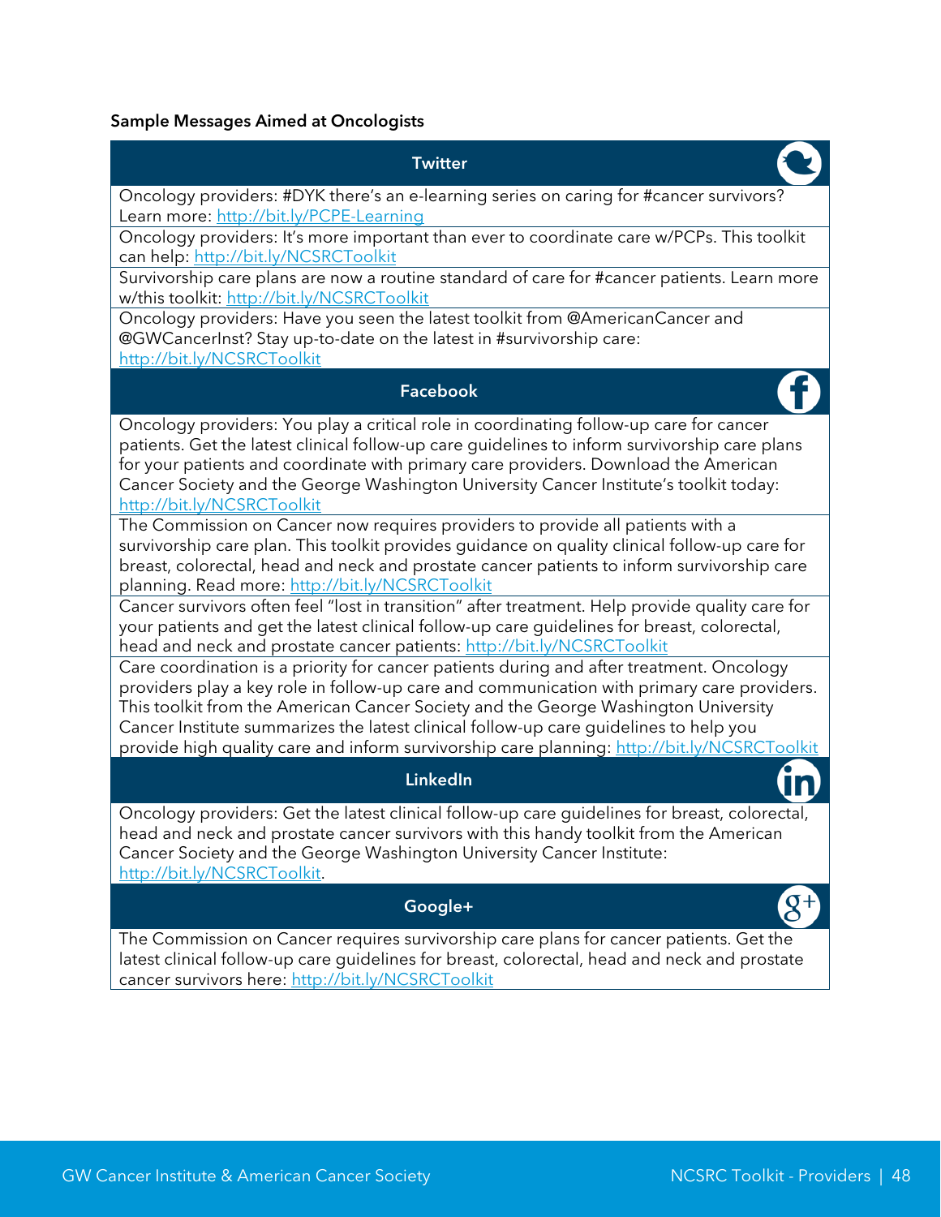**Sample Messages Aimed at Oncologists**

| Twitter |
|---|
| Oncology providers: #DYK there's an e-learning series on caring for #cancer survivors? Learn more: http://bit.ly/PCPE-Learning |
| Oncology providers: It's more important than ever to coordinate care w/PCPs. This toolkit can help: http://bit.ly/NCSRCToolkit |
| Survivorship care plans are now a routine standard of care for #cancer patients. Learn more w/this toolkit: http://bit.ly/NCSRCToolkit |
| Oncology providers: Have you seen the latest toolkit from @AmericanCancer and @GWCancerInst? Stay up-to-date on the latest in #survivorship care: http://bit.ly/NCSRCToolkit |
| **Facebook** |
| Oncology providers: You play a critical role in coordinating follow-up care for cancer patients. Get the latest clinical follow-up care guidelines to inform survivorship care plans for your patients and coordinate with primary care providers. Download the American Cancer Society and the George Washington University Cancer Institute's toolkit today: http://bit.ly/NCSRCToolkit |
| The Commission on Cancer now requires providers to provide all patients with a survivorship care plan. This toolkit provides guidance on quality clinical follow-up care for breast, colorectal, head and neck and prostate cancer patients to inform survivorship care planning. Read more: http://bit.ly/NCSRCToolkit |
| Cancer survivors often feel "lost in transition" after treatment. Help provide quality care for your patients and get the latest clinical follow-up care guidelines for breast, colorectal, head and neck and prostate cancer patients: http://bit.ly/NCSRCToolkit |
| Care coordination is a priority for cancer patients during and after treatment. Oncology providers play a key role in follow-up care and communication with primary care providers. This toolkit from the American Cancer Society and the George Washington University Cancer Institute summarizes the latest clinical follow-up care guidelines to help you provide high quality care and inform survivorship care planning: http://bit.ly/NCSRCToolkit |
| **LinkedIn** |
| Oncology providers: Get the latest clinical follow-up care guidelines for breast, colorectal, head and neck and prostate cancer survivors with this handy toolkit from the American Cancer Society and the George Washington University Cancer Institute: http://bit.ly/NCSRCToolkit. |
| **Google+** |
| The Commission on Cancer requires survivorship care plans for cancer patients. Get the latest clinical follow-up care guidelines for breast, colorectal, head and neck and prostate cancer survivors here: http://bit.ly/NCSRCToolkit |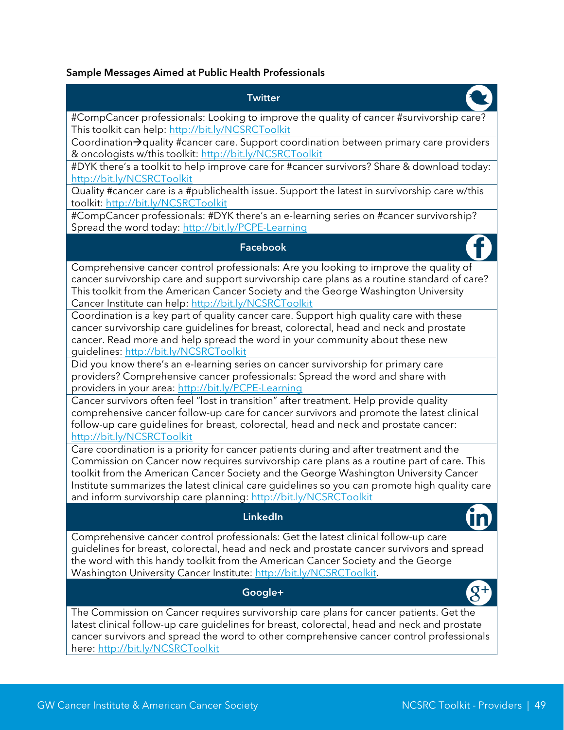**Sample Messages Aimed at Public Health Professionals**

| Twitter |
|---|
| #CompCancer professionals: Looking to improve the quality of cancer #survivorship care? This toolkit can help: http://bit.ly/NCSRCToolkit |
| Coordination→quality #cancer care. Support coordination between primary care providers & oncologists w/this toolkit: http://bit.ly/NCSRCToolkit |
| #DYK there's a toolkit to help improve care for #cancer survivors? Share & download today: http://bit.ly/NCSRCToolkit |
| Quality #cancer care is a #publichealth issue. Support the latest in survivorship care w/this toolkit: http://bit.ly/NCSRCToolkit |
| #CompCancer professionals: #DYK there's an e-learning series on #cancer survivorship? Spread the word today: http://bit.ly/PCPE-Learning |

| Facebook |
|---|
| Comprehensive cancer control professionals: Are you looking to improve the quality of cancer survivorship care and support survivorship care plans as a routine standard of care? This toolkit from the American Cancer Society and the George Washington University Cancer Institute can help: http://bit.ly/NCSRCToolkit |
| Coordination is a key part of quality cancer care. Support high quality care with these cancer survivorship care guidelines for breast, colorectal, head and neck and prostate cancer. Read more and help spread the word in your community about these new guidelines: http://bit.ly/NCSRCToolkit |
| Did you know there's an e-learning series on cancer survivorship for primary care providers? Comprehensive cancer professionals: Spread the word and share with providers in your area: http://bit.ly/PCPE-Learning |
| Cancer survivors often feel "lost in transition" after treatment. Help provide quality comprehensive cancer follow-up care for cancer survivors and promote the latest clinical follow-up care guidelines for breast, colorectal, head and neck and prostate cancer: http://bit.ly/NCSRCToolkit |
| Care coordination is a priority for cancer patients during and after treatment and the Commission on Cancer now requires survivorship care plans as a routine part of care. This toolkit from the American Cancer Society and the George Washington University Cancer Institute summarizes the latest clinical care guidelines so you can promote high quality care and inform survivorship care planning: http://bit.ly/NCSRCToolkit |

| LinkedIn |
|---|
| Comprehensive cancer control professionals: Get the latest clinical follow-up care guidelines for breast, colorectal, head and neck and prostate cancer survivors and spread the word with this handy toolkit from the American Cancer Society and the George Washington University Cancer Institute: http://bit.ly/NCSRCToolkit. |

| Google+ |
|---|
| The Commission on Cancer requires survivorship care plans for cancer patients. Get the latest clinical follow-up care guidelines for breast, colorectal, head and neck and prostate cancer survivors and spread the word to other comprehensive cancer control professionals here: http://bit.ly/NCSRCToolkit |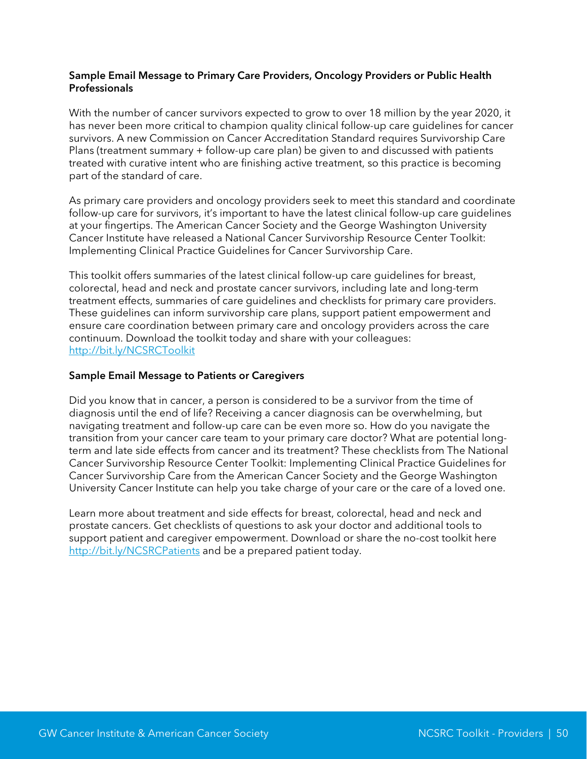**Sample Email Message to Primary Care Providers, Oncology Providers or Public Health Professionals**

With the number of cancer survivors expected to grow to over 18 million by the year 2020, it has never been more critical to champion quality clinical follow-up care guidelines for cancer survivors. A new Commission on Cancer Accreditation Standard requires Survivorship Care Plans (treatment summary + follow-up care plan) be given to and discussed with patients treated with curative intent who are finishing active treatment, so this practice is becoming part of the standard of care.

As primary care providers and oncology providers seek to meet this standard and coordinate follow-up care for survivors, it's important to have the latest clinical follow-up care guidelines at your fingertips. The American Cancer Society and the George Washington University Cancer Institute have released a National Cancer Survivorship Resource Center Toolkit: Implementing Clinical Practice Guidelines for Cancer Survivorship Care.

This toolkit offers summaries of the latest clinical follow-up care guidelines for breast, colorectal, head and neck and prostate cancer survivors, including late and long-term treatment effects, summaries of care guidelines and checklists for primary care providers. These guidelines can inform survivorship care plans, support patient empowerment and ensure care coordination between primary care and oncology providers across the care continuum. Download the toolkit today and share with your colleagues: [http://bit.ly/NCSRCToolkit](http://bit.ly/NCSRCToolkit)

**Sample Email Message to Patients or Caregivers**

Did you know that in cancer, a person is considered to be a survivor from the time of diagnosis until the end of life? Receiving a cancer diagnosis can be overwhelming, but navigating treatment and follow-up care can be even more so. How do you navigate the transition from your cancer care team to your primary care doctor? What are potential long-term and late side effects from cancer and its treatment? These checklists from The National Cancer Survivorship Resource Center Toolkit: Implementing Clinical Practice Guidelines for Cancer Survivorship Care from the American Cancer Society and the George Washington University Cancer Institute can help you take charge of your care or the care of a loved one.

Learn more about treatment and side effects for breast, colorectal, head and neck and prostate cancers. Get checklists of questions to ask your doctor and additional tools to support patient and caregiver empowerment. Download or share the no-cost toolkit here [http://bit.ly/NCSRCPatients](http://bit.ly/NCSRCPatients) and be a prepared patient today.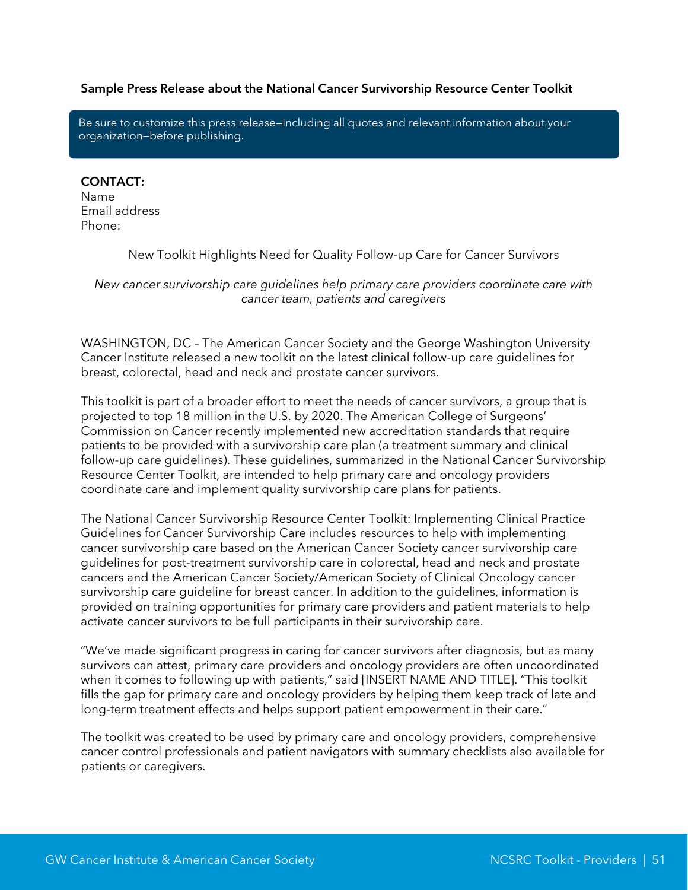### Sample Press Release about the National Cancer Survivorship Resource Center Toolkit

Be sure to customize this press release—including all quotes and relevant information about your organization—before publishing.

**CONTACT:**
Name
Email address
Phone:

New Toolkit Highlights Need for Quality Follow-up Care for Cancer Survivors

*New cancer survivorship care guidelines help primary care providers coordinate care with cancer team, patients and caregivers*

WASHINGTON, DC – The American Cancer Society and the George Washington University Cancer Institute released a new toolkit on the latest clinical follow-up care guidelines for breast, colorectal, head and neck and prostate cancer survivors.

This toolkit is part of a broader effort to meet the needs of cancer survivors, a group that is projected to top 18 million in the U.S. by 2020. The American College of Surgeons' Commission on Cancer recently implemented new accreditation standards that require patients to be provided with a survivorship care plan (a treatment summary and clinical follow-up care guidelines). These guidelines, summarized in the National Cancer Survivorship Resource Center Toolkit, are intended to help primary care and oncology providers coordinate care and implement quality survivorship care plans for patients.

The National Cancer Survivorship Resource Center Toolkit: Implementing Clinical Practice Guidelines for Cancer Survivorship Care includes resources to help with implementing cancer survivorship care based on the American Cancer Society cancer survivorship care guidelines for post-treatment survivorship care in colorectal, head and neck and prostate cancers and the American Cancer Society/American Society of Clinical Oncology cancer survivorship care guideline for breast cancer. In addition to the guidelines, information is provided on training opportunities for primary care providers and patient materials to help activate cancer survivors to be full participants in their survivorship care.

"We've made significant progress in caring for cancer survivors after diagnosis, but as many survivors can attest, primary care providers and oncology providers are often uncoordinated when it comes to following up with patients," said [INSERT NAME AND TITLE]. "This toolkit fills the gap for primary care and oncology providers by helping them keep track of late and long-term treatment effects and helps support patient empowerment in their care."

The toolkit was created to be used by primary care and oncology providers, comprehensive cancer control professionals and patient navigators with summary checklists also available for patients or caregivers.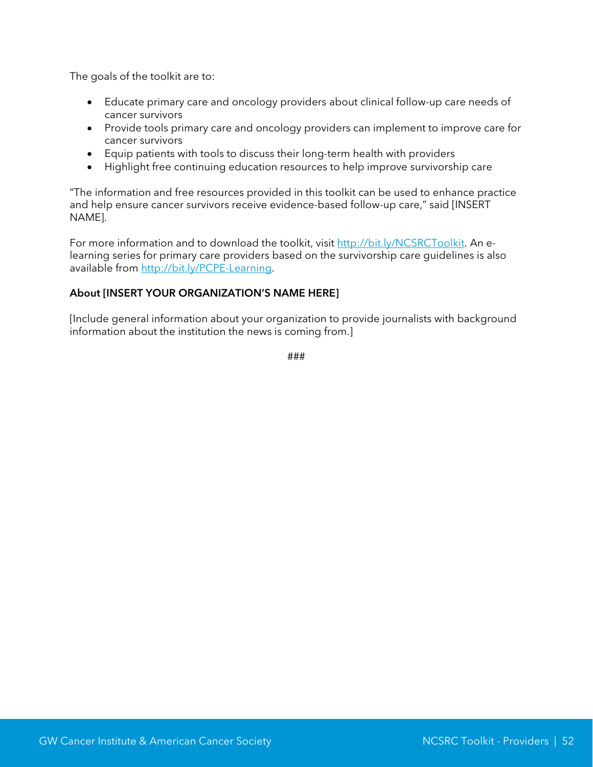The goals of the toolkit are to:

- Educate primary care and oncology providers about clinical follow-up care needs of cancer survivors
- Provide tools primary care and oncology providers can implement to improve care for cancer survivors
- Equip patients with tools to discuss their long-term health with providers
- Highlight free continuing education resources to help improve survivorship care

"The information and free resources provided in this toolkit can be used to enhance practice and help ensure cancer survivors receive evidence-based follow-up care," said [INSERT NAME].

For more information and to download the toolkit, visit [http://bit.ly/NCSRCToolkit](http://bit.ly/NCSRCToolkit). An e-learning series for primary care providers based on the survivorship care guidelines is also available from [http://bit.ly/PCPE-Learning](http://bit.ly/PCPE-Learning).

**About [INSERT YOUR ORGANIZATION'S NAME HERE]**

[Include general information about your organization to provide journalists with background information about the institution the news is coming from.]

###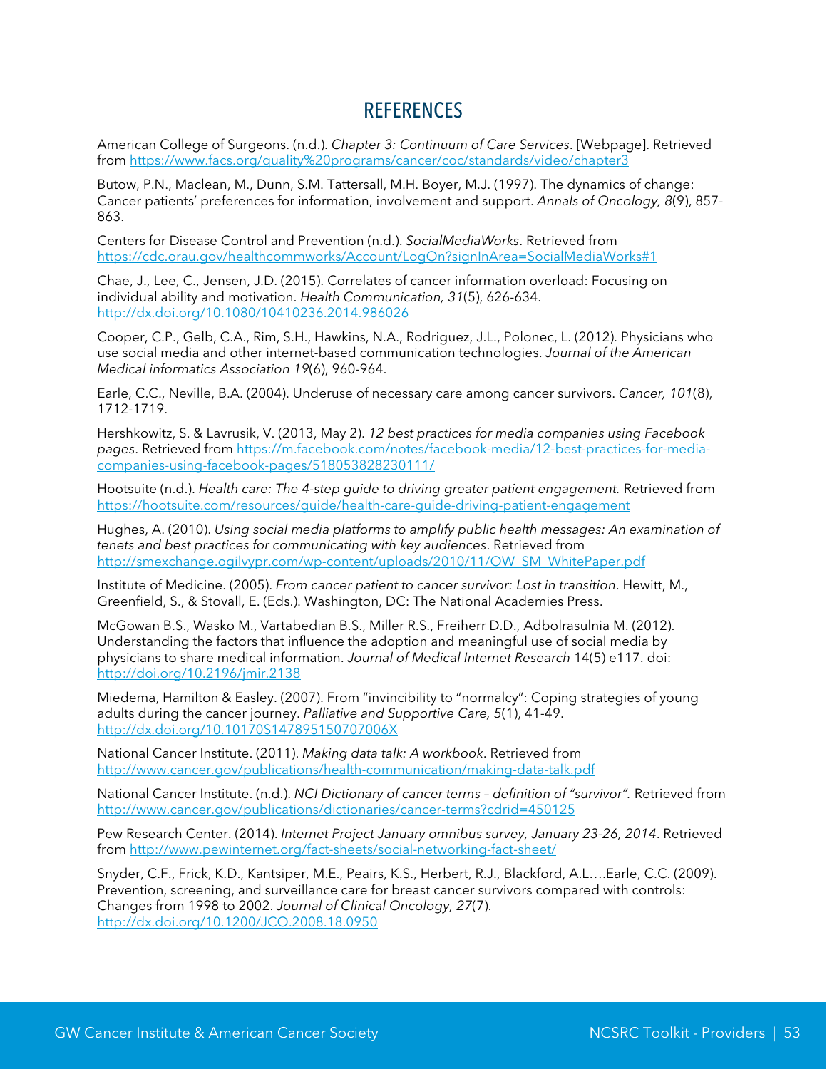# REFERENCES

American College of Surgeons. (n.d.). *Chapter 3: Continuum of Care Services*. [Webpage]. Retrieved from https://www.facs.org/quality%20programs/cancer/coc/standards/video/chapter3

Butow, P.N., Maclean, M., Dunn, S.M. Tattersall, M.H. Boyer, M.J. (1997). The dynamics of change: Cancer patients' preferences for information, involvement and support. *Annals of Oncology, 8*(9), 857-863.

Centers for Disease Control and Prevention (n.d.). *SocialMediaWorks*. Retrieved from https://cdc.orau.gov/healthcommworks/Account/LogOn?signInArea=SocialMediaWorks#1

Chae, J., Lee, C., Jensen, J.D. (2015). Correlates of cancer information overload: Focusing on individual ability and motivation. *Health Communication, 31*(5), 626-634. http://dx.doi.org/10.1080/10410236.2014.986026

Cooper, C.P., Gelb, C.A., Rim, S.H., Hawkins, N.A., Rodriguez, J.L., Polonec, L. (2012). Physicians who use social media and other internet-based communication technologies. *Journal of the American Medical informatics Association 19*(6), 960-964.

Earle, C.C., Neville, B.A. (2004). Underuse of necessary care among cancer survivors. *Cancer, 101*(8), 1712-1719.

Hershkowitz, S. & Lavrusik, V. (2013, May 2). *12 best practices for media companies using Facebook pages*. Retrieved from https://m.facebook.com/notes/facebook-media/12-best-practices-for-media-companies-using-facebook-pages/518053828230111/

Hootsuite (n.d.). *Health care: The 4-step guide to driving greater patient engagement.* Retrieved from https://hootsuite.com/resources/guide/health-care-guide-driving-patient-engagement

Hughes, A. (2010). *Using social media platforms to amplify public health messages: An examination of tenets and best practices for communicating with key audiences*. Retrieved from http://smexchange.ogilvypr.com/wp-content/uploads/2010/11/OW_SM_WhitePaper.pdf

Institute of Medicine. (2005). *From cancer patient to cancer survivor: Lost in transition*. Hewitt, M., Greenfield, S., & Stovall, E. (Eds.). Washington, DC: The National Academies Press.

McGowan B.S., Wasko M., Vartabedian B.S., Miller R.S., Freiherr D.D., Adbolrasulnia M. (2012). Understanding the factors that influence the adoption and meaningful use of social media by physicians to share medical information. *Journal of Medical Internet Research* 14(5) e117. doi: http://doi.org/10.2196/jmir.2138

Miedema, Hamilton & Easley. (2007). From "invincibility to "normalcy": Coping strategies of young adults during the cancer journey. *Palliative and Supportive Care, 5*(1), 41-49. http://dx.doi.org/10.10170S147895150707006X

National Cancer Institute. (2011). *Making data talk: A workbook*. Retrieved from http://www.cancer.gov/publications/health-communication/making-data-talk.pdf

National Cancer Institute. (n.d.). *NCI Dictionary of cancer terms – definition of "survivor".* Retrieved from http://www.cancer.gov/publications/dictionaries/cancer-terms?cdrid=450125

Pew Research Center. (2014). *Internet Project January omnibus survey, January 23-26, 2014*. Retrieved from http://www.pewinternet.org/fact-sheets/social-networking-fact-sheet/

Snyder, C.F., Frick, K.D., Kantsiper, M.E., Peairs, K.S., Herbert, R.J., Blackford, A.L.…Earle, C.C. (2009). Prevention, screening, and surveillance care for breast cancer survivors compared with controls: Changes from 1998 to 2002. *Journal of Clinical Oncology, 27*(7). http://dx.doi.org/10.1200/JCO.2008.18.0950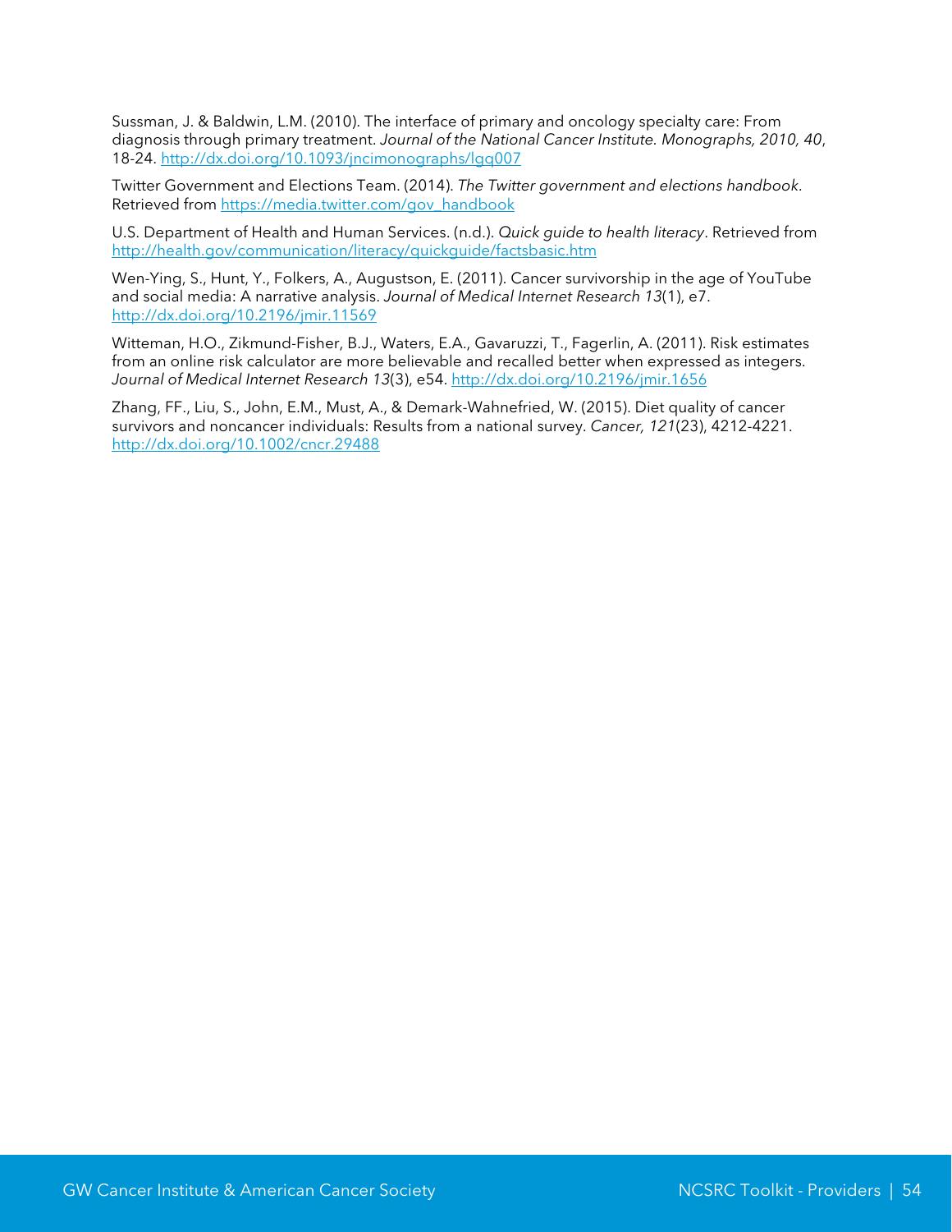Sussman, J. & Baldwin, L.M. (2010). The interface of primary and oncology specialty care: From diagnosis through primary treatment. *Journal of the National Cancer Institute. Monographs, 2010, 40*, 18-24. http://dx.doi.org/10.1093/jncimonographs/lgq007

Twitter Government and Elections Team. (2014). *The Twitter government and elections handbook*. Retrieved from https://media.twitter.com/gov_handbook

U.S. Department of Health and Human Services. (n.d.). *Quick guide to health literacy*. Retrieved from http://health.gov/communication/literacy/quickguide/factsbasic.htm

Wen-Ying, S., Hunt, Y., Folkers, A., Augustson, E. (2011). Cancer survivorship in the age of YouTube and social media: A narrative analysis. *Journal of Medical Internet Research 13*(1), e7. http://dx.doi.org/10.2196/jmir.11569

Witteman, H.O., Zikmund-Fisher, B.J., Waters, E.A., Gavaruzzi, T., Fagerlin, A. (2011). Risk estimates from an online risk calculator are more believable and recalled better when expressed as integers. *Journal of Medical Internet Research 13*(3), e54. http://dx.doi.org/10.2196/jmir.1656

Zhang, FF., Liu, S., John, E.M., Must, A., & Demark-Wahnefried, W. (2015). Diet quality of cancer survivors and noncancer individuals: Results from a national survey. *Cancer, 121*(23), 4212-4221. http://dx.doi.org/10.1002/cncr.29488